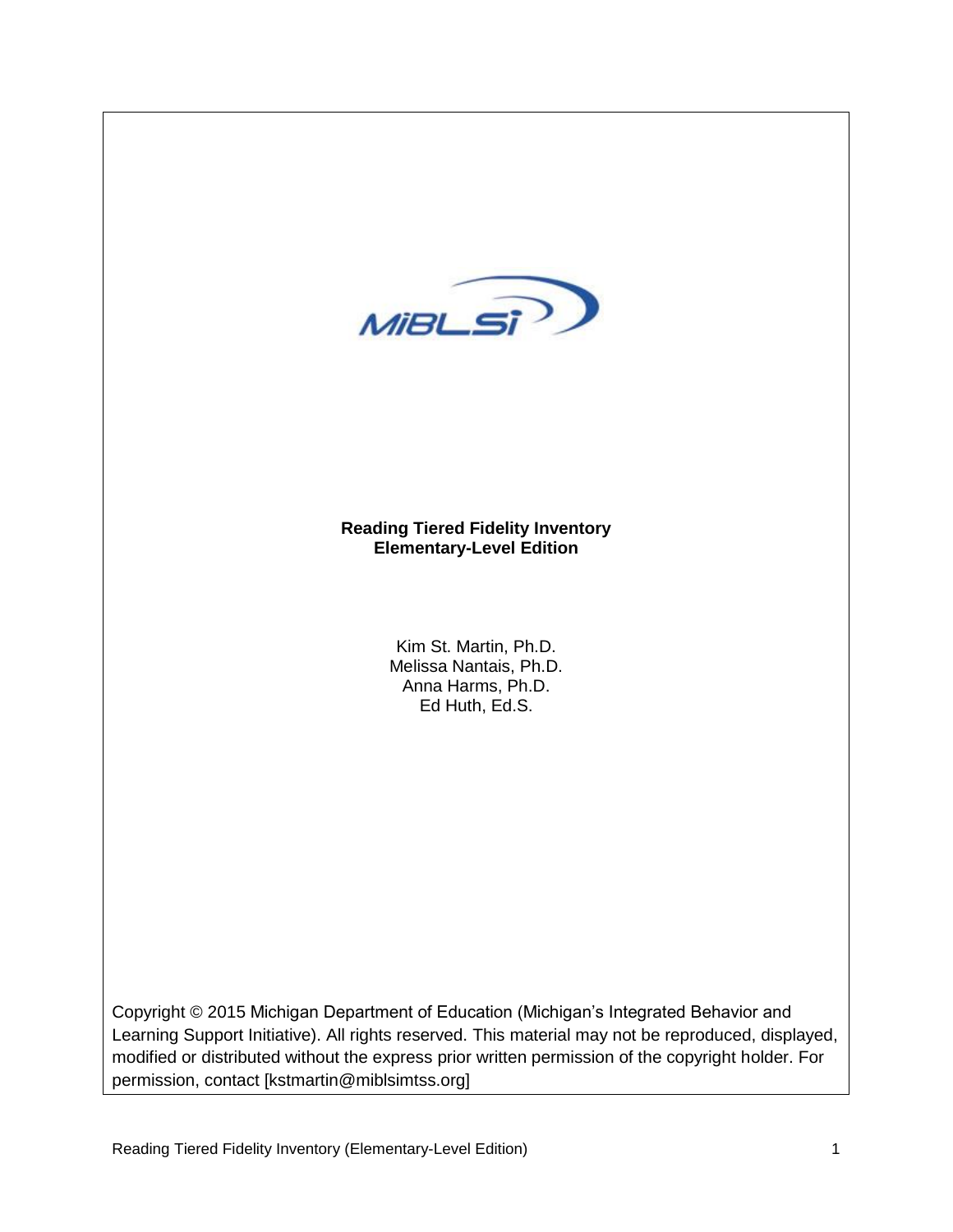MiBLSi

# Reading Tiered Fidelity Inventory
## Elementary-Level Edition

Kim St. Martin, Ph.D.
Melissa Nantais, Ph.D.
Anna Harms, Ph.D.
Ed Huth, Ed.S.

Copyright © 2015 Michigan Department of Education (Michigan's Integrated Behavior and Learning Support Initiative). All rights reserved. This material may not be reproduced, displayed, modified or distributed without the express prior written permission of the copyright holder. For permission, contact [kstmartin@miblsimtss.org]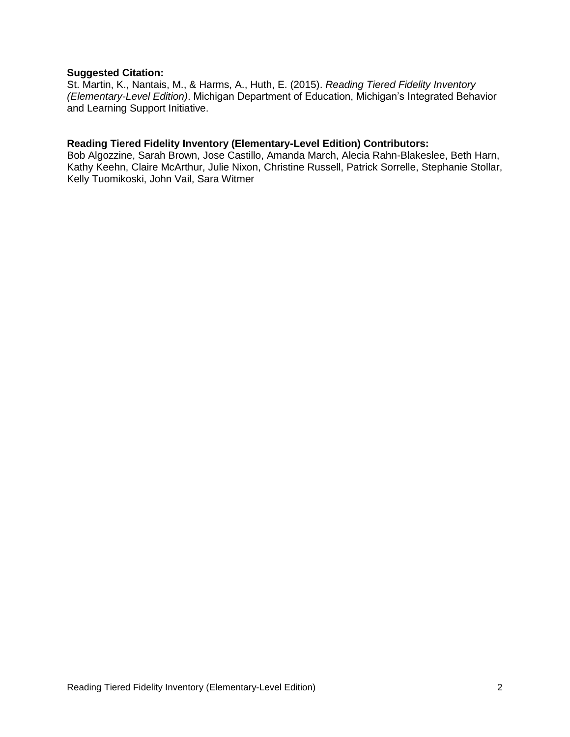**Suggested Citation:**
St. Martin, K., Nantais, M., & Harms, A., Huth, E. (2015). *Reading Tiered Fidelity Inventory (Elementary-Level Edition)*. Michigan Department of Education, Michigan's Integrated Behavior and Learning Support Initiative.

**Reading Tiered Fidelity Inventory (Elementary-Level Edition) Contributors:**
Bob Algozzine, Sarah Brown, Jose Castillo, Amanda March, Alecia Rahn-Blakeslee, Beth Harn, Kathy Keehn, Claire McArthur, Julie Nixon, Christine Russell, Patrick Sorrelle, Stephanie Stollar, Kelly Tuomikoski, John Vail, Sara Witmer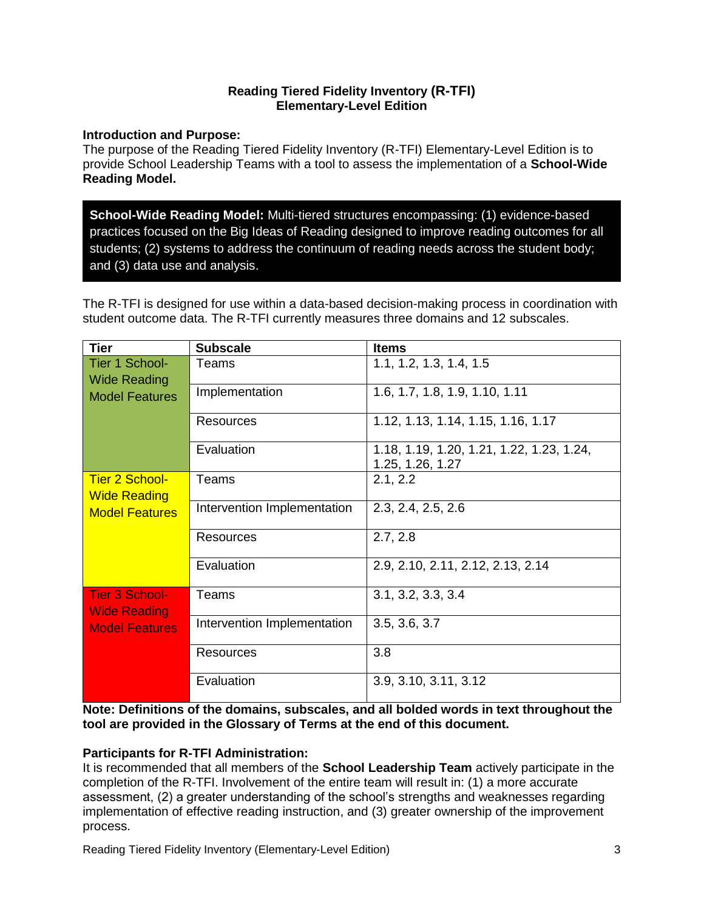# Reading Tiered Fidelity Inventory (R-TFI)
## Elementary-Level Edition

**Introduction and Purpose:**
The purpose of the Reading Tiered Fidelity Inventory (R-TFI) Elementary-Level Edition is to provide School Leadership Teams with a tool to assess the implementation of a **School-Wide Reading Model.**

**School-Wide Reading Model:** Multi-tiered structures encompassing: (1) evidence-based practices focused on the Big Ideas of Reading designed to improve reading outcomes for all students; (2) systems to address the continuum of reading needs across the student body; and (3) data use and analysis.

The R-TFI is designed for use within a data-based decision-making process in coordination with student outcome data. The R-TFI currently measures three domains and 12 subscales.

| Tier | Subscale | Items |
|---|---|---|
| Tier 1 School-Wide Reading Model Features | Teams | 1.1, 1.2, 1.3, 1.4, 1.5 |
| | Implementation | 1.6, 1.7, 1.8, 1.9, 1.10, 1.11 |
| | Resources | 1.12, 1.13, 1.14, 1.15, 1.16, 1.17 |
| | Evaluation | 1.18, 1.19, 1.20, 1.21, 1.22, 1.23, 1.24, 1.25, 1.26, 1.27 |
| Tier 2 School-Wide Reading Model Features | Teams | 2.1, 2.2 |
| | Intervention Implementation | 2.3, 2.4, 2.5, 2.6 |
| | Resources | 2.7, 2.8 |
| | Evaluation | 2.9, 2.10, 2.11, 2.12, 2.13, 2.14 |
| Tier 3 School-Wide Reading Model Features | Teams | 3.1, 3.2, 3.3, 3.4 |
| | Intervention Implementation | 3.5, 3.6, 3.7 |
| | Resources | 3.8 |
| | Evaluation | 3.9, 3.10, 3.11, 3.12 |

**Note: Definitions of the domains, subscales, and all bolded words in text throughout the tool are provided in the Glossary of Terms at the end of this document.**

**Participants for R-TFI Administration:**
It is recommended that all members of the **School Leadership Team** actively participate in the completion of the R-TFI. Involvement of the entire team will result in: (1) a more accurate assessment, (2) a greater understanding of the school's strengths and weaknesses regarding implementation of effective reading instruction, and (3) greater ownership of the improvement process.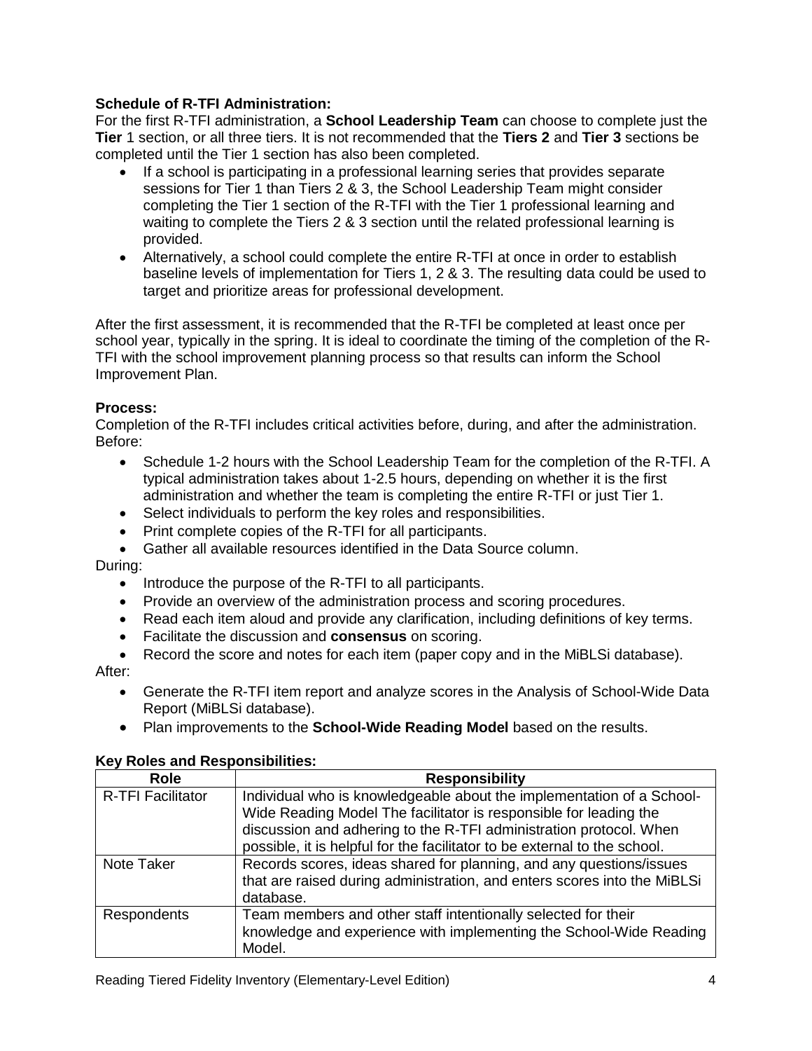**Schedule of R-TFI Administration:**
For the first R-TFI administration, a **School Leadership Team** can choose to complete just the **Tier** 1 section, or all three tiers. It is not recommended that the **Tiers 2** and **Tier 3** sections be completed until the Tier 1 section has also been completed.

- If a school is participating in a professional learning series that provides separate sessions for Tier 1 than Tiers 2 & 3, the School Leadership Team might consider completing the Tier 1 section of the R-TFI with the Tier 1 professional learning and waiting to complete the Tiers 2 & 3 section until the related professional learning is provided.
- Alternatively, a school could complete the entire R-TFI at once in order to establish baseline levels of implementation for Tiers 1, 2 & 3. The resulting data could be used to target and prioritize areas for professional development.

After the first assessment, it is recommended that the R-TFI be completed at least once per school year, typically in the spring. It is ideal to coordinate the timing of the completion of the R-TFI with the school improvement planning process so that results can inform the School Improvement Plan.

**Process:**
Completion of the R-TFI includes critical activities before, during, and after the administration.
Before:

- Schedule 1-2 hours with the School Leadership Team for the completion of the R-TFI. A typical administration takes about 1-2.5 hours, depending on whether it is the first administration and whether the team is completing the entire R-TFI or just Tier 1.
- Select individuals to perform the key roles and responsibilities.
- Print complete copies of the R-TFI for all participants.
- Gather all available resources identified in the Data Source column.

During:

- Introduce the purpose of the R-TFI to all participants.
- Provide an overview of the administration process and scoring procedures.
- Read each item aloud and provide any clarification, including definitions of key terms.
- Facilitate the discussion and **consensus** on scoring.
- Record the score and notes for each item (paper copy and in the MiBLSi database).

After:

- Generate the R-TFI item report and analyze scores in the Analysis of School-Wide Data Report (MiBLSi database).
- Plan improvements to the **School-Wide Reading Model** based on the results.

**Key Roles and Responsibilities:**

| Role | Responsibility |
|---|---|
| R-TFI Facilitator | Individual who is knowledgeable about the implementation of a School-Wide Reading Model The facilitator is responsible for leading the discussion and adhering to the R-TFI administration protocol. When possible, it is helpful for the facilitator to be external to the school. |
| Note Taker | Records scores, ideas shared for planning, and any questions/issues that are raised during administration, and enters scores into the MiBLSi database. |
| Respondents | Team members and other staff intentionally selected for their knowledge and experience with implementing the School-Wide Reading Model. |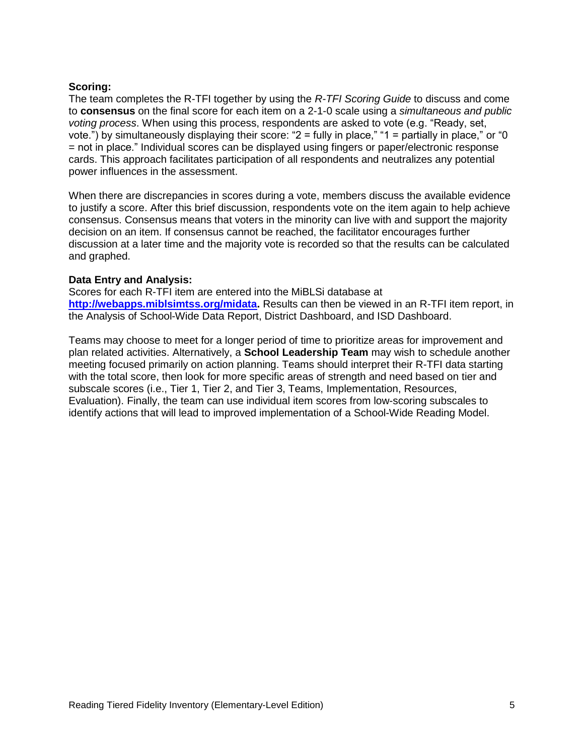**Scoring:**
The team completes the R-TFI together by using the *R-TFI Scoring Guide* to discuss and come to **consensus** on the final score for each item on a 2-1-0 scale using a *simultaneous and public voting process*. When using this process, respondents are asked to vote (e.g. "Ready, set, vote.") by simultaneously displaying their score: "2 = fully in place," "1 = partially in place," or "0 = not in place." Individual scores can be displayed using fingers or paper/electronic response cards. This approach facilitates participation of all respondents and neutralizes any potential power influences in the assessment.

When there are discrepancies in scores during a vote, members discuss the available evidence to justify a score. After this brief discussion, respondents vote on the item again to help achieve consensus. Consensus means that voters in the minority can live with and support the majority decision on an item. If consensus cannot be reached, the facilitator encourages further discussion at a later time and the majority vote is recorded so that the results can be calculated and graphed.

**Data Entry and Analysis:**
Scores for each R-TFI item are entered into the MiBLSi database at **[http://webapps.miblsimtss.org/midata](http://webapps.miblsimtss.org/midata).** Results can then be viewed in an R-TFI item report, in the Analysis of School-Wide Data Report, District Dashboard, and ISD Dashboard.

Teams may choose to meet for a longer period of time to prioritize areas for improvement and plan related activities. Alternatively, a **School Leadership Team** may wish to schedule another meeting focused primarily on action planning. Teams should interpret their R-TFI data starting with the total score, then look for more specific areas of strength and need based on tier and subscale scores (i.e., Tier 1, Tier 2, and Tier 3, Teams, Implementation, Resources, Evaluation). Finally, the team can use individual item scores from low-scoring subscales to identify actions that will lead to improved implementation of a School-Wide Reading Model.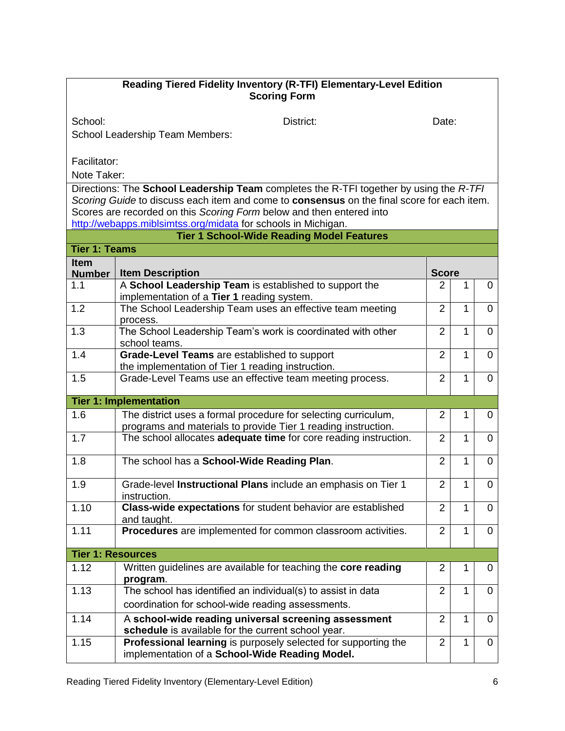## Reading Tiered Fidelity Inventory (R-TFI) Elementary-Level Edition
## Scoring Form

School: District: Date:

School Leadership Team Members:

Facilitator:

Note Taker:

Directions: The **School Leadership Team** completes the R-TFI together by using the *R-TFI Scoring Guide* to discuss each item and come to **consensus** on the final score for each item. Scores are recorded on this *Scoring Form* below and then entered into http://webapps.miblsimtss.org/midata for schools in Michigan.

### Tier 1 School-Wide Reading Model Features

**Tier 1: Teams**

| Item Number | Item Description | Score | | |
|---|---|---|---|---|
| 1.1 | A **School Leadership Team** is established to support the implementation of a **Tier 1** reading system. | 2 | 1 | 0 |
| 1.2 | The School Leadership Team uses an effective team meeting process. | 2 | 1 | 0 |
| 1.3 | The School Leadership Team's work is coordinated with other school teams. | 2 | 1 | 0 |
| 1.4 | **Grade-Level Teams** are established to support the implementation of Tier 1 reading instruction. | 2 | 1 | 0 |
| 1.5 | Grade-Level Teams use an effective team meeting process. | 2 | 1 | 0 |
| **Tier 1: Implementation** | | | | |
| 1.6 | The district uses a formal procedure for selecting curriculum, programs and materials to provide Tier 1 reading instruction. | 2 | 1 | 0 |
| 1.7 | The school allocates **adequate time** for core reading instruction. | 2 | 1 | 0 |
| 1.8 | The school has a **School-Wide Reading Plan**. | 2 | 1 | 0 |
| 1.9 | Grade-level **Instructional Plans** include an emphasis on Tier 1 instruction. | 2 | 1 | 0 |
| 1.10 | **Class-wide expectations** for student behavior are established and taught. | 2 | 1 | 0 |
| 1.11 | **Procedures** are implemented for common classroom activities. | 2 | 1 | 0 |
| **Tier 1: Resources** | | | | |
| 1.12 | Written guidelines are available for teaching the **core reading program**. | 2 | 1 | 0 |
| 1.13 | The school has identified an individual(s) to assist in data coordination for school-wide reading assessments. | 2 | 1 | 0 |
| 1.14 | A **school-wide reading universal screening assessment schedule** is available for the current school year. | 2 | 1 | 0 |
| 1.15 | **Professional learning** is purposely selected for supporting the implementation of a **School-Wide Reading Model.** | 2 | 1 | 0 |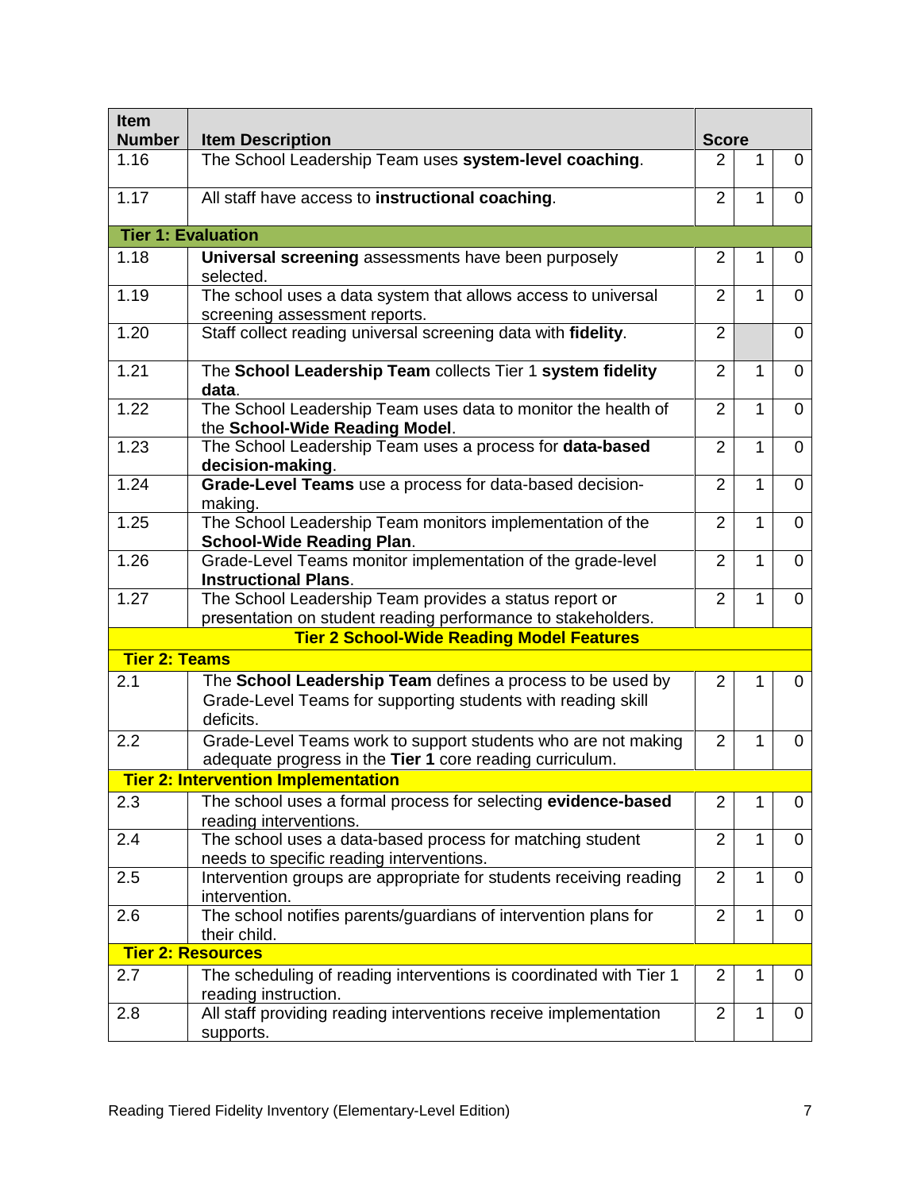| Item Number | Item Description | Score | | |
|---|---|---|---|---|
| 1.16 | The School Leadership Team uses **system-level coaching**. | 2 | 1 | 0 |
| 1.17 | All staff have access to **instructional coaching**. | 2 | 1 | 0 |
| **Tier 1: Evaluation** | | | | |
| 1.18 | **Universal screening** assessments have been purposely selected. | 2 | 1 | 0 |
| 1.19 | The school uses a data system that allows access to universal screening assessment reports. | 2 | 1 | 0 |
| 1.20 | Staff collect reading universal screening data with **fidelity**. | 2 | | 0 |
| 1.21 | The **School Leadership Team** collects Tier 1 **system fidelity data**. | 2 | 1 | 0 |
| 1.22 | The School Leadership Team uses data to monitor the health of the **School-Wide Reading Model**. | 2 | 1 | 0 |
| 1.23 | The School Leadership Team uses a process for **data-based decision-making**. | 2 | 1 | 0 |
| 1.24 | **Grade-Level Teams** use a process for data-based decision-making. | 2 | 1 | 0 |
| 1.25 | The School Leadership Team monitors implementation of the **School-Wide Reading Plan**. | 2 | 1 | 0 |
| 1.26 | Grade-Level Teams monitor implementation of the grade-level **Instructional Plans**. | 2 | 1 | 0 |
| 1.27 | The School Leadership Team provides a status report or presentation on student reading performance to stakeholders. | 2 | 1 | 0 |
| **Tier 2 School-Wide Reading Model Features** | | | | |
| **Tier 2: Teams** | | | | |
| 2.1 | The **School Leadership Team** defines a process to be used by Grade-Level Teams for supporting students with reading skill deficits. | 2 | 1 | 0 |
| 2.2 | Grade-Level Teams work to support students who are not making adequate progress in the **Tier 1** core reading curriculum. | 2 | 1 | 0 |
| **Tier 2: Intervention Implementation** | | | | |
| 2.3 | The school uses a formal process for selecting **evidence-based** reading interventions. | 2 | 1 | 0 |
| 2.4 | The school uses a data-based process for matching student needs to specific reading interventions. | 2 | 1 | 0 |
| 2.5 | Intervention groups are appropriate for students receiving reading intervention. | 2 | 1 | 0 |
| 2.6 | The school notifies parents/guardians of intervention plans for their child. | 2 | 1 | 0 |
| **Tier 2: Resources** | | | | |
| 2.7 | The scheduling of reading interventions is coordinated with Tier 1 reading instruction. | 2 | 1 | 0 |
| 2.8 | All staff providing reading interventions receive implementation supports. | 2 | 1 | 0 |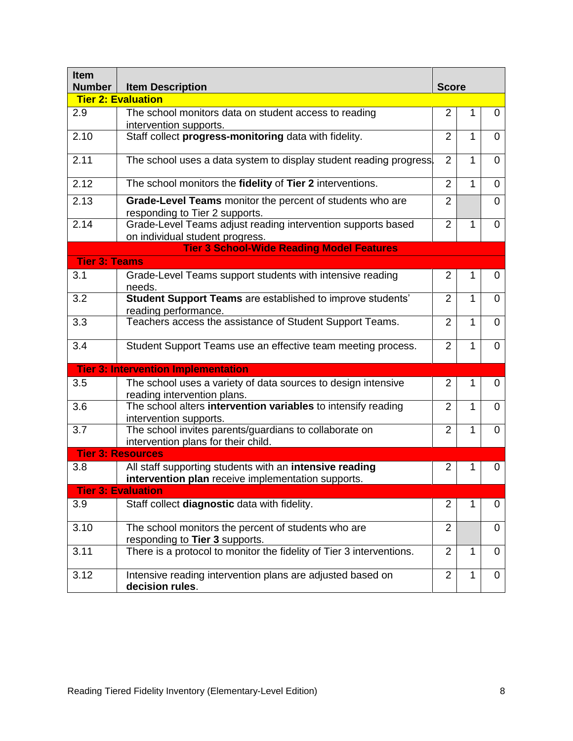| Item Number | Item Description | Score | | |
|---|---|---|---|---|
| **Tier 2: Evaluation** | | | | |
| 2.9 | The school monitors data on student access to reading intervention supports. | 2 | 1 | 0 |
| 2.10 | Staff collect **progress-monitoring** data with fidelity. | 2 | 1 | 0 |
| 2.11 | The school uses a data system to display student reading progress. | 2 | 1 | 0 |
| 2.12 | The school monitors the **fidelity** of **Tier 2** interventions. | 2 | 1 | 0 |
| 2.13 | **Grade-Level Teams** monitor the percent of students who are responding to Tier 2 supports. | 2 | | 0 |
| 2.14 | Grade-Level Teams adjust reading intervention supports based on individual student progress. | 2 | 1 | 0 |
| **Tier 3 School-Wide Reading Model Features** | | | | |
| **Tier 3: Teams** | | | | |
| 3.1 | Grade-Level Teams support students with intensive reading needs. | 2 | 1 | 0 |
| 3.2 | **Student Support Teams** are established to improve students' reading performance. | 2 | 1 | 0 |
| 3.3 | Teachers access the assistance of Student Support Teams. | 2 | 1 | 0 |
| 3.4 | Student Support Teams use an effective team meeting process. | 2 | 1 | 0 |
| **Tier 3: Intervention Implementation** | | | | |
| 3.5 | The school uses a variety of data sources to design intensive reading intervention plans. | 2 | 1 | 0 |
| 3.6 | The school alters **intervention variables** to intensify reading intervention supports. | 2 | 1 | 0 |
| 3.7 | The school invites parents/guardians to collaborate on intervention plans for their child. | 2 | 1 | 0 |
| **Tier 3: Resources** | | | | |
| 3.8 | All staff supporting students with an **intensive reading intervention plan** receive implementation supports. | 2 | 1 | 0 |
| **Tier 3: Evaluation** | | | | |
| 3.9 | Staff collect **diagnostic** data with fidelity. | 2 | 1 | 0 |
| 3.10 | The school monitors the percent of students who are responding to **Tier 3** supports. | 2 | | 0 |
| 3.11 | There is a protocol to monitor the fidelity of Tier 3 interventions. | 2 | 1 | 0 |
| 3.12 | Intensive reading intervention plans are adjusted based on **decision rules**. | 2 | 1 | 0 |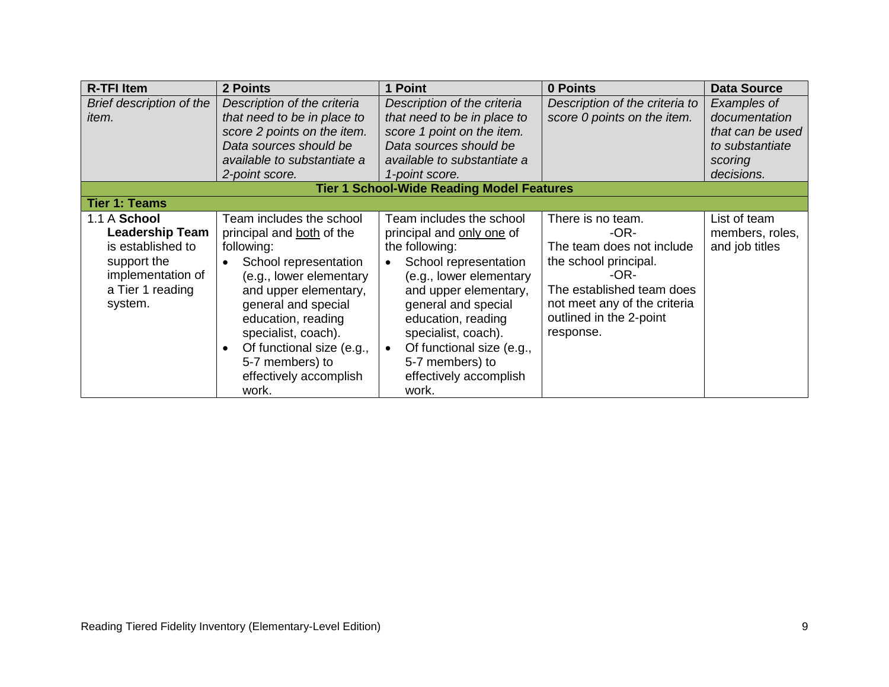| R-TFI Item | 2 Points | 1 Point | 0 Points | Data Source |
|---|---|---|---|---|
| *Brief description of the item.* | *Description of the criteria that need to be in place to score 2 points on the item. Data sources should be available to substantiate a 2-point score.* | *Description of the criteria that need to be in place to score 1 point on the item. Data sources should be available to substantiate a 1-point score.* | *Description of the criteria to score 0 points on the item.* | *Examples of documentation that can be used to substantiate scoring decisions.* |
| **Tier 1 School-Wide Reading Model Features** | | | | |
| **Tier 1: Teams** | | | | |
| 1.1 A **School Leadership Team** is established to support the implementation of a Tier 1 reading system. | Team includes the school principal and <u>both</u> of the following: <br>• School representation (e.g., lower elementary and upper elementary, general and special education, reading specialist, coach). <br>• Of functional size (e.g., 5-7 members) to effectively accomplish work. | Team includes the school principal and <u>only one</u> of the following: <br>• School representation (e.g., lower elementary and upper elementary, general and special education, reading specialist, coach). <br>• Of functional size (e.g., 5-7 members) to effectively accomplish work. | There is no team. <br>-OR- <br>The team does not include the school principal. <br>-OR- <br>The established team does not meet any of the criteria outlined in the 2-point response. | List of team members, roles, and job titles |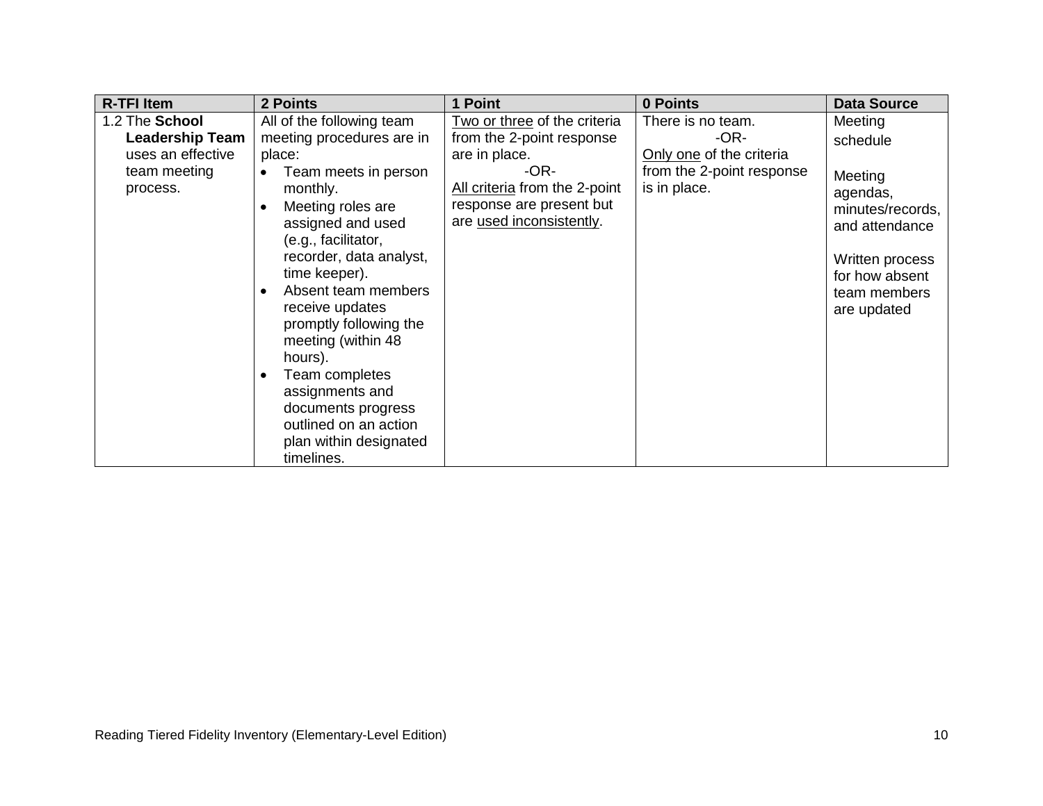| R-TFI Item | 2 Points | 1 Point | 0 Points | Data Source |
|---|---|---|---|---|
| 1.2 The **School Leadership Team** uses an effective team meeting process. | All of the following team meeting procedures are in place:<br>• Team meets in person monthly.<br>• Meeting roles are assigned and used (e.g., facilitator, recorder, data analyst, time keeper).<br>• Absent team members receive updates promptly following the meeting (within 48 hours).<br>• Team completes assignments and documents progress outlined on an action plan within designated timelines. | Two or three of the criteria from the 2-point response are in place.<br>-OR-<br>All criteria from the 2-point response are present but are used inconsistently. | There is no team.<br>-OR-<br>Only one of the criteria from the 2-point response is in place. | Meeting schedule<br><br>Meeting agendas, minutes/records, and attendance<br><br>Written process for how absent team members are updated |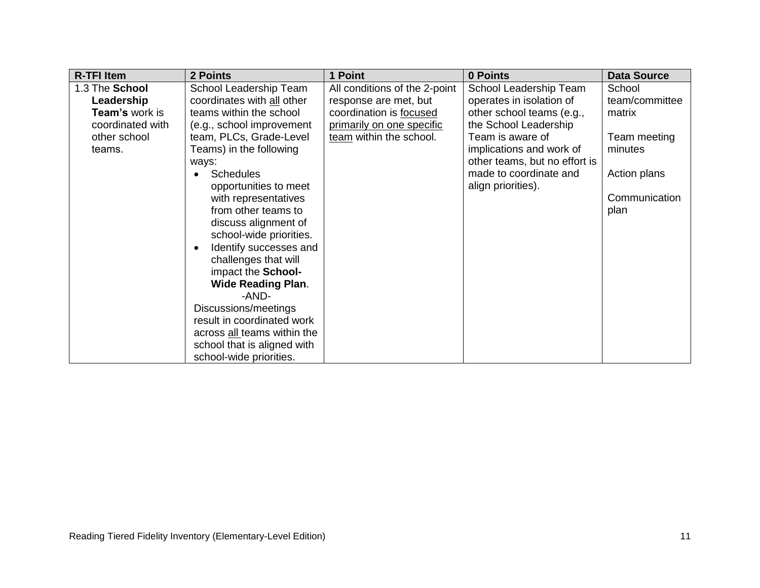| R-TFI Item | 2 Points | 1 Point | 0 Points | Data Source |
|---|---|---|---|---|
| 1.3 The **School Leadership Team's** work is coordinated with other school teams. | School Leadership Team coordinates with all other teams within the school (e.g., school improvement team, PLCs, Grade-Level Teams) in the following ways:<br>• Schedules opportunities to meet with representatives from other teams to discuss alignment of school-wide priorities.<br>• Identify successes and challenges that will impact the **School-Wide Reading Plan**.<br>-AND-<br>Discussions/meetings result in coordinated work across all teams within the school that is aligned with school-wide priorities. | All conditions of the 2-point response are met, but coordination is focused primarily on one specific team within the school. | School Leadership Team operates in isolation of other school teams (e.g., the School Leadership Team is aware of implications and work of other teams, but no effort is made to coordinate and align priorities). | School team/committee matrix<br><br>Team meeting minutes<br><br>Action plans<br><br>Communication plan |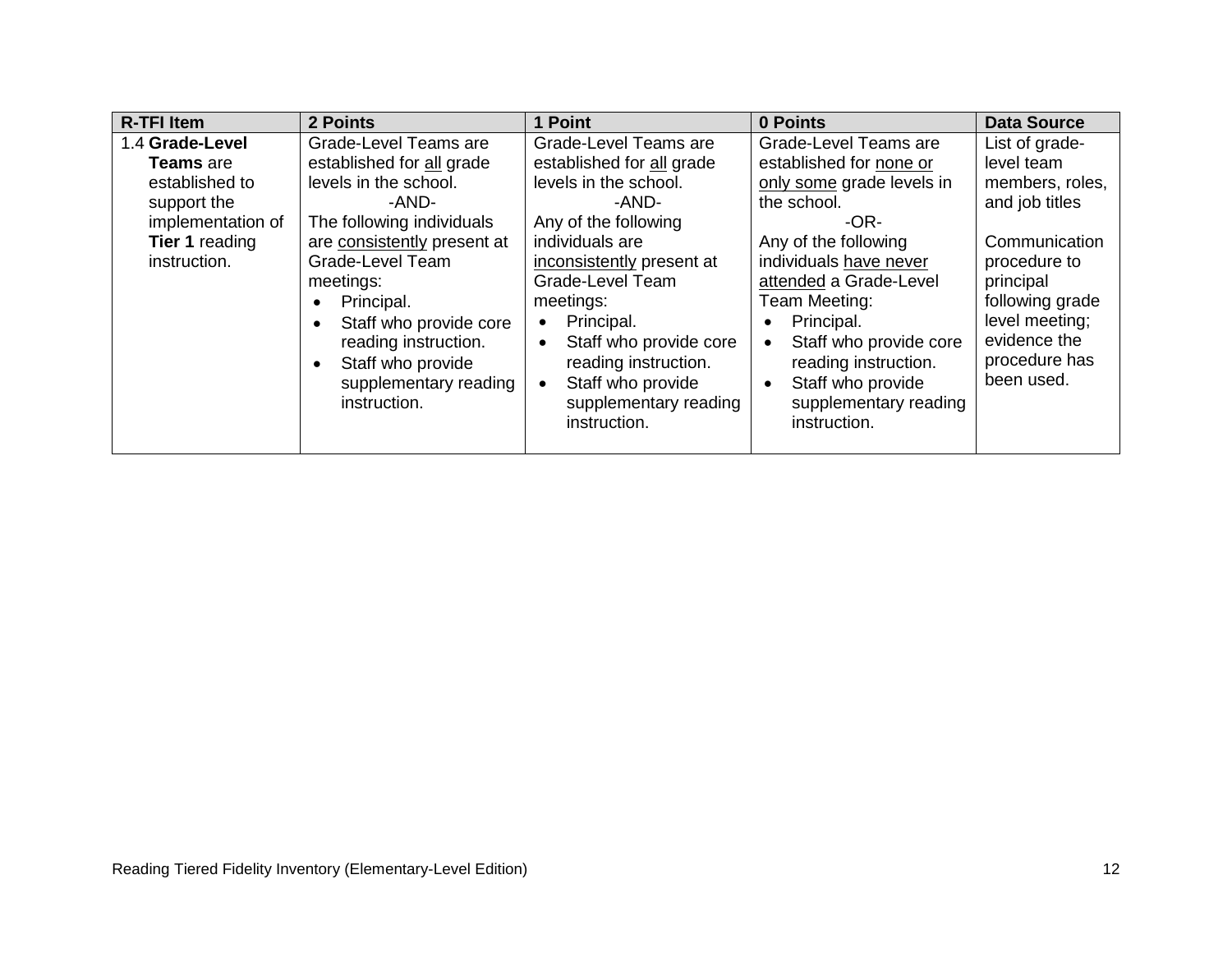| R-TFI Item | 2 Points | 1 Point | 0 Points | Data Source |
|---|---|---|---|---|
| 1.4 **Grade-Level Teams** are established to support the implementation of **Tier 1** reading instruction. | Grade-Level Teams are established for <u>all</u> grade levels in the school.<br>-AND-<br>The following individuals are <u>consistently</u> present at Grade-Level Team meetings:<br>• Principal.<br>• Staff who provide core reading instruction.<br>• Staff who provide supplementary reading instruction. | Grade-Level Teams are established for <u>all</u> grade levels in the school.<br>-AND-<br>Any of the following individuals are <u>inconsistently</u> present at Grade-Level Team meetings:<br>• Principal.<br>• Staff who provide core reading instruction.<br>• Staff who provide supplementary reading instruction. | Grade-Level Teams are established for <u>none or only some</u> grade levels in the school.<br>-OR-<br>Any of the following individuals <u>have never attended</u> a Grade-Level Team Meeting:<br>• Principal.<br>• Staff who provide core reading instruction.<br>• Staff who provide supplementary reading instruction. | List of grade-level team members, roles, and job titles<br><br>Communication procedure to principal following grade level meeting; evidence the procedure has been used. |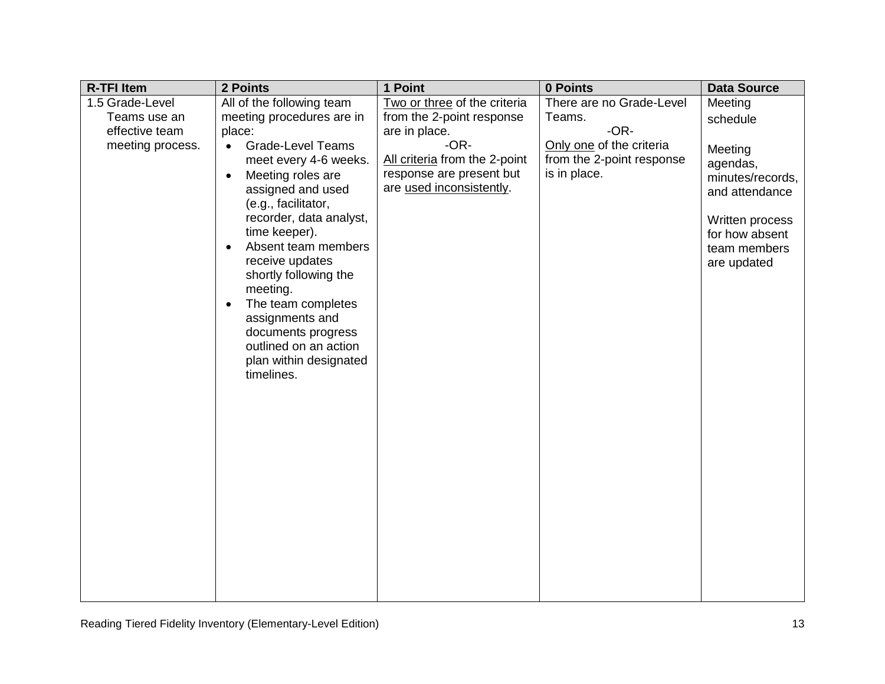| R-TFI Item | 2 Points | 1 Point | 0 Points | Data Source |
|---|---|---|---|---|
| 1.5 Grade-Level Teams use an effective team meeting process. | All of the following team meeting procedures are in place:<br>• Grade-Level Teams meet every 4-6 weeks.<br>• Meeting roles are assigned and used (e.g., facilitator, recorder, data analyst, time keeper).<br>• Absent team members receive updates shortly following the meeting.<br>• The team completes assignments and documents progress outlined on an action plan within designated timelines. | Two or three of the criteria from the 2-point response are in place.<br>-OR-<br>All criteria from the 2-point response are present but are used inconsistently. | There are no Grade-Level Teams.<br>-OR-<br>Only one of the criteria from the 2-point response is in place. | Meeting schedule<br><br>Meeting agendas, minutes/records, and attendance<br><br>Written process for how absent team members are updated |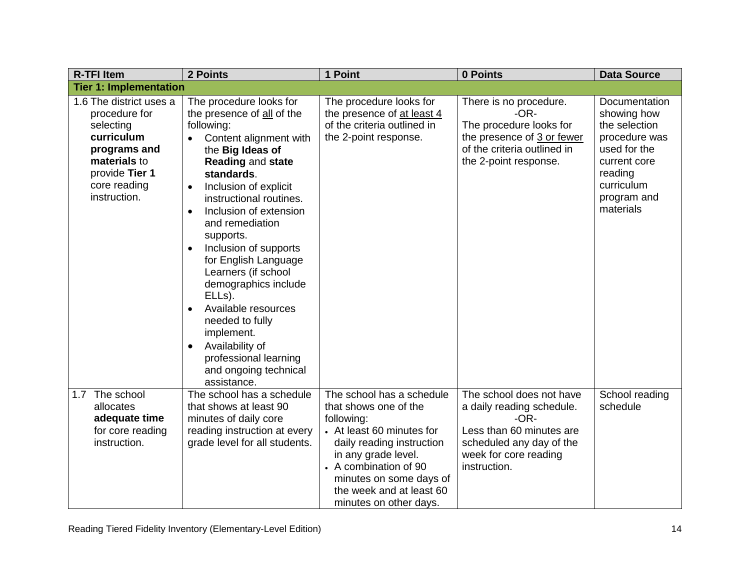| R-TFI Item | 2 Points | 1 Point | 0 Points | Data Source |
|---|---|---|---|---|
| **Tier 1: Implementation** | | | | |
| 1.6 The district uses a procedure for selecting **curriculum programs and materials** to provide **Tier 1** core reading instruction. | The procedure looks for the presence of all of the following:<br>• Content alignment with the **Big Ideas of Reading** and **state standards**.<br>• Inclusion of explicit instructional routines.<br>• Inclusion of extension and remediation supports.<br>• Inclusion of supports for English Language Learners (if school demographics include ELLs).<br>• Available resources needed to fully implement.<br>• Availability of professional learning and ongoing technical assistance. | The procedure looks for the presence of at least 4 of the criteria outlined in the 2-point response. | There is no procedure.<br>-OR-<br>The procedure looks for the presence of 3 or fewer of the criteria outlined in the 2-point response. | Documentation showing how the selection procedure was used for the current core reading curriculum program and materials |
| 1.7 The school allocates **adequate time** for core reading instruction. | The school has a schedule that shows at least 90 minutes of daily core reading instruction at every grade level for all students. | The school has a schedule that shows one of the following:<br>• At least 60 minutes for daily reading instruction in any grade level.<br>• A combination of 90 minutes on some days of the week and at least 60 minutes on other days. | The school does not have a daily reading schedule.<br>-OR-<br>Less than 60 minutes are scheduled any day of the week for core reading instruction. | School reading schedule |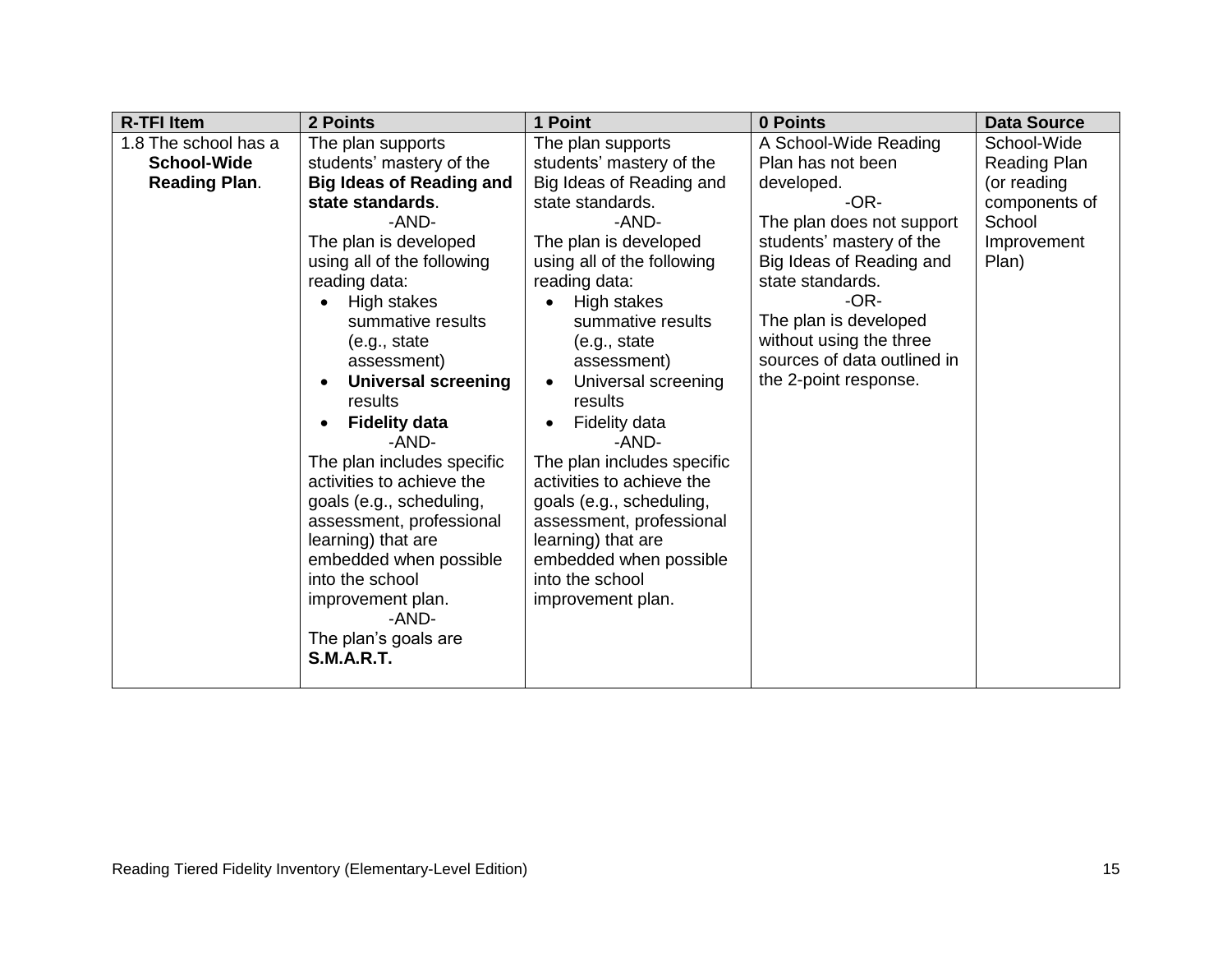| R-TFI Item | 2 Points | 1 Point | 0 Points | Data Source |
|---|---|---|---|---|
| 1.8 The school has a **School-Wide Reading Plan**. | The plan supports students' mastery of the **Big Ideas of Reading and state standards**.<br>-AND-<br>The plan is developed using all of the following reading data:<br>• High stakes summative results (e.g., state assessment)<br>• **Universal screening** results<br>• **Fidelity data**<br>-AND-<br>The plan includes specific activities to achieve the goals (e.g., scheduling, assessment, professional learning) that are embedded when possible into the school improvement plan.<br>-AND-<br>The plan's goals are **S.M.A.R.T.** | The plan supports students' mastery of the Big Ideas of Reading and state standards.<br>-AND-<br>The plan is developed using all of the following reading data:<br>• High stakes summative results (e.g., state assessment)<br>• Universal screening results<br>• Fidelity data<br>-AND-<br>The plan includes specific activities to achieve the goals (e.g., scheduling, assessment, professional learning) that are embedded when possible into the school improvement plan. | A School-Wide Reading Plan has not been developed.<br>-OR-<br>The plan does not support students' mastery of the Big Ideas of Reading and state standards.<br>-OR-<br>The plan is developed without using the three sources of data outlined in the 2-point response. | School-Wide Reading Plan (or reading components of School Improvement Plan) |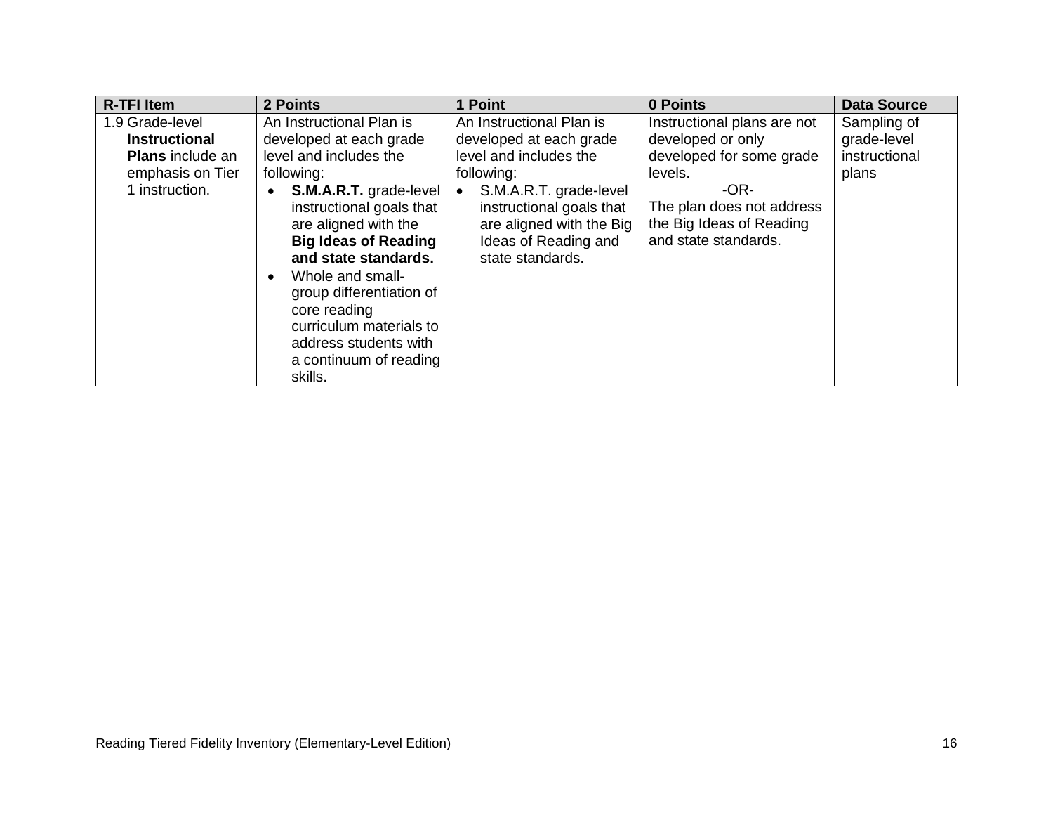| R-TFI Item | 2 Points | 1 Point | 0 Points | Data Source |
|---|---|---|---|---|
| 1.9 Grade-level **Instructional Plans** include an emphasis on Tier 1 instruction. | An Instructional Plan is developed at each grade level and includes the following:<br>• **S.M.A.R.T.** grade-level instructional goals that are aligned with the **Big Ideas of Reading and state standards.**<br>• Whole and small-group differentiation of core reading curriculum materials to address students with a continuum of reading skills. | An Instructional Plan is developed at each grade level and includes the following:<br>• S.M.A.R.T. grade-level instructional goals that are aligned with the Big Ideas of Reading and state standards. | Instructional plans are not developed or only developed for some grade levels.<br>-OR-<br>The plan does not address the Big Ideas of Reading and state standards. | Sampling of grade-level instructional plans |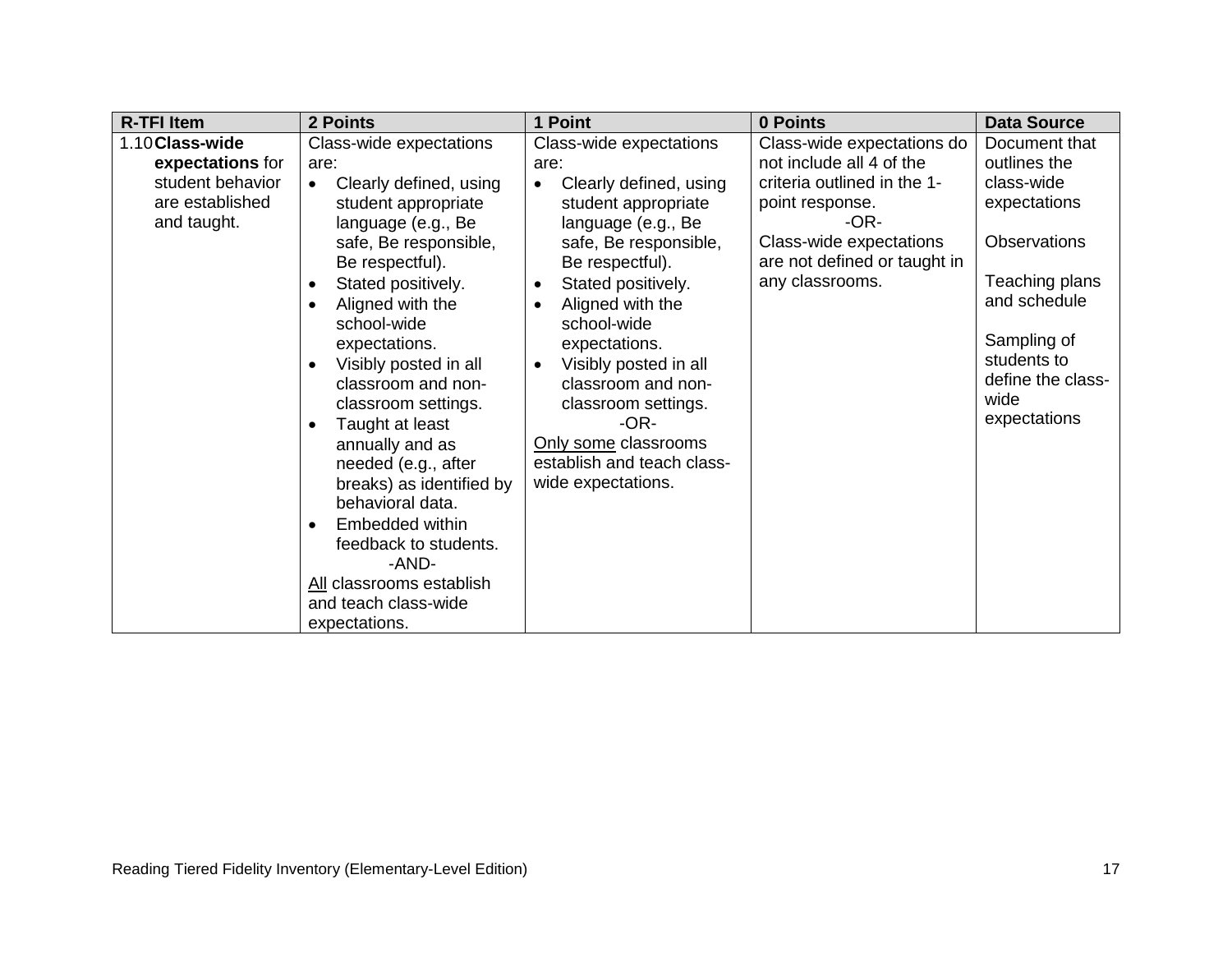| R-TFI Item | 2 Points | 1 Point | 0 Points | Data Source |
|---|---|---|---|---|
| 1.10 **Class-wide expectations** for student behavior are established and taught. | Class-wide expectations are:<br>• Clearly defined, using student appropriate language (e.g., Be safe, Be responsible, Be respectful).<br>• Stated positively.<br>• Aligned with the school-wide expectations.<br>• Visibly posted in all classroom and non-classroom settings.<br>• Taught at least annually and as needed (e.g., after breaks) as identified by behavioral data.<br>• Embedded within feedback to students.<br>-AND-<br><u>All</u> classrooms establish and teach class-wide expectations. | Class-wide expectations are:<br>• Clearly defined, using student appropriate language (e.g., Be safe, Be responsible, Be respectful).<br>• Stated positively.<br>• Aligned with the school-wide expectations.<br>• Visibly posted in all classroom and non-classroom settings.<br>-OR-<br><u>Only some</u> classrooms establish and teach class-wide expectations. | Class-wide expectations do not include all 4 of the criteria outlined in the 1-point response.<br>-OR-<br>Class-wide expectations are not defined or taught in any classrooms. | Document that outlines the class-wide expectations<br><br>Observations<br><br>Teaching plans and schedule<br><br>Sampling of students to define the class-wide expectations |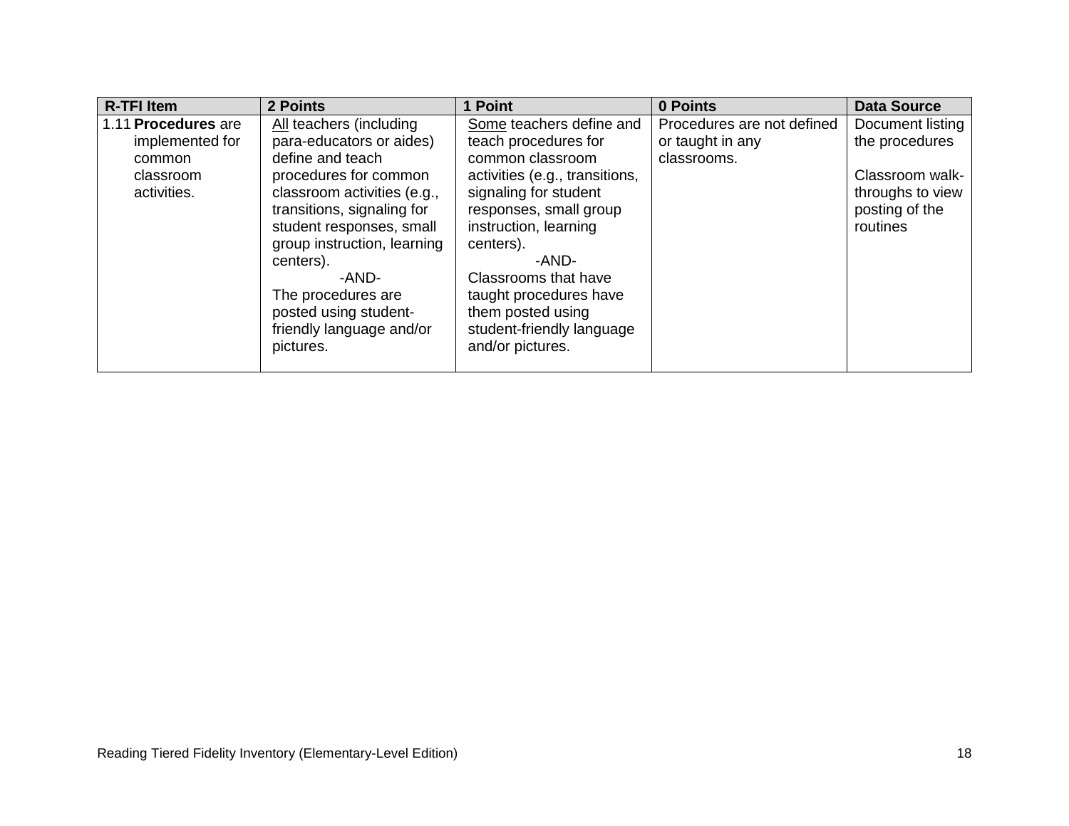| R-TFI Item | 2 Points | 1 Point | 0 Points | Data Source |
|---|---|---|---|---|
| 1.11 **Procedures** are implemented for common classroom activities. | All teachers (including para-educators or aides) define and teach procedures for common classroom activities (e.g., transitions, signaling for student responses, small group instruction, learning centers).<br>-AND-<br>The procedures are posted using student-friendly language and/or pictures. | Some teachers define and teach procedures for common classroom activities (e.g., transitions, signaling for student responses, small group instruction, learning centers).<br>-AND-<br>Classrooms that have taught procedures have them posted using student-friendly language and/or pictures. | Procedures are not defined or taught in any classrooms. | Document listing the procedures<br><br>Classroom walk-throughs to view posting of the routines |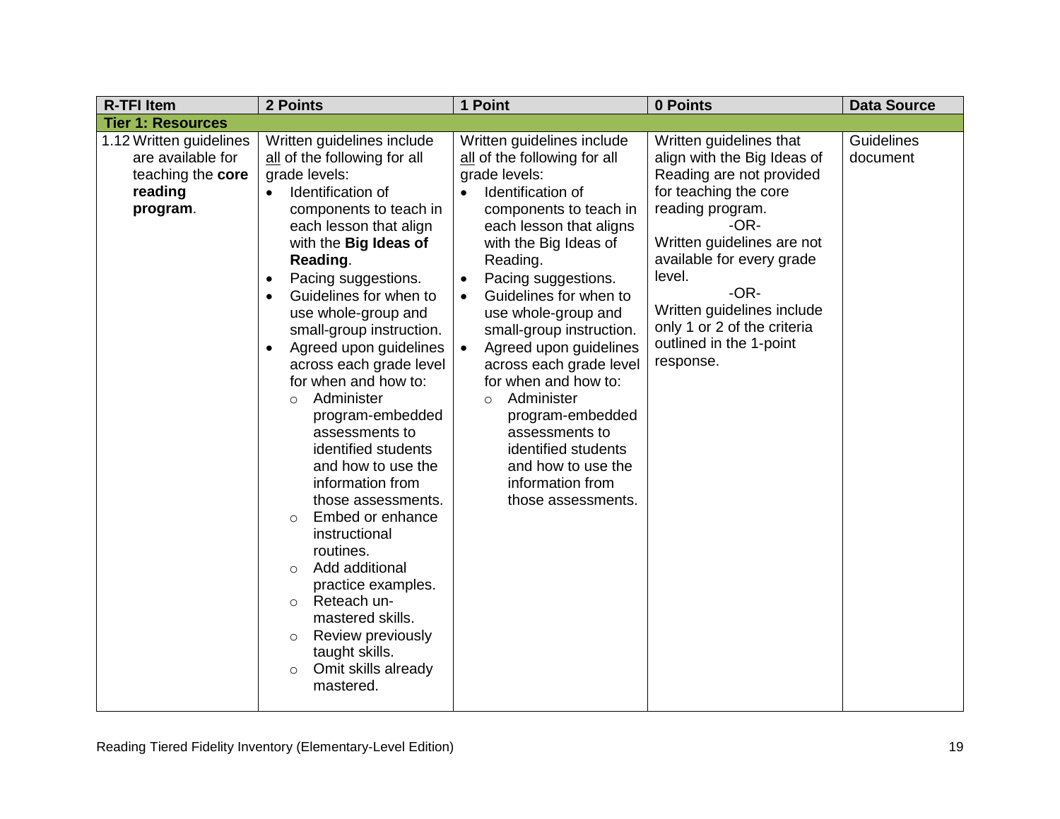| R-TFI Item | 2 Points | 1 Point | 0 Points | Data Source |
|---|---|---|---|---|
| **Tier 1: Resources** | | | | |
| 1.12 Written guidelines are available for teaching the **core reading program**. | Written guidelines include all of the following for all grade levels:<br>• Identification of components to teach in each lesson that align with the **Big Ideas of Reading**.<br>• Pacing suggestions.<br>• Guidelines for when to use whole-group and small-group instruction.<br>• Agreed upon guidelines across each grade level for when and how to:<br>○ Administer program-embedded assessments to identified students and how to use the information from those assessments.<br>○ Embed or enhance instructional routines.<br>○ Add additional practice examples.<br>○ Reteach un-mastered skills.<br>○ Review previously taught skills.<br>○ Omit skills already mastered. | Written guidelines include all of the following for all grade levels:<br>• Identification of components to teach in each lesson that aligns with the Big Ideas of Reading.<br>• Pacing suggestions.<br>• Guidelines for when to use whole-group and small-group instruction.<br>• Agreed upon guidelines across each grade level for when and how to:<br>○ Administer program-embedded assessments to identified students and how to use the information from those assessments. | Written guidelines that align with the Big Ideas of Reading are not provided for teaching the core reading program.<br>-OR-<br>Written guidelines are not available for every grade level.<br>-OR-<br>Written guidelines include only 1 or 2 of the criteria outlined in the 1-point response. | Guidelines document |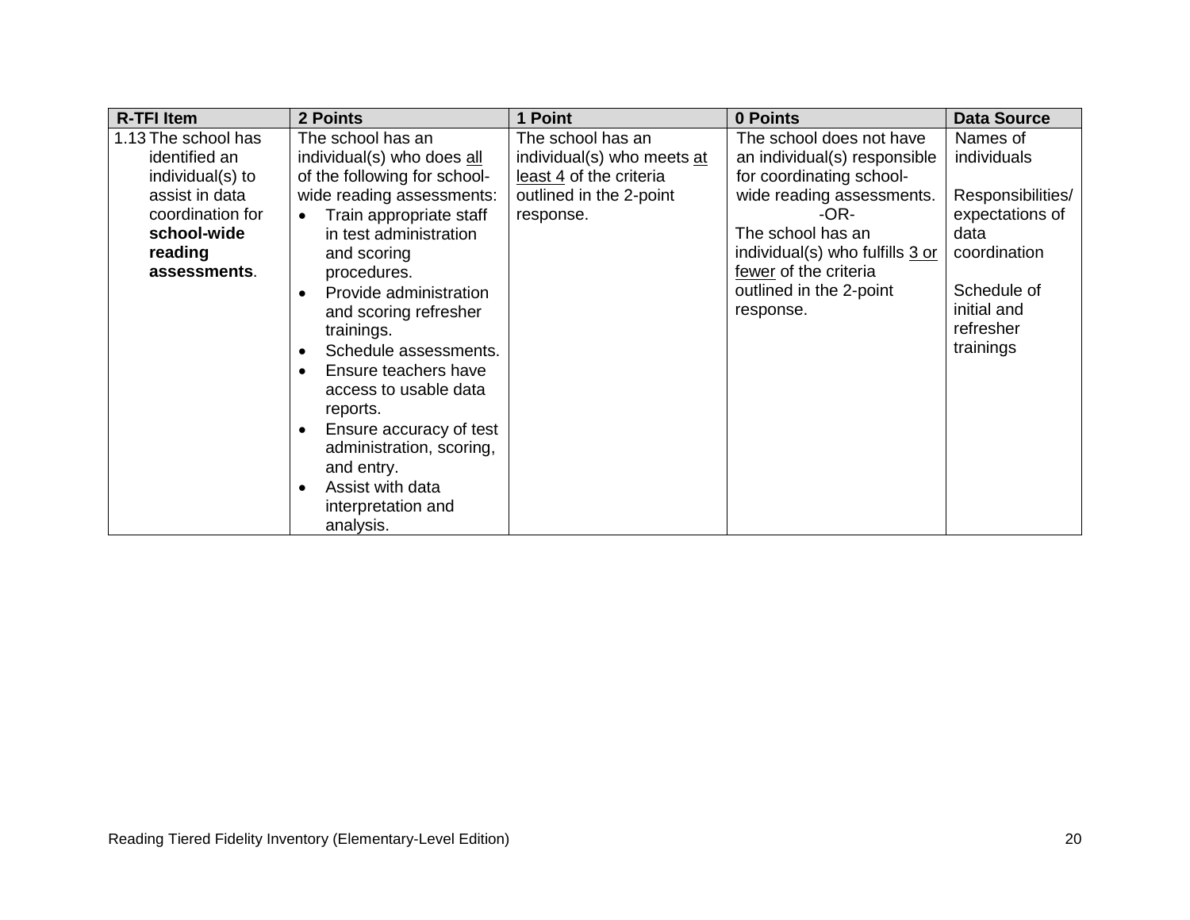| R-TFI Item | 2 Points | 1 Point | 0 Points | Data Source |
|---|---|---|---|---|
| 1.13 The school has identified an individual(s) to assist in data coordination for **school-wide reading assessments**. | The school has an individual(s) who does all of the following for school-wide reading assessments:<br>• Train appropriate staff in test administration and scoring procedures.<br>• Provide administration and scoring refresher trainings.<br>• Schedule assessments.<br>• Ensure teachers have access to usable data reports.<br>• Ensure accuracy of test administration, scoring, and entry.<br>• Assist with data interpretation and analysis. | The school has an individual(s) who meets at least 4 of the criteria outlined in the 2-point response. | The school does not have an individual(s) responsible for coordinating school-wide reading assessments.<br>-OR-<br>The school has an individual(s) who fulfills 3 or fewer of the criteria outlined in the 2-point response. | Names of individuals<br><br>Responsibilities/ expectations of data coordination<br><br>Schedule of initial and refresher trainings |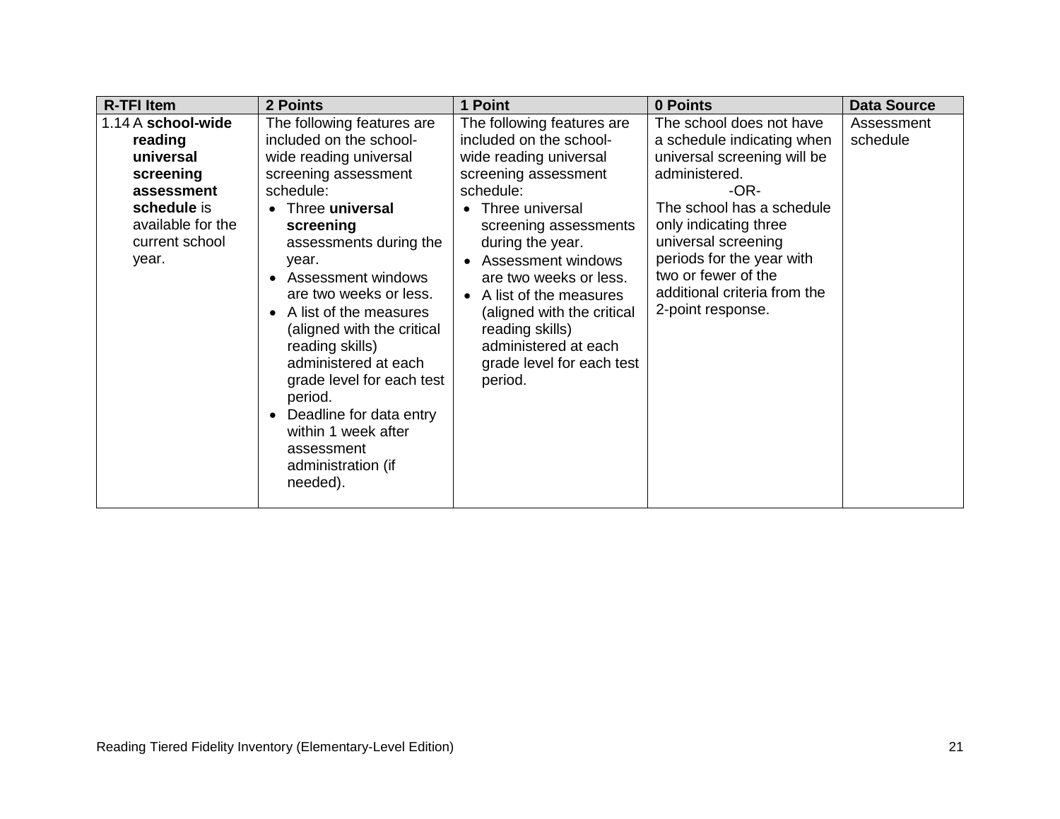| R-TFI Item | 2 Points | 1 Point | 0 Points | Data Source |
|---|---|---|---|---|
| 1.14 A **school-wide reading universal screening assessment schedule** is available for the current school year. | The following features are included on the school-wide reading universal screening assessment schedule:<br>• Three **universal screening** assessments during the year.<br>• Assessment windows are two weeks or less.<br>• A list of the measures (aligned with the critical reading skills) administered at each grade level for each test period.<br>• Deadline for data entry within 1 week after assessment administration (if needed). | The following features are included on the school-wide reading universal screening assessment schedule:<br>• Three universal screening assessments during the year.<br>• Assessment windows are two weeks or less.<br>• A list of the measures (aligned with the critical reading skills) administered at each grade level for each test period. | The school does not have a schedule indicating when universal screening will be administered.<br>-OR-<br>The school has a schedule only indicating three universal screening periods for the year with two or fewer of the additional criteria from the 2-point response. | Assessment schedule |

Reading Tiered Fidelity Inventory (Elementary-Level Edition)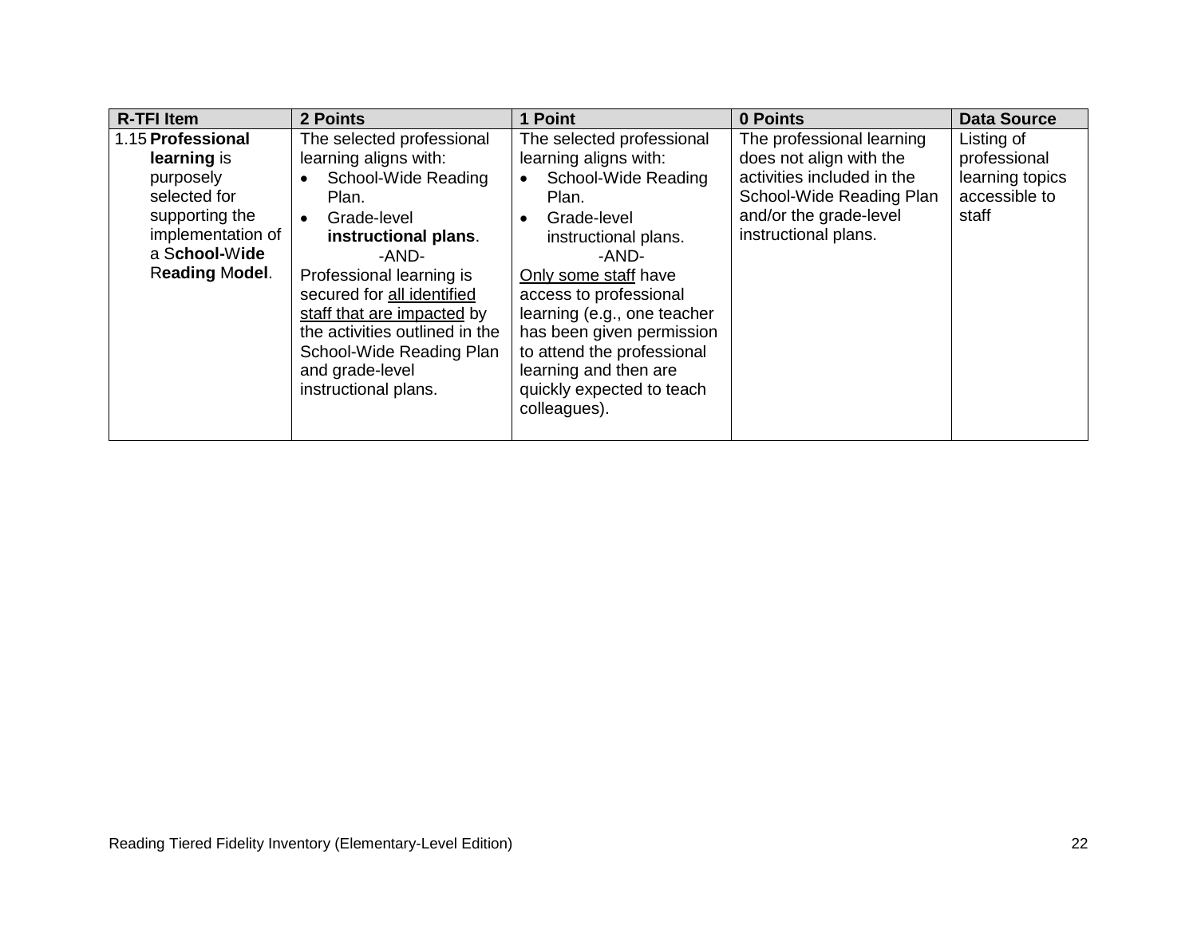| R-TFI Item | 2 Points | 1 Point | 0 Points | Data Source |
|---|---|---|---|---|
| 1.15 **Professional learning** is purposely selected for supporting the implementation of a S**chool-**W**ide** R**eading** M**odel**. | The selected professional learning aligns with:<br>• School-Wide Reading Plan.<br>• Grade-level **instructional plans**.<br>-AND-<br>Professional learning is secured for all identified staff that are impacted by the activities outlined in the School-Wide Reading Plan and grade-level instructional plans. | The selected professional learning aligns with:<br>• School-Wide Reading Plan.<br>• Grade-level instructional plans.<br>-AND-<br>Only some staff have access to professional learning (e.g., one teacher has been given permission to attend the professional learning and then are quickly expected to teach colleagues). | The professional learning does not align with the activities included in the School-Wide Reading Plan and/or the grade-level instructional plans. | Listing of professional learning topics accessible to staff |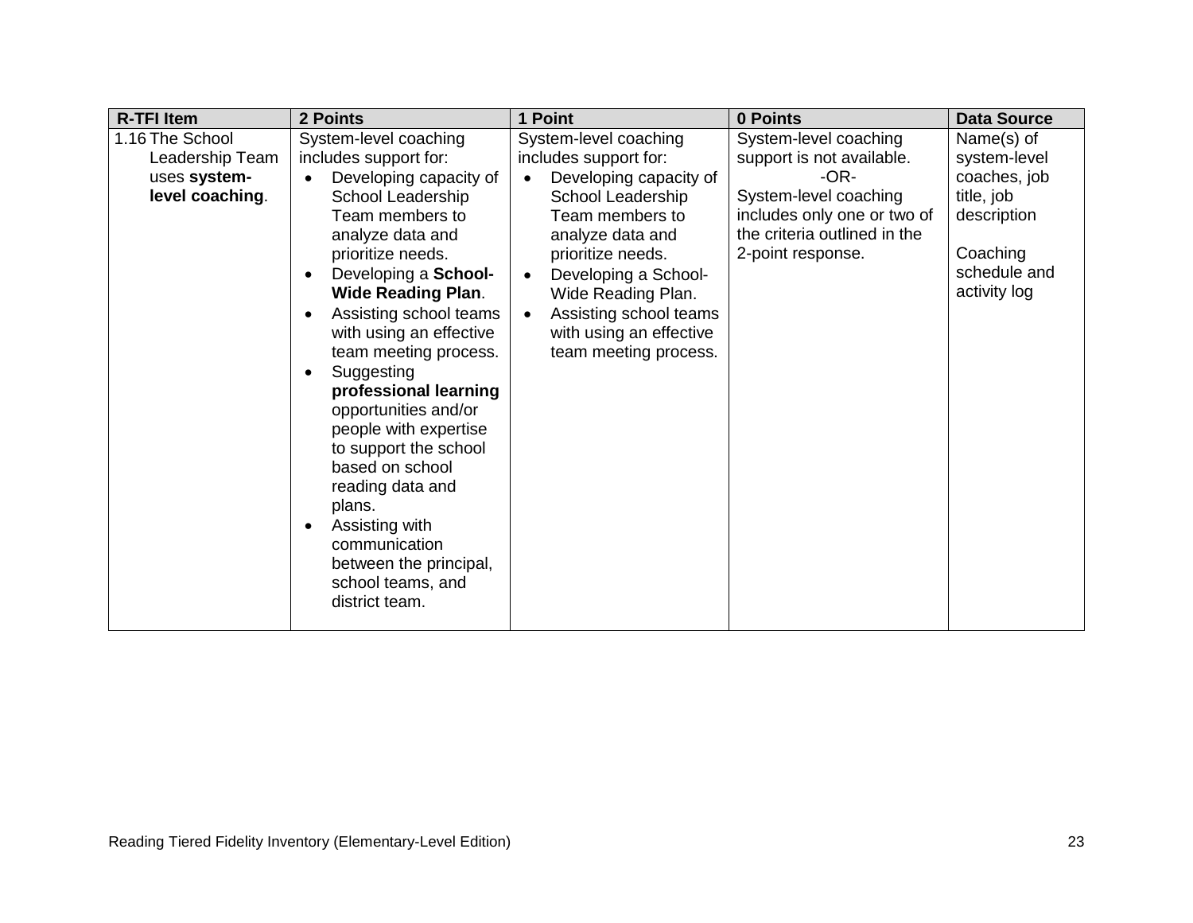| R-TFI Item | 2 Points | 1 Point | 0 Points | Data Source |
|---|---|---|---|---|
| 1.16 The School Leadership Team uses **system-level coaching**. | System-level coaching includes support for:<br>• Developing capacity of School Leadership Team members to analyze data and prioritize needs.<br>• Developing a **School-Wide Reading Plan**.<br>• Assisting school teams with using an effective team meeting process.<br>• Suggesting **professional learning** opportunities and/or people with expertise to support the school based on school reading data and plans.<br>• Assisting with communication between the principal, school teams, and district team. | System-level coaching includes support for:<br>• Developing capacity of School Leadership Team members to analyze data and prioritize needs.<br>• Developing a School-Wide Reading Plan.<br>• Assisting school teams with using an effective team meeting process. | System-level coaching support is not available.<br>-OR-<br>System-level coaching includes only one or two of the criteria outlined in the 2-point response. | Name(s) of system-level coaches, job title, job description<br><br>Coaching schedule and activity log |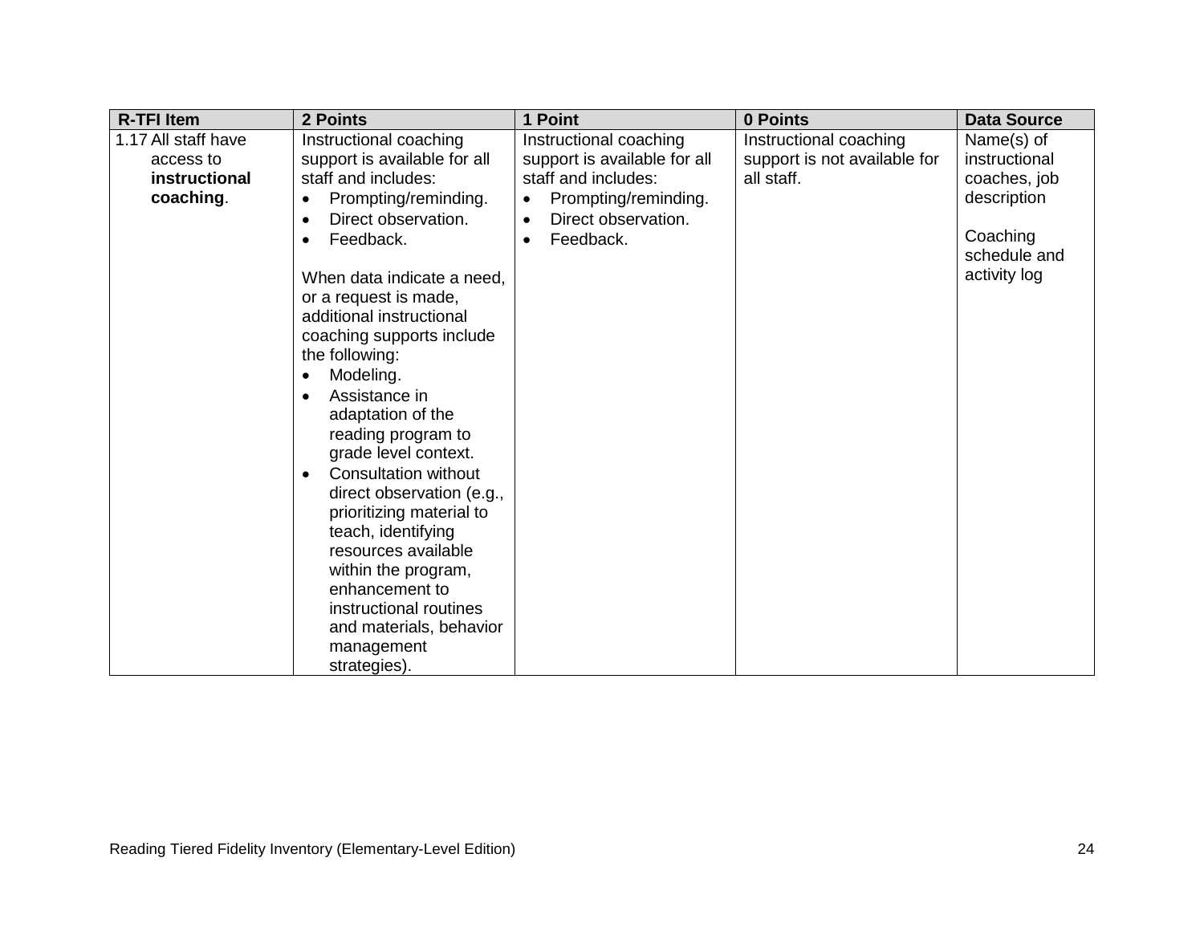| R-TFI Item | 2 Points | 1 Point | 0 Points | Data Source |
|---|---|---|---|---|
| 1.17 All staff have access to **instructional coaching**. | Instructional coaching support is available for all staff and includes:<br>• Prompting/reminding.<br>• Direct observation.<br>• Feedback.<br><br>When data indicate a need, or a request is made, additional instructional coaching supports include the following:<br>• Modeling.<br>• Assistance in adaptation of the reading program to grade level context.<br>• Consultation without direct observation (e.g., prioritizing material to teach, identifying resources available within the program, enhancement to instructional routines and materials, behavior management strategies). | Instructional coaching support is available for all staff and includes:<br>• Prompting/reminding.<br>• Direct observation.<br>• Feedback. | Instructional coaching support is not available for all staff. | Name(s) of instructional coaches, job description<br><br>Coaching schedule and activity log |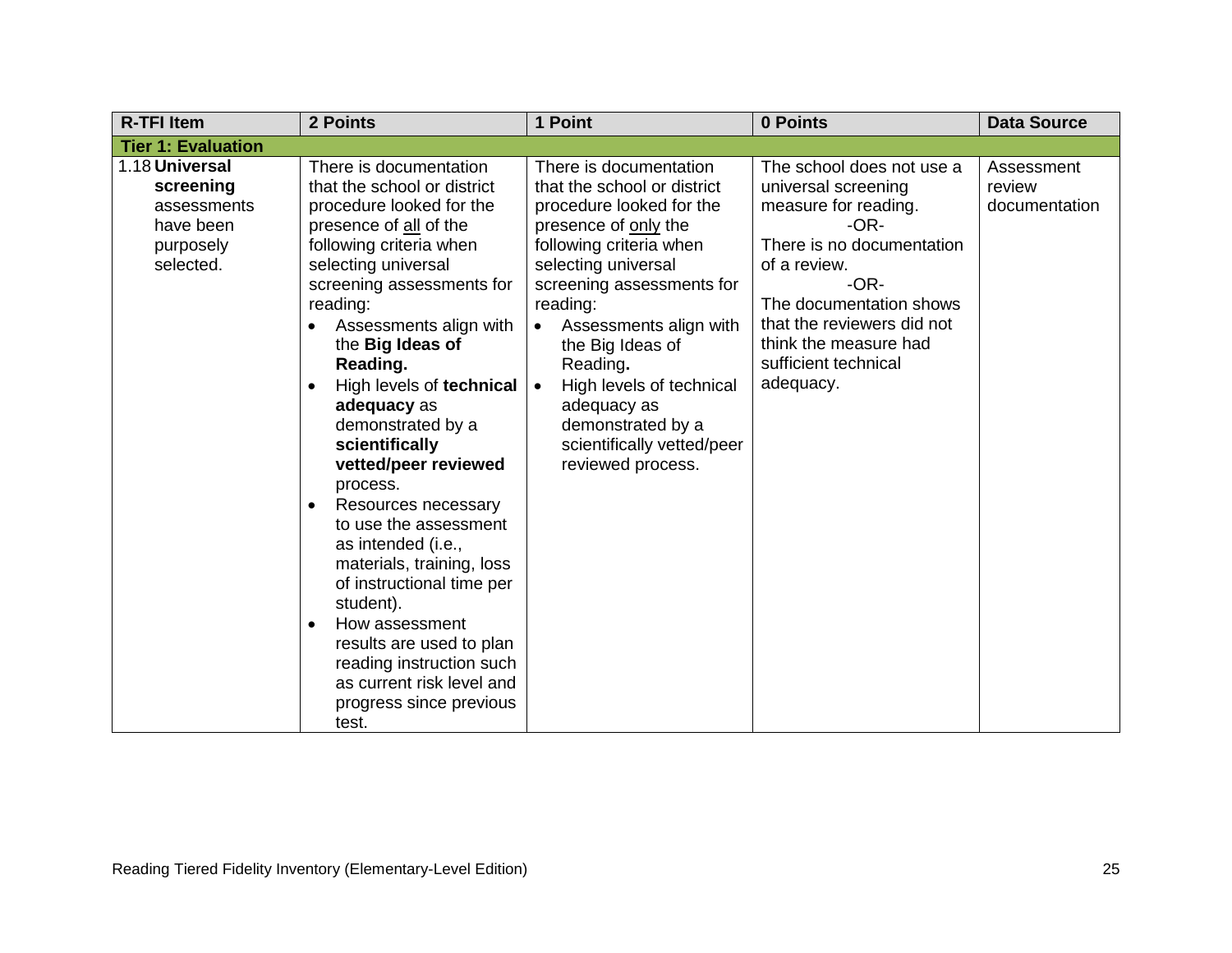| R-TFI Item | 2 Points | 1 Point | 0 Points | Data Source |
|---|---|---|---|---|
| **Tier 1: Evaluation** | | | | |
| 1.18 **Universal screening** assessments have been purposely selected. | There is documentation that the school or district procedure looked for the presence of <u>all</u> of the following criteria when selecting universal screening assessments for reading:<br>• Assessments align with the **Big Ideas of Reading.**<br>• High levels of **technical adequacy** as demonstrated by a **scientifically vetted/peer reviewed** process.<br>• Resources necessary to use the assessment as intended (i.e., materials, training, loss of instructional time per student).<br>• How assessment results are used to plan reading instruction such as current risk level and progress since previous test. | There is documentation that the school or district procedure looked for the presence of <u>only</u> the following criteria when selecting universal screening assessments for reading:<br>• Assessments align with the Big Ideas of Reading**.**<br>• High levels of technical adequacy as demonstrated by a scientifically vetted/peer reviewed process. | The school does not use a universal screening measure for reading.<br>-OR-<br>There is no documentation of a review.<br>-OR-<br>The documentation shows that the reviewers did not think the measure had sufficient technical adequacy. | Assessment review documentation |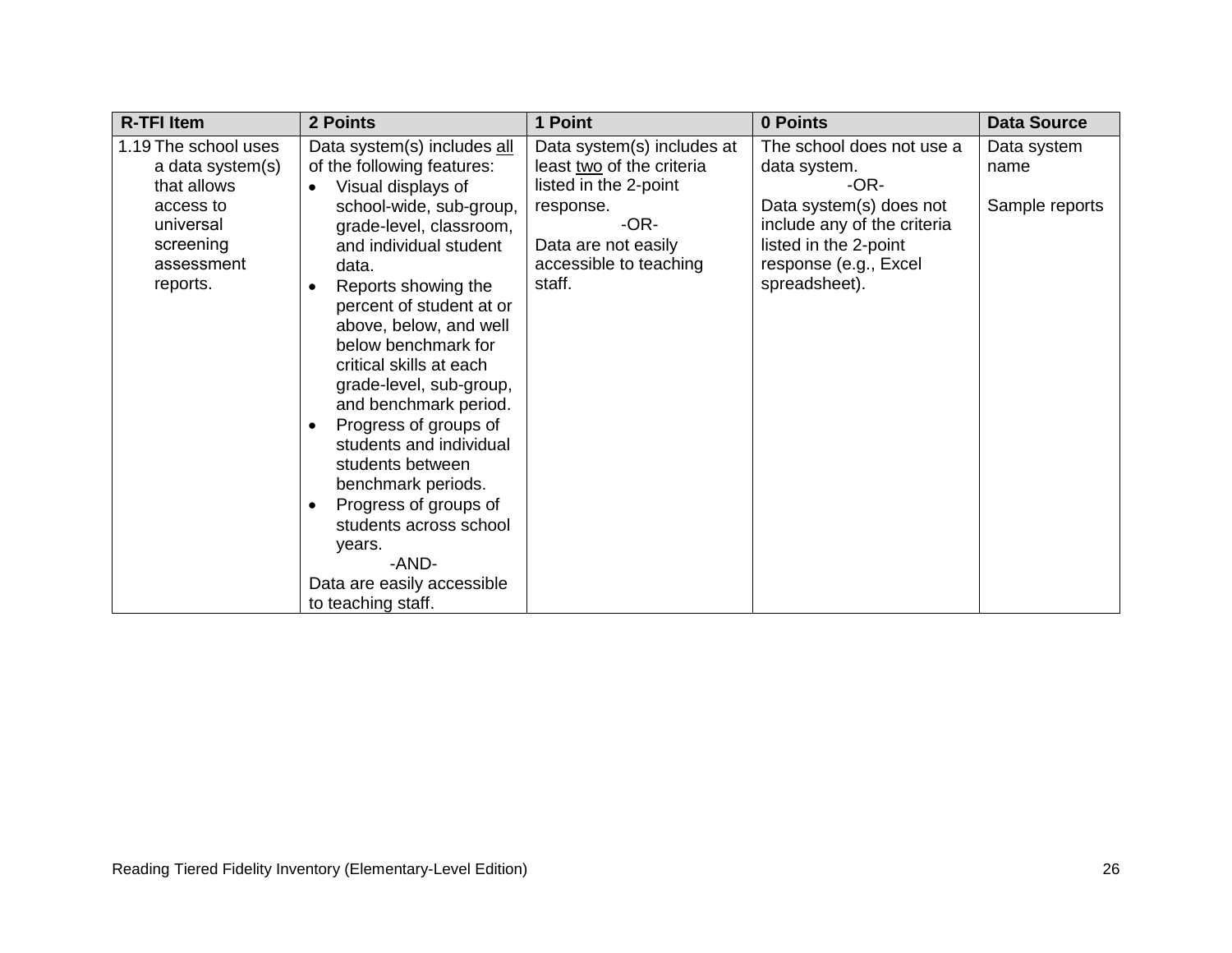| R-TFI Item | 2 Points | 1 Point | 0 Points | Data Source |
|---|---|---|---|---|
| 1.19 The school uses a data system(s) that allows access to universal screening assessment reports. | Data system(s) includes <u>all</u> of the following features:<br>• Visual displays of school-wide, sub-group, grade-level, classroom, and individual student data.<br>• Reports showing the percent of student at or above, below, and well below benchmark for critical skills at each grade-level, sub-group, and benchmark period.<br>• Progress of groups of students and individual students between benchmark periods.<br>• Progress of groups of students across school years.<br>-AND-<br>Data are easily accessible to teaching staff. | Data system(s) includes at least <u>two</u> of the criteria listed in the 2-point response.<br>-OR-<br>Data are not easily accessible to teaching staff. | The school does not use a data system.<br>-OR-<br>Data system(s) does not include any of the criteria listed in the 2-point response (e.g., Excel spreadsheet). | Data system name<br><br>Sample reports |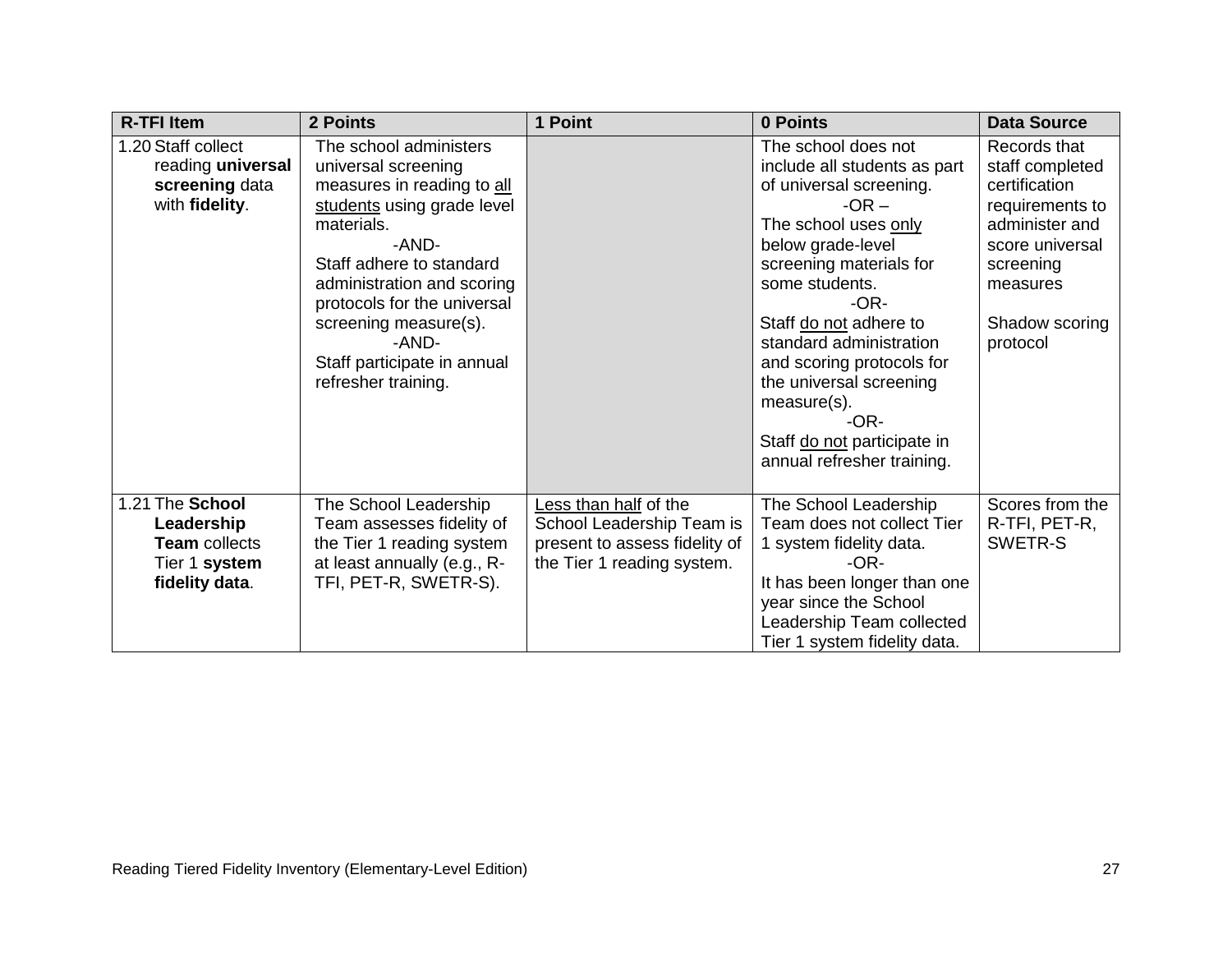| R-TFI Item | 2 Points | 1 Point | 0 Points | Data Source |
|---|---|---|---|---|
| 1.20 Staff collect reading **universal screening** data with **fidelity**. | The school administers universal screening measures in reading to all students using grade level materials.<br>-AND-<br>Staff adhere to standard administration and scoring protocols for the universal screening measure(s).<br>-AND-<br>Staff participate in annual refresher training. | | The school does not include all students as part of universal screening.<br>-OR –<br>The school uses only below grade-level screening materials for some students.<br>-OR-<br>Staff do not adhere to standard administration and scoring protocols for the universal screening measure(s).<br>-OR-<br>Staff do not participate in annual refresher training. | Records that staff completed certification requirements to administer and score universal screening measures<br><br>Shadow scoring protocol |
| 1.21 The **School Leadership Team** collects Tier 1 **system fidelity data**. | The School Leadership Team assesses fidelity of the Tier 1 reading system at least annually (e.g., R-TFI, PET-R, SWETR-S). | Less than half of the School Leadership Team is present to assess fidelity of the Tier 1 reading system. | The School Leadership Team does not collect Tier 1 system fidelity data.<br>-OR-<br>It has been longer than one year since the School Leadership Team collected Tier 1 system fidelity data. | Scores from the R-TFI, PET-R, SWETR-S |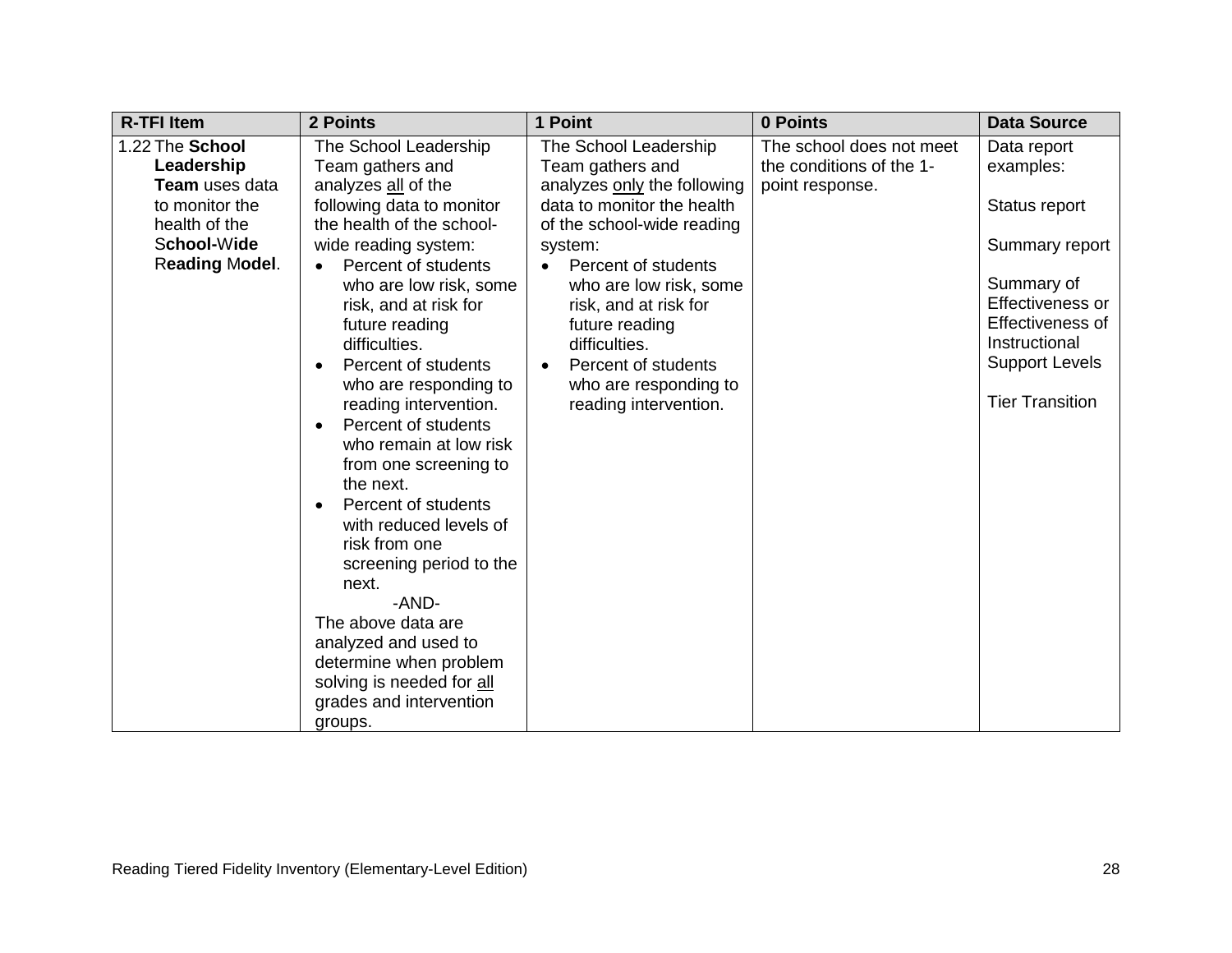| R-TFI Item | 2 Points | 1 Point | 0 Points | Data Source |
|---|---|---|---|---|
| 1.22 The **School Leadership Team** uses data to monitor the health of the S**chool**-W**ide** R**eading** M**odel**. | The School Leadership Team gathers and analyzes <u>all</u> of the following data to monitor the health of the school-wide reading system:<br>• Percent of students who are low risk, some risk, and at risk for future reading difficulties.<br>• Percent of students who are responding to reading intervention.<br>• Percent of students who remain at low risk from one screening to the next.<br>• Percent of students with reduced levels of risk from one screening period to the next.<br>-AND-<br>The above data are analyzed and used to determine when problem solving is needed for <u>all</u> grades and intervention groups. | The School Leadership Team gathers and analyzes <u>only</u> the following data to monitor the health of the school-wide reading system:<br>• Percent of students who are low risk, some risk, and at risk for future reading difficulties.<br>• Percent of students who are responding to reading intervention. | The school does not meet the conditions of the 1-point response. | Data report examples:<br><br>Status report<br><br>Summary report<br><br>Summary of Effectiveness or Effectiveness of Instructional Support Levels<br><br>Tier Transition |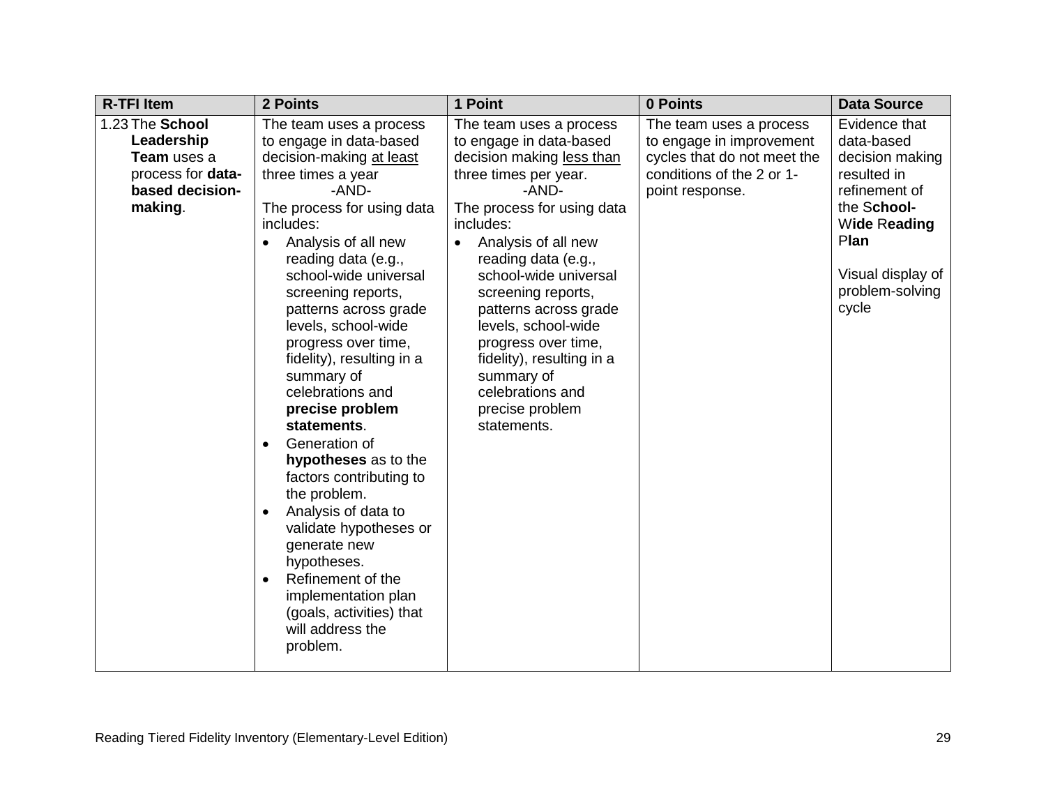| R-TFI Item | 2 Points | 1 Point | 0 Points | Data Source |
|---|---|---|---|---|
| 1.23 The **School Leadership Team** uses a process for **data-based decision-making**. | The team uses a process to engage in data-based decision-making <u>at least</u> three times a year<br>-AND-<br>The process for using data includes:<br>• Analysis of all new reading data (e.g., school-wide universal screening reports, patterns across grade levels, school-wide progress over time, fidelity), resulting in a summary of celebrations and **precise problem statements**.<br>• Generation of **hypotheses** as to the factors contributing to the problem.<br>• Analysis of data to validate hypotheses or generate new hypotheses.<br>• Refinement of the implementation plan (goals, activities) that will address the problem. | The team uses a process to engage in data-based decision making <u>less than</u> three times per year.<br>-AND-<br>The process for using data includes:<br>• Analysis of all new reading data (e.g., school-wide universal screening reports, patterns across grade levels, school-wide progress over time, fidelity), resulting in a summary of celebrations and precise problem statements. | The team uses a process to engage in improvement cycles that do not meet the conditions of the 2 or 1-point response. | Evidence that data-based decision making resulted in refinement of the S**chool-**W**ide** R**eading** P**lan**<br><br>Visual display of problem-solving cycle |

Reading Tiered Fidelity Inventory (Elementary-Level Edition)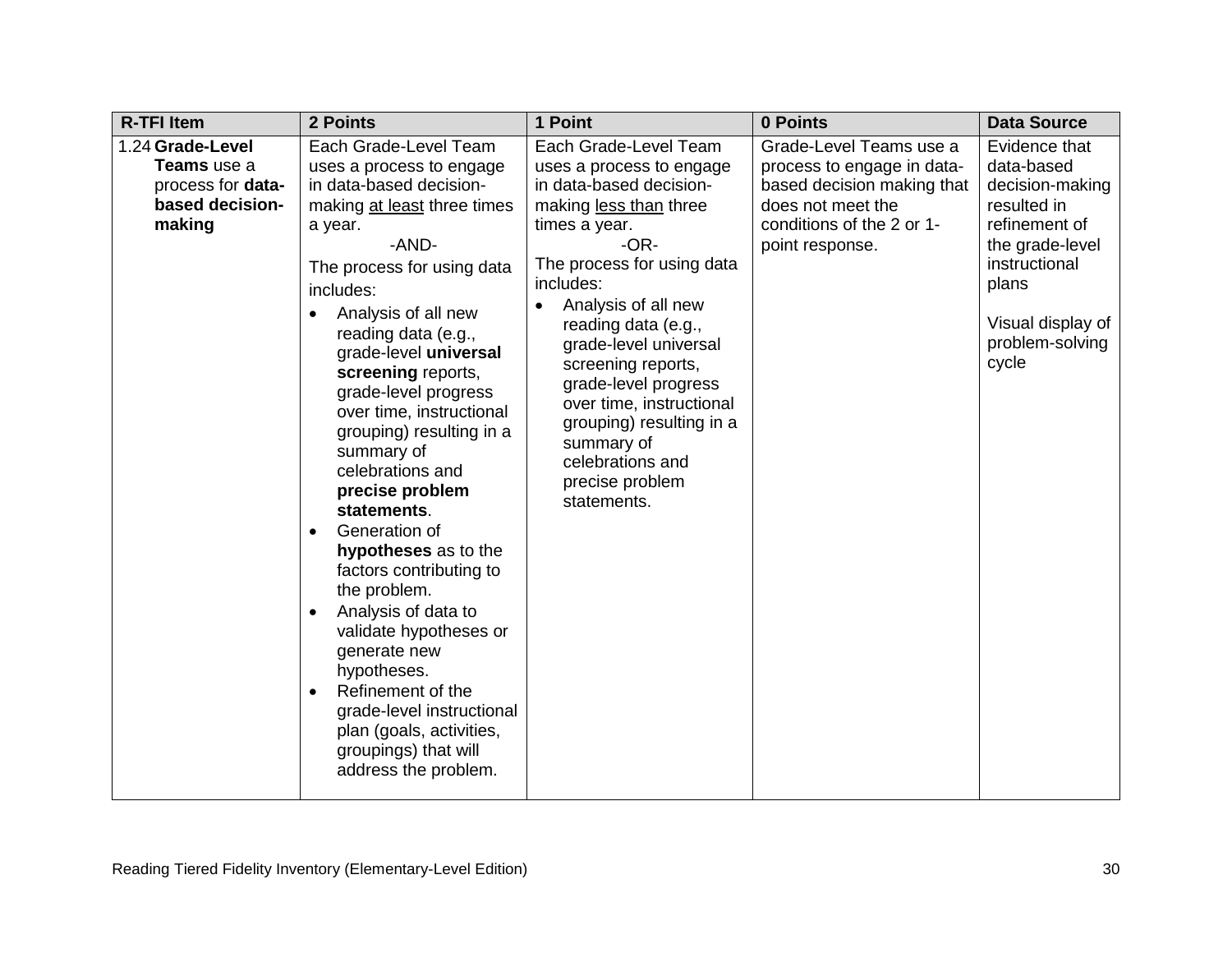| R-TFI Item | 2 Points | 1 Point | 0 Points | Data Source |
|---|---|---|---|---|
| 1.24 **Grade-Level Teams** use a process for **data-based decision-making** | Each Grade-Level Team uses a process to engage in data-based decision-making <u>at least</u> three times a year.<br>-AND-<br>The process for using data includes:<br>• Analysis of all new reading data (e.g., grade-level **universal screening** reports, grade-level progress over time, instructional grouping) resulting in a summary of celebrations and **precise problem statements**.<br>• Generation of **hypotheses** as to the factors contributing to the problem.<br>• Analysis of data to validate hypotheses or generate new hypotheses.<br>• Refinement of the grade-level instructional plan (goals, activities, groupings) that will address the problem. | Each Grade-Level Team uses a process to engage in data-based decision-making <u>less than</u> three times a year.<br>-OR-<br>The process for using data includes:<br>• Analysis of all new reading data (e.g., grade-level universal screening reports, grade-level progress over time, instructional grouping) resulting in a summary of celebrations and precise problem statements. | Grade-Level Teams use a process to engage in data-based decision making that does not meet the conditions of the 2 or 1-point response. | Evidence that data-based decision-making resulted in refinement of the grade-level instructional plans<br><br>Visual display of problem-solving cycle |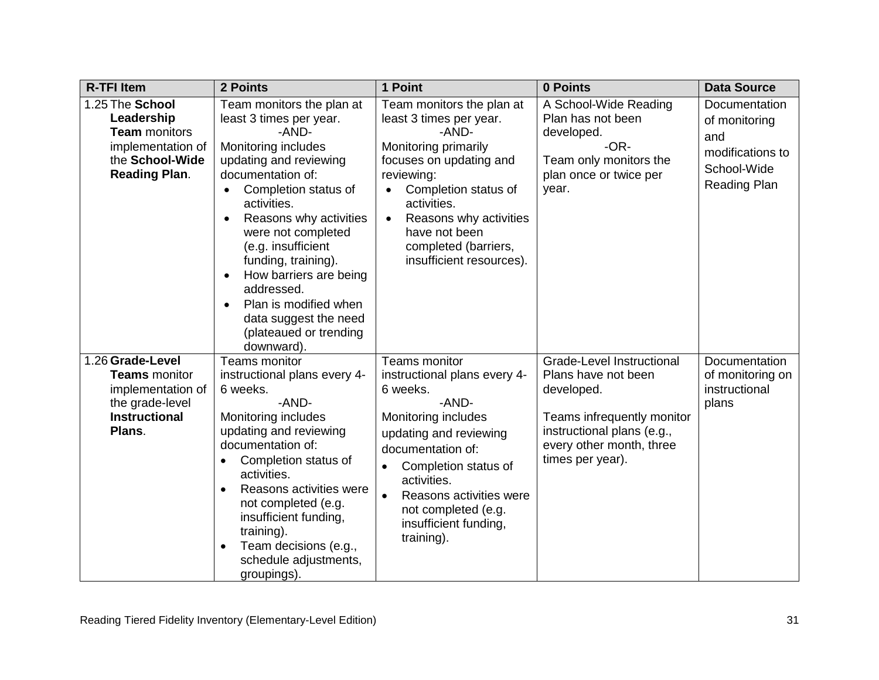| R-TFI Item | 2 Points | 1 Point | 0 Points | Data Source |
|---|---|---|---|---|
| 1.25 The **School Leadership Team** monitors implementation of the **School-Wide Reading Plan**. | Team monitors the plan at least 3 times per year.<br>-AND-<br>Monitoring includes updating and reviewing documentation of:<br>• Completion status of activities.<br>• Reasons why activities were not completed (e.g. insufficient funding, training).<br>• How barriers are being addressed.<br>• Plan is modified when data suggest the need (plateaued or trending downward). | Team monitors the plan at least 3 times per year.<br>-AND-<br>Monitoring primarily focuses on updating and reviewing:<br>• Completion status of activities.<br>• Reasons why activities have not been completed (barriers, insufficient resources). | A School-Wide Reading Plan has not been developed.<br>-OR-<br>Team only monitors the plan once or twice per year. | Documentation of monitoring and modifications to School-Wide Reading Plan |
| 1.26 **Grade-Level Teams** monitor implementation of the grade-level **Instructional Plans**. | Teams monitor instructional plans every 4-6 weeks.<br>-AND-<br>Monitoring includes updating and reviewing documentation of:<br>• Completion status of activities.<br>• Reasons activities were not completed (e.g. insufficient funding, training).<br>• Team decisions (e.g., schedule adjustments, groupings). | Teams monitor instructional plans every 4-6 weeks.<br>-AND-<br>Monitoring includes updating and reviewing documentation of:<br>• Completion status of activities.<br>• Reasons activities were not completed (e.g. insufficient funding, training). | Grade-Level Instructional Plans have not been developed.<br><br>Teams infrequently monitor instructional plans (e.g., every other month, three times per year). | Documentation of monitoring on instructional plans |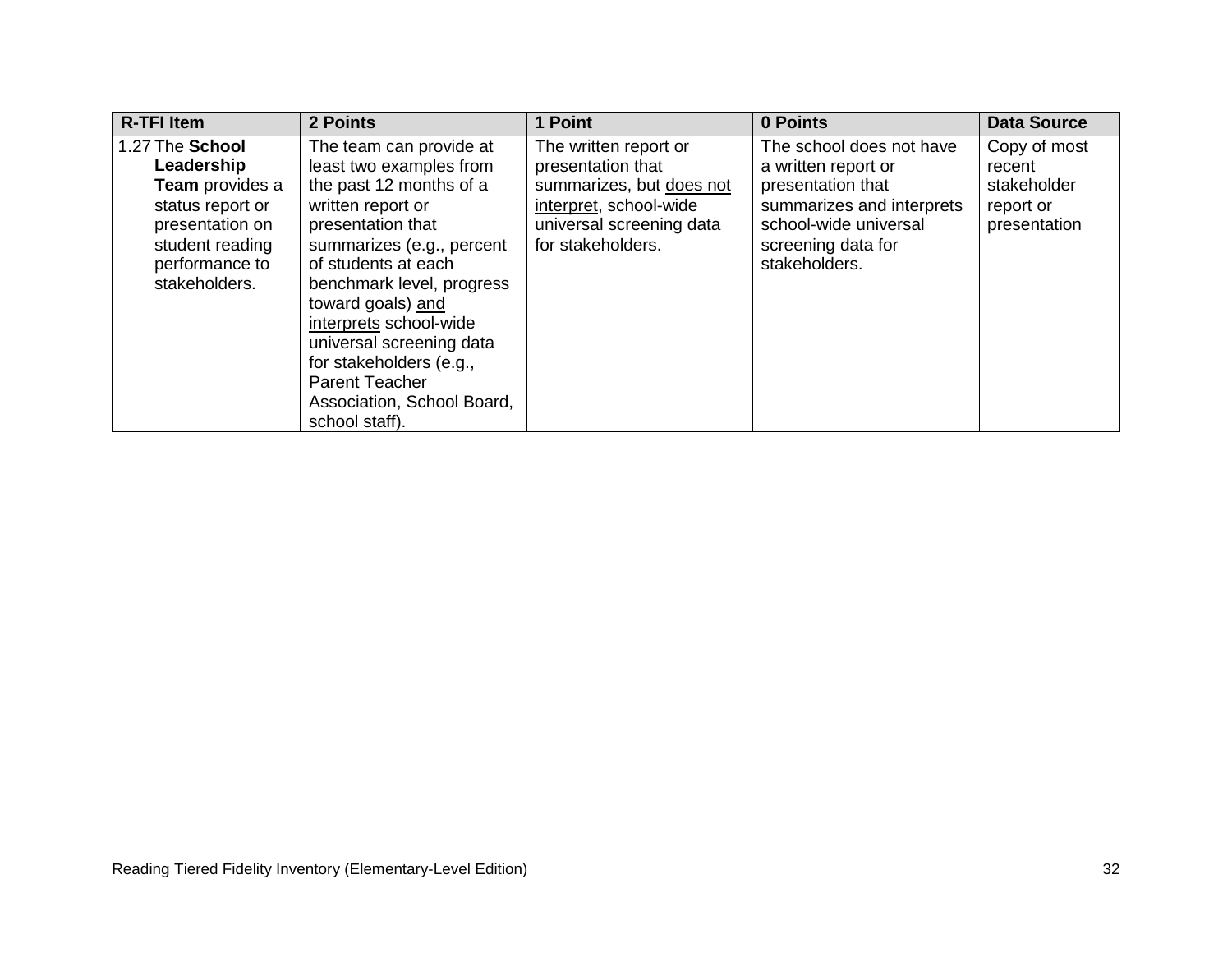| R-TFI Item | 2 Points | 1 Point | 0 Points | Data Source |
| --- | --- | --- | --- | --- |
| 1.27 The **School Leadership Team** provides a status report or presentation on student reading performance to stakeholders. | The team can provide at least two examples from the past 12 months of a written report or presentation that summarizes (e.g., percent of students at each benchmark level, progress toward goals) <u>and interprets</u> school-wide universal screening data for stakeholders (e.g., Parent Teacher Association, School Board, school staff). | The written report or presentation that summarizes, but <u>does not interpret</u>, school-wide universal screening data for stakeholders. | The school does not have a written report or presentation that summarizes and interprets school-wide universal screening data for stakeholders. | Copy of most recent stakeholder report or presentation |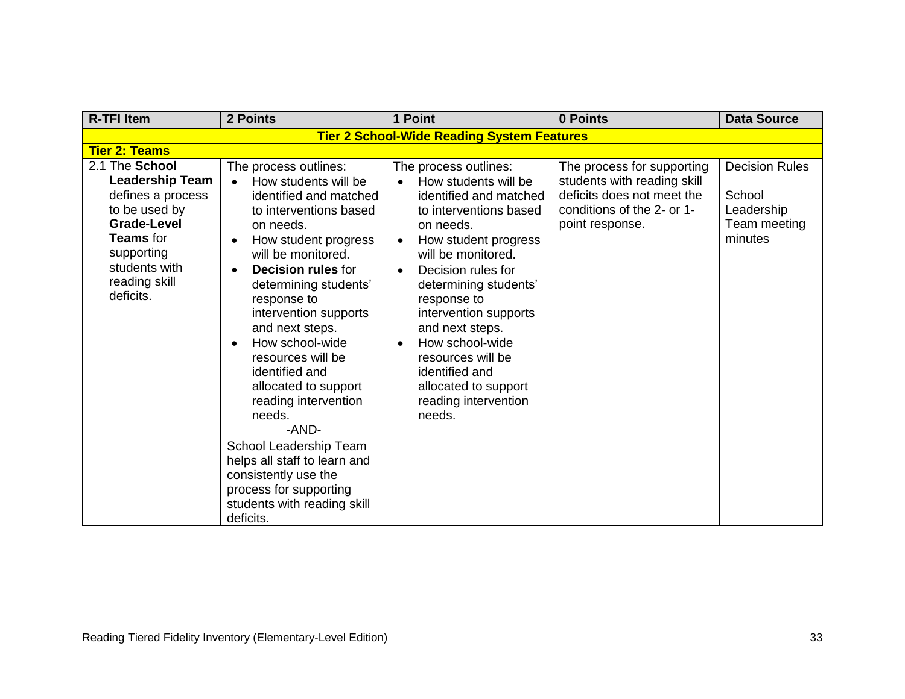| R-TFI Item | 2 Points | 1 Point | 0 Points | Data Source |
|---|---|---|---|---|
| **Tier 2 School-Wide Reading System Features** | | | | |
| **Tier 2: Teams** | | | | |
| 2.1 The **School Leadership Team** defines a process to be used by **Grade-Level Teams** for supporting students with reading skill deficits. | The process outlines:<br>• How students will be identified and matched to interventions based on needs.<br>• How student progress will be monitored.<br>• **Decision rules** for determining students' response to intervention supports and next steps.<br>• How school-wide resources will be identified and allocated to support reading intervention needs.<br>-AND-<br>School Leadership Team helps all staff to learn and consistently use the process for supporting students with reading skill deficits. | The process outlines:<br>• How students will be identified and matched to interventions based on needs.<br>• How student progress will be monitored.<br>• Decision rules for determining students' response to intervention supports and next steps.<br>• How school-wide resources will be identified and allocated to support reading intervention needs. | The process for supporting students with reading skill deficits does not meet the conditions of the 2- or 1-point response. | Decision Rules<br><br>School Leadership Team meeting minutes |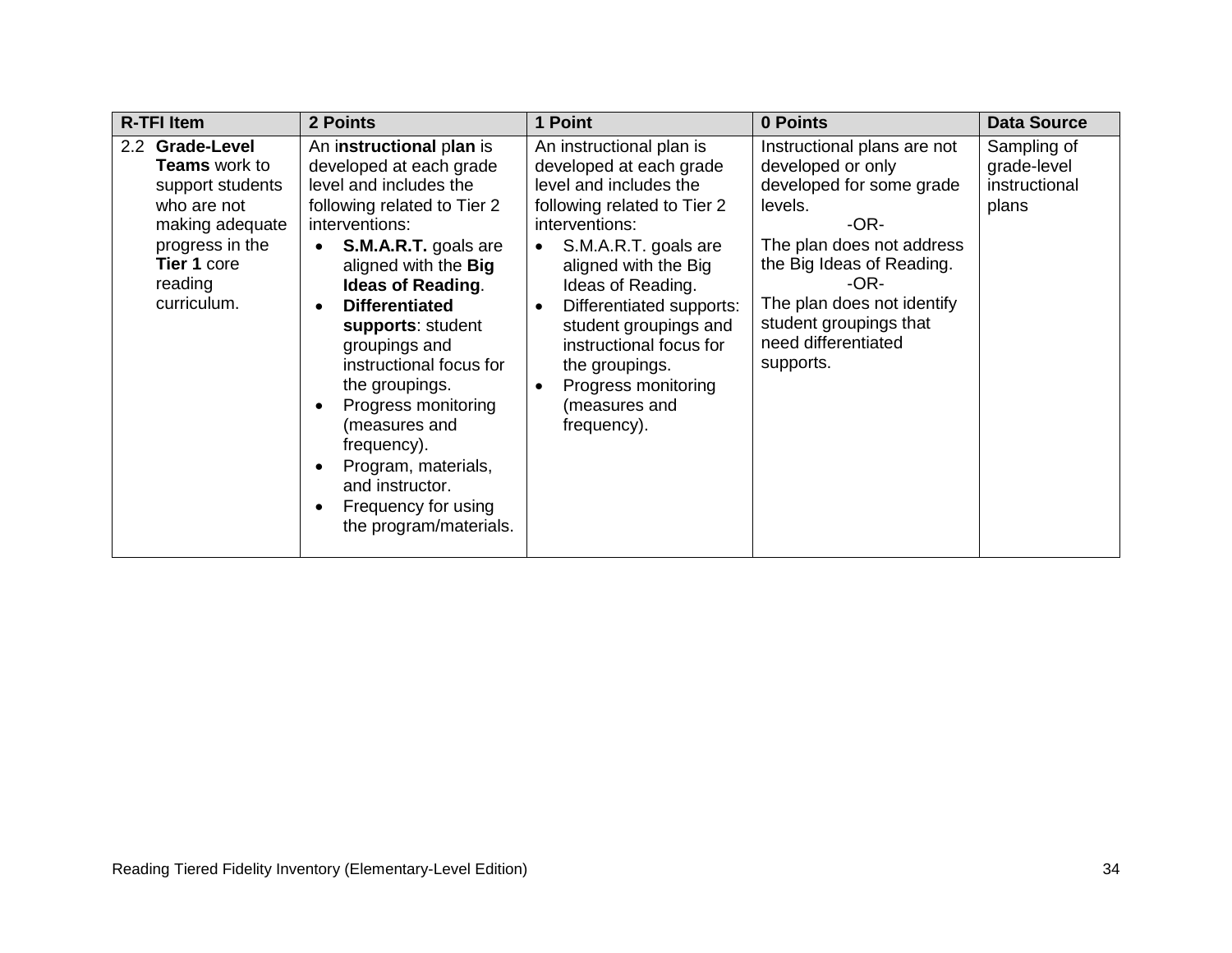| R-TFI Item | 2 Points | 1 Point | 0 Points | Data Source |
|---|---|---|---|---|
| 2.2 **Grade-Level Teams** work to support students who are not making adequate progress in the **Tier 1** core reading curriculum. | An i**nstructional** p**lan** is developed at each grade level and includes the following related to Tier 2 interventions:<br>• **S.M.A.R.T.** goals are aligned with the **Big Ideas of Reading**.<br>• **Differentiated supports**: student groupings and instructional focus for the groupings.<br>• Progress monitoring (measures and frequency).<br>• Program, materials, and instructor.<br>• Frequency for using the program/materials. | An instructional plan is developed at each grade level and includes the following related to Tier 2 interventions:<br>• S.M.A.R.T. goals are aligned with the Big Ideas of Reading.<br>• Differentiated supports: student groupings and instructional focus for the groupings.<br>• Progress monitoring (measures and frequency). | Instructional plans are not developed or only developed for some grade levels.<br>-OR-<br>The plan does not address the Big Ideas of Reading.<br>-OR-<br>The plan does not identify student groupings that need differentiated supports. | Sampling of grade-level instructional plans |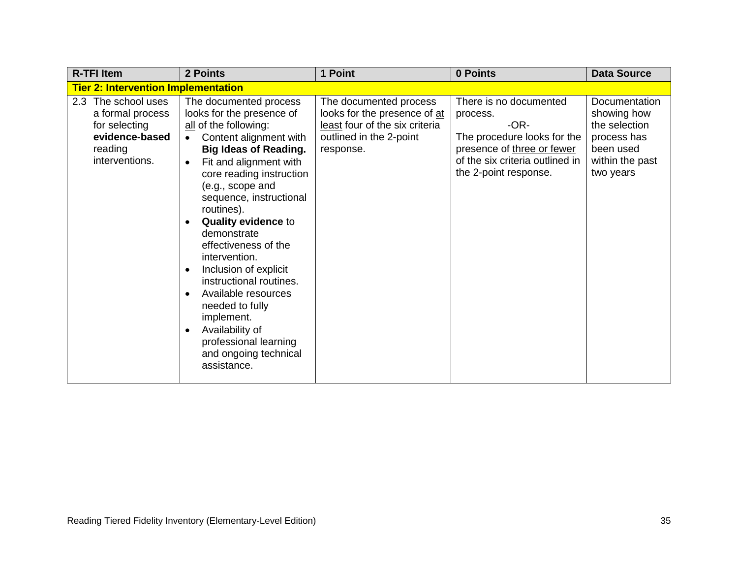| R-TFI Item | 2 Points | 1 Point | 0 Points | Data Source |
|---|---|---|---|---|
| **Tier 2: Intervention Implementation** | | | | |
| 2.3 The school uses a formal process for selecting **evidence-based** reading interventions. | The documented process looks for the presence of <u>all</u> of the following: <br>• Content alignment with **Big Ideas of Reading.** <br>• Fit and alignment with core reading instruction (e.g., scope and sequence, instructional routines). <br>• **Quality evidence** to demonstrate effectiveness of the intervention. <br>• Inclusion of explicit instructional routines. <br>• Available resources needed to fully implement. <br>• Availability of professional learning and ongoing technical assistance. | The documented process looks for the presence of <u>at least</u> four of the six criteria outlined in the 2-point response. | There is no documented process. <br>-OR- <br>The procedure looks for the presence of <u>three or fewer</u> of the six criteria outlined in the 2-point response. | Documentation showing how the selection process has been used within the past two years |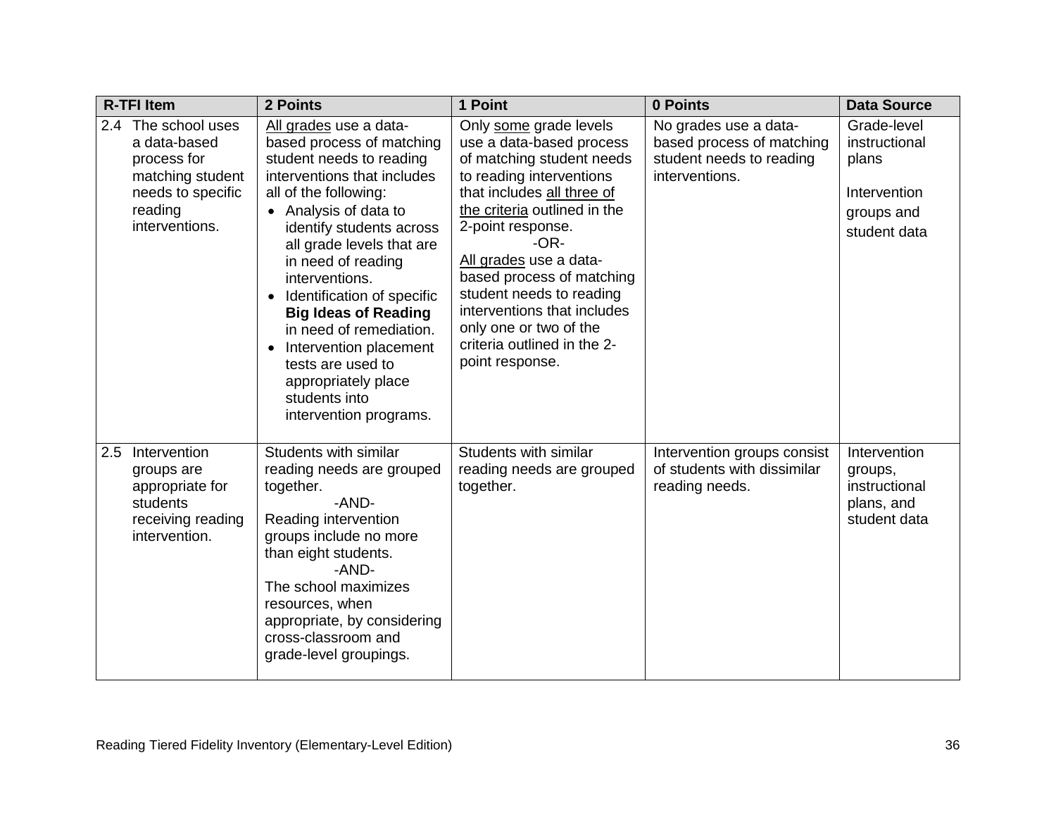| R-TFI Item | 2 Points | 1 Point | 0 Points | Data Source |
|---|---|---|---|---|
| 2.4 The school uses a data-based process for matching student needs to specific reading interventions. | All grades use a data-based process of matching student needs to reading interventions that includes all of the following:<br>• Analysis of data to identify students across all grade levels that are in need of reading interventions.<br>• Identification of specific **Big Ideas of Reading** in need of remediation.<br>• Intervention placement tests are used to appropriately place students into intervention programs. | Only some grade levels use a data-based process of matching student needs to reading interventions that includes all three of the criteria outlined in the 2-point response.<br>-OR-<br>All grades use a data-based process of matching student needs to reading interventions that includes only one or two of the criteria outlined in the 2-point response. | No grades use a data-based process of matching student needs to reading interventions. | Grade-level instructional plans<br><br>Intervention groups and student data |
| 2.5 Intervention groups are appropriate for students receiving reading intervention. | Students with similar reading needs are grouped together.<br>-AND-<br>Reading intervention groups include no more than eight students.<br>-AND-<br>The school maximizes resources, when appropriate, by considering cross-classroom and grade-level groupings. | Students with similar reading needs are grouped together. | Intervention groups consist of students with dissimilar reading needs. | Intervention groups, instructional plans, and student data |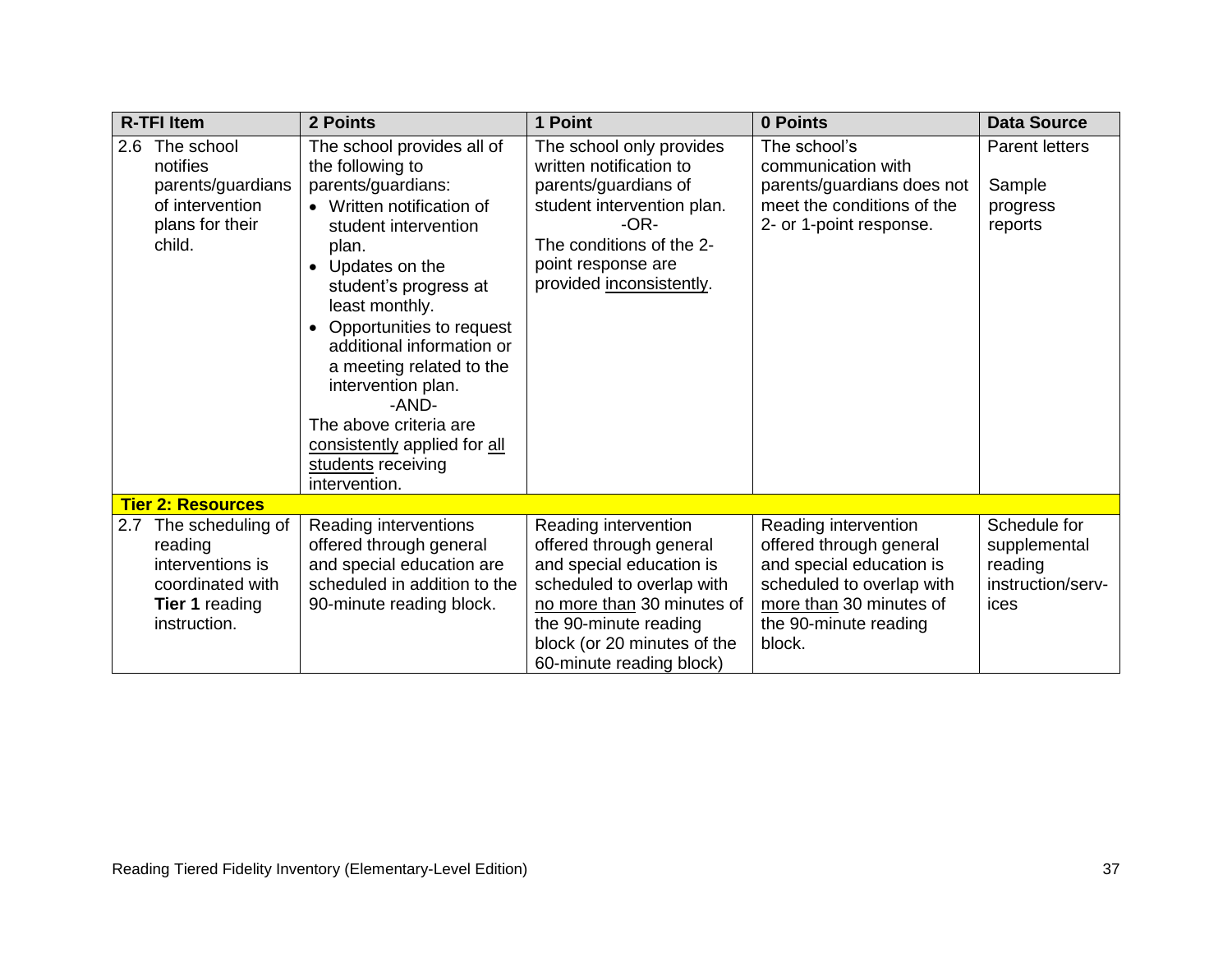| R-TFI Item | 2 Points | 1 Point | 0 Points | Data Source |
|---|---|---|---|---|
| 2.6 The school notifies parents/guardians of intervention plans for their child. | The school provides all of the following to parents/guardians:<br>• Written notification of student intervention plan.<br>• Updates on the student's progress at least monthly.<br>• Opportunities to request additional information or a meeting related to the intervention plan.<br>-AND-<br>The above criteria are <u>consistently</u> applied for <u>all students</u> receiving intervention. | The school only provides written notification to parents/guardians of student intervention plan.<br>-OR-<br>The conditions of the 2-point response are provided <u>inconsistently</u>. | The school's communication with parents/guardians does not meet the conditions of the 2- or 1-point response. | Parent letters<br><br>Sample progress reports |
| **Tier 2: Resources** | | | | |
| 2.7 The scheduling of reading interventions is coordinated with **Tier 1** reading instruction. | Reading interventions offered through general and special education are scheduled in addition to the 90-minute reading block. | Reading intervention offered through general and special education is scheduled to overlap with <u>no more than</u> 30 minutes of the 90-minute reading block (or 20 minutes of the 60-minute reading block) | Reading intervention offered through general and special education is scheduled to overlap with <u>more than</u> 30 minutes of the 90-minute reading block. | Schedule for supplemental reading instruction/serv-ices |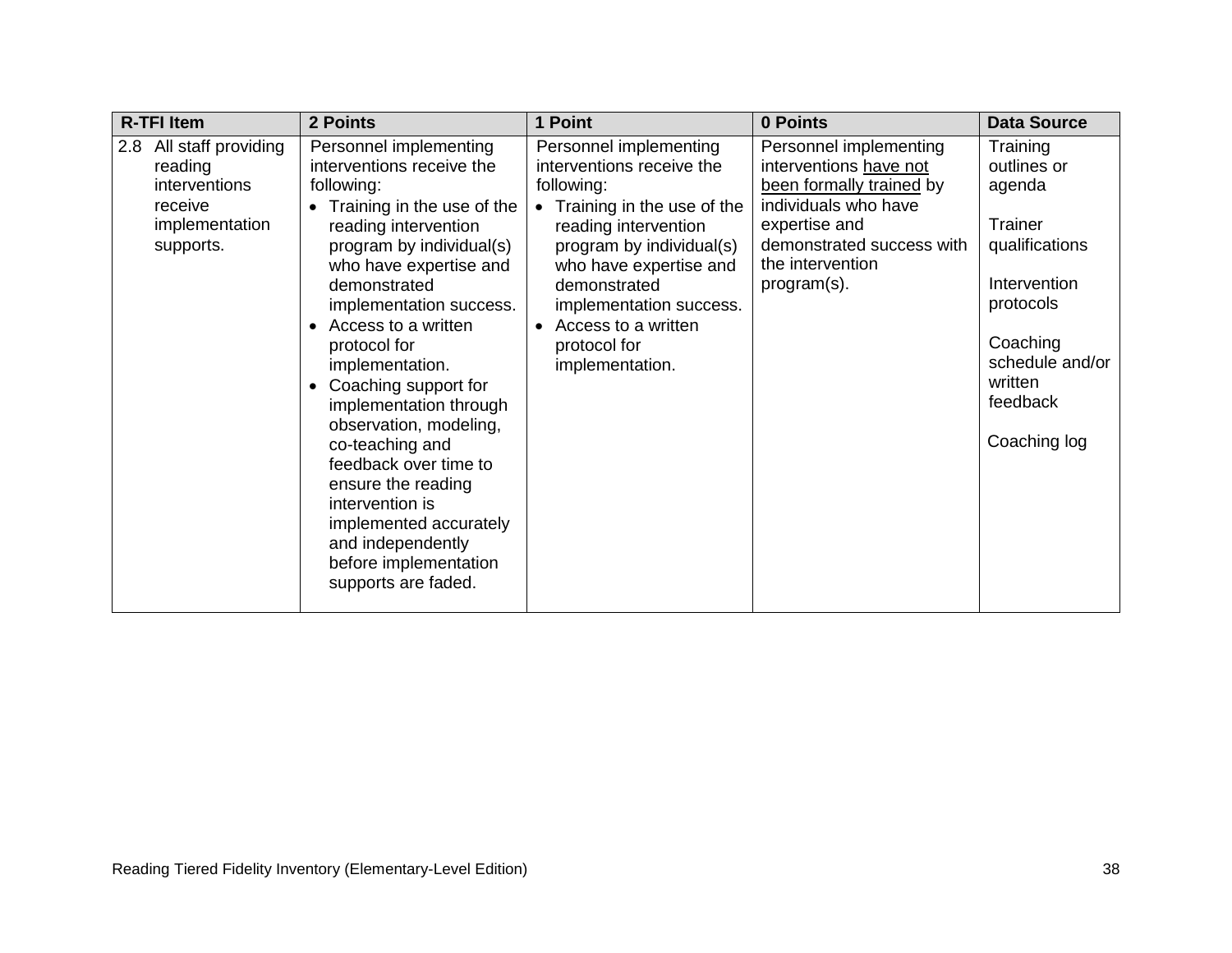| R-TFI Item | 2 Points | 1 Point | 0 Points | Data Source |
|---|---|---|---|---|
| 2.8 All staff providing reading interventions receive implementation supports. | Personnel implementing interventions receive the following:<br>• Training in the use of the reading intervention program by individual(s) who have expertise and demonstrated implementation success.<br>• Access to a written protocol for implementation.<br>• Coaching support for implementation through observation, modeling, co-teaching and feedback over time to ensure the reading intervention is implemented accurately and independently before implementation supports are faded. | Personnel implementing interventions receive the following:<br>• Training in the use of the reading intervention program by individual(s) who have expertise and demonstrated implementation success.<br>• Access to a written protocol for implementation. | Personnel implementing interventions <u>have not been formally trained</u> by individuals who have expertise and demonstrated success with the intervention program(s). | Training outlines or agenda<br><br>Trainer qualifications<br><br>Intervention protocols<br><br>Coaching schedule and/or written feedback<br><br>Coaching log |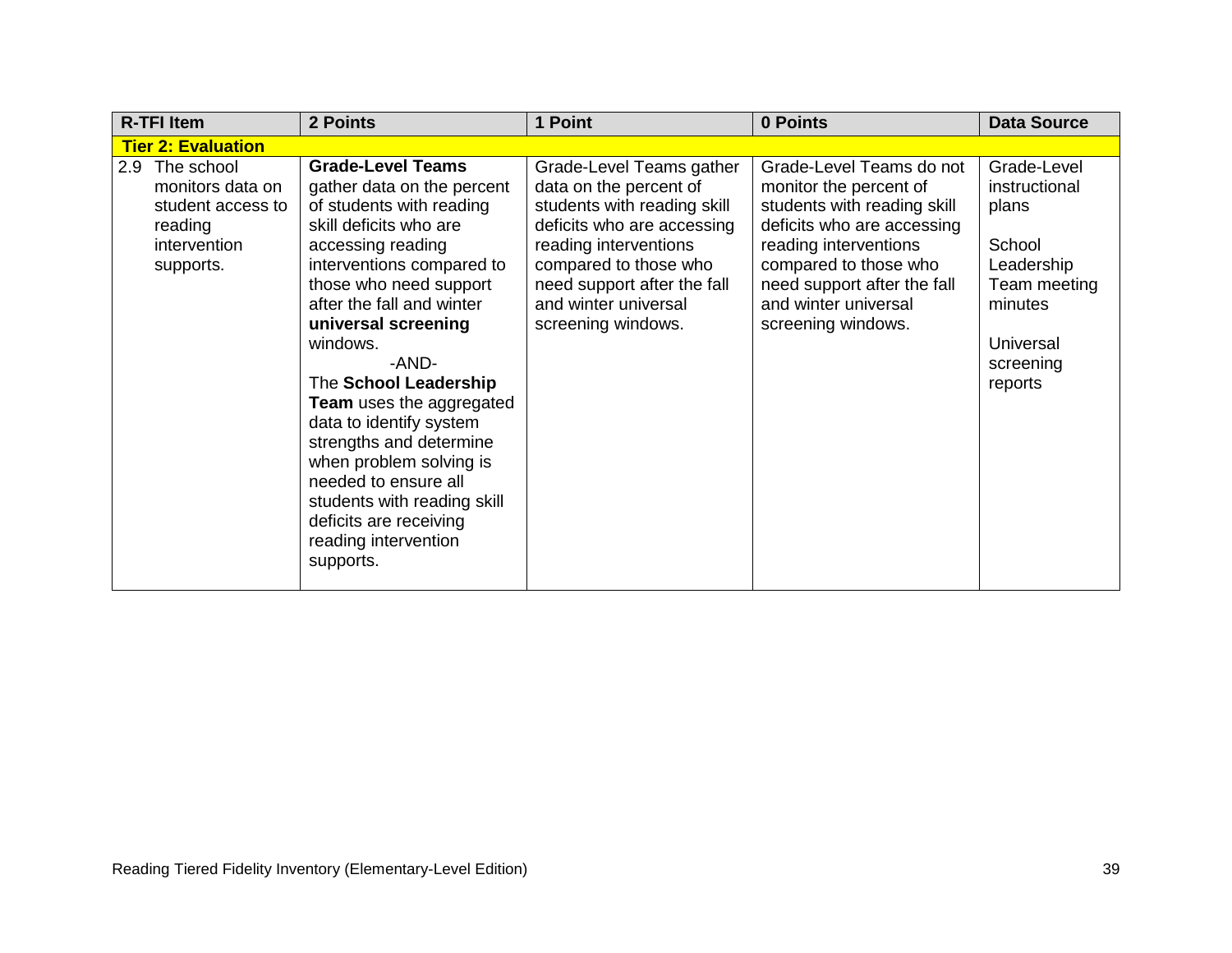| R-TFI Item | 2 Points | 1 Point | 0 Points | Data Source |
|---|---|---|---|---|
| **Tier 2: Evaluation** | | | | |
| 2.9 The school monitors data on student access to reading intervention supports. | **Grade-Level Teams** gather data on the percent of students with reading skill deficits who are accessing reading interventions compared to those who need support after the fall and winter **universal screening** windows. -AND- The **School Leadership Team** uses the aggregated data to identify system strengths and determine when problem solving is needed to ensure all students with reading skill deficits are receiving reading intervention supports. | Grade-Level Teams gather data on the percent of students with reading skill deficits who are accessing reading interventions compared to those who need support after the fall and winter universal screening windows. | Grade-Level Teams do not monitor the percent of students with reading skill deficits who are accessing reading interventions compared to those who need support after the fall and winter universal screening windows. | Grade-Level instructional plans<br><br>School Leadership Team meeting minutes<br><br>Universal screening reports |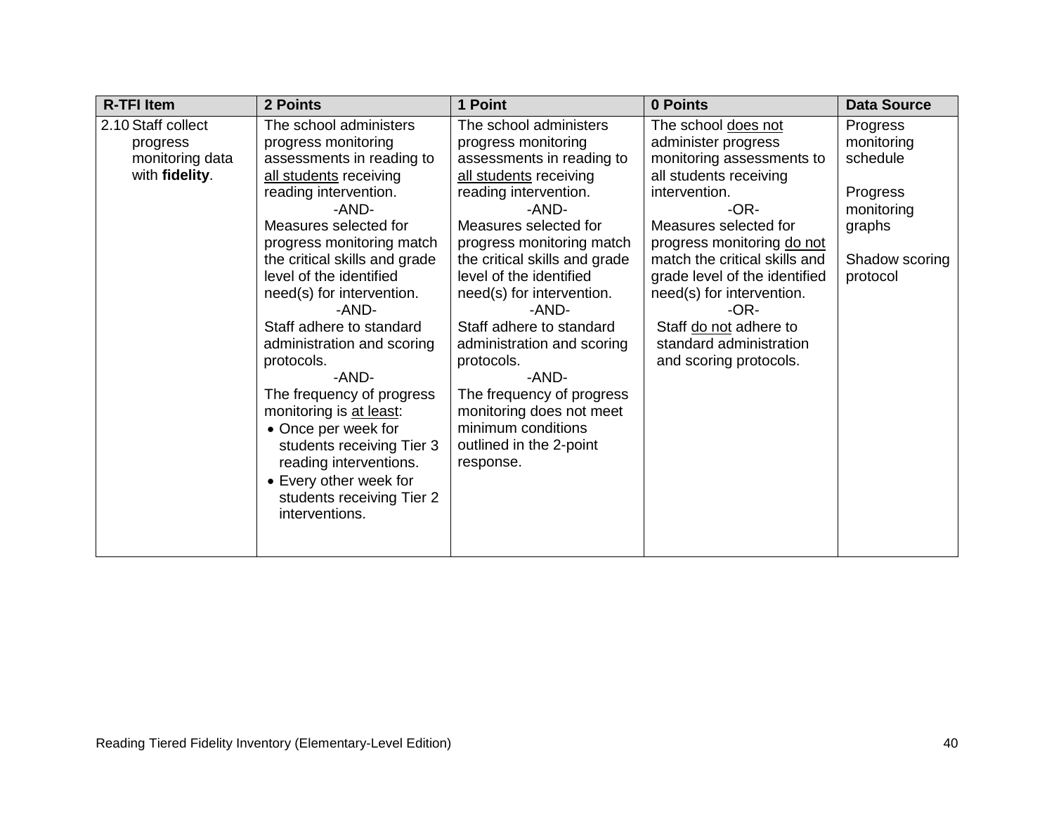| R-TFI Item | 2 Points | 1 Point | 0 Points | Data Source |
|---|---|---|---|---|
| 2.10 Staff collect progress monitoring data with **fidelity**. | The school administers progress monitoring assessments in reading to all students receiving reading intervention.<br>-AND-<br>Measures selected for progress monitoring match the critical skills and grade level of the identified need(s) for intervention.<br>-AND-<br>Staff adhere to standard administration and scoring protocols.<br>-AND-<br>The frequency of progress monitoring is at least:<br>• Once per week for students receiving Tier 3 reading interventions.<br>• Every other week for students receiving Tier 2 interventions. | The school administers progress monitoring assessments in reading to all students receiving reading intervention.<br>-AND-<br>Measures selected for progress monitoring match the critical skills and grade level of the identified need(s) for intervention.<br>-AND-<br>Staff adhere to standard administration and scoring protocols.<br>-AND-<br>The frequency of progress monitoring does not meet minimum conditions outlined in the 2-point response. | The school does not administer progress monitoring assessments to all students receiving intervention.<br>-OR-<br>Measures selected for progress monitoring do not match the critical skills and grade level of the identified need(s) for intervention.<br>-OR-<br>Staff do not adhere to standard administration and scoring protocols. | Progress monitoring schedule<br><br>Progress monitoring graphs<br><br>Shadow scoring protocol |

Reading Tiered Fidelity Inventory (Elementary-Level Edition)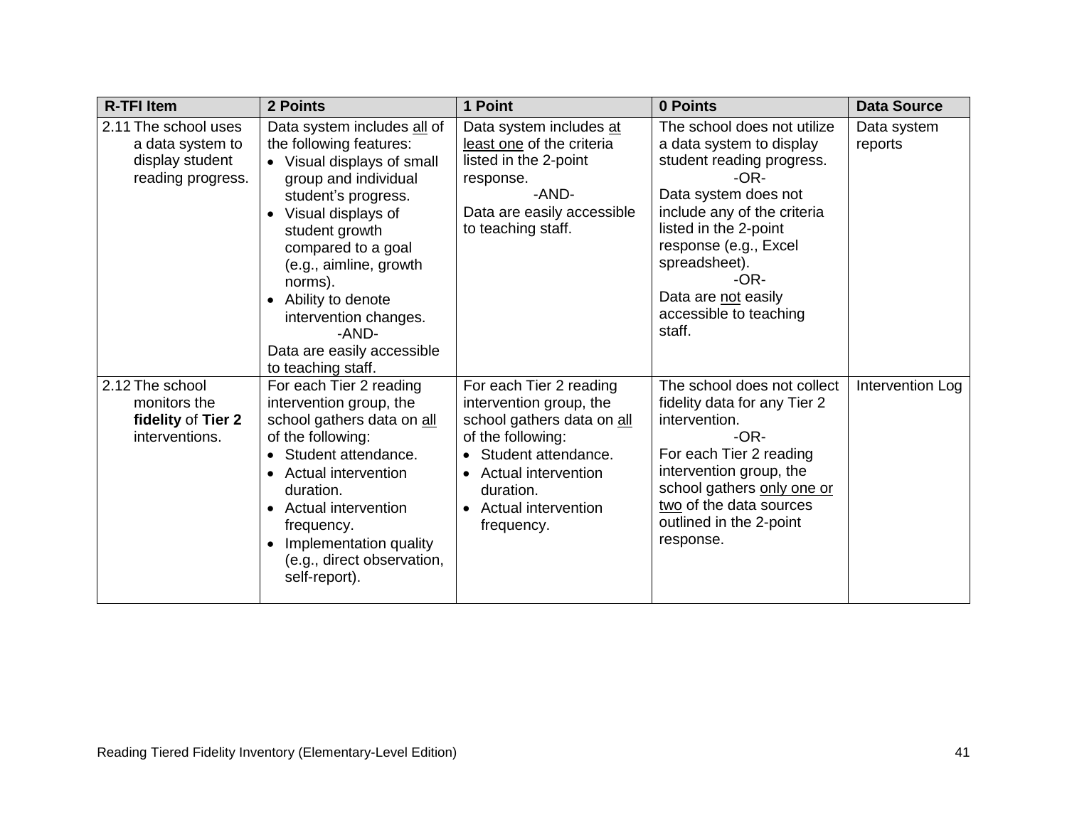| R-TFI Item | 2 Points | 1 Point | 0 Points | Data Source |
|---|---|---|---|---|
| 2.11 The school uses a data system to display student reading progress. | Data system includes all of the following features:<br>• Visual displays of small group and individual student's progress.<br>• Visual displays of student growth compared to a goal (e.g., aimline, growth norms).<br>• Ability to denote intervention changes.<br>-AND-<br>Data are easily accessible to teaching staff. | Data system includes at least one of the criteria listed in the 2-point response.<br>-AND-<br>Data are easily accessible to teaching staff. | The school does not utilize a data system to display student reading progress.<br>-OR-<br>Data system does not include any of the criteria listed in the 2-point response (e.g., Excel spreadsheet).<br>-OR-<br>Data are not easily accessible to teaching staff. | Data system reports |
| 2.12 The school monitors the **fidelity** of **Tier 2** interventions. | For each Tier 2 reading intervention group, the school gathers data on all of the following:<br>• Student attendance.<br>• Actual intervention duration.<br>• Actual intervention frequency.<br>• Implementation quality (e.g., direct observation, self-report). | For each Tier 2 reading intervention group, the school gathers data on all of the following:<br>• Student attendance.<br>• Actual intervention duration.<br>• Actual intervention frequency. | The school does not collect fidelity data for any Tier 2 intervention.<br>-OR-<br>For each Tier 2 reading intervention group, the school gathers only one or two of the data sources outlined in the 2-point response. | Intervention Log |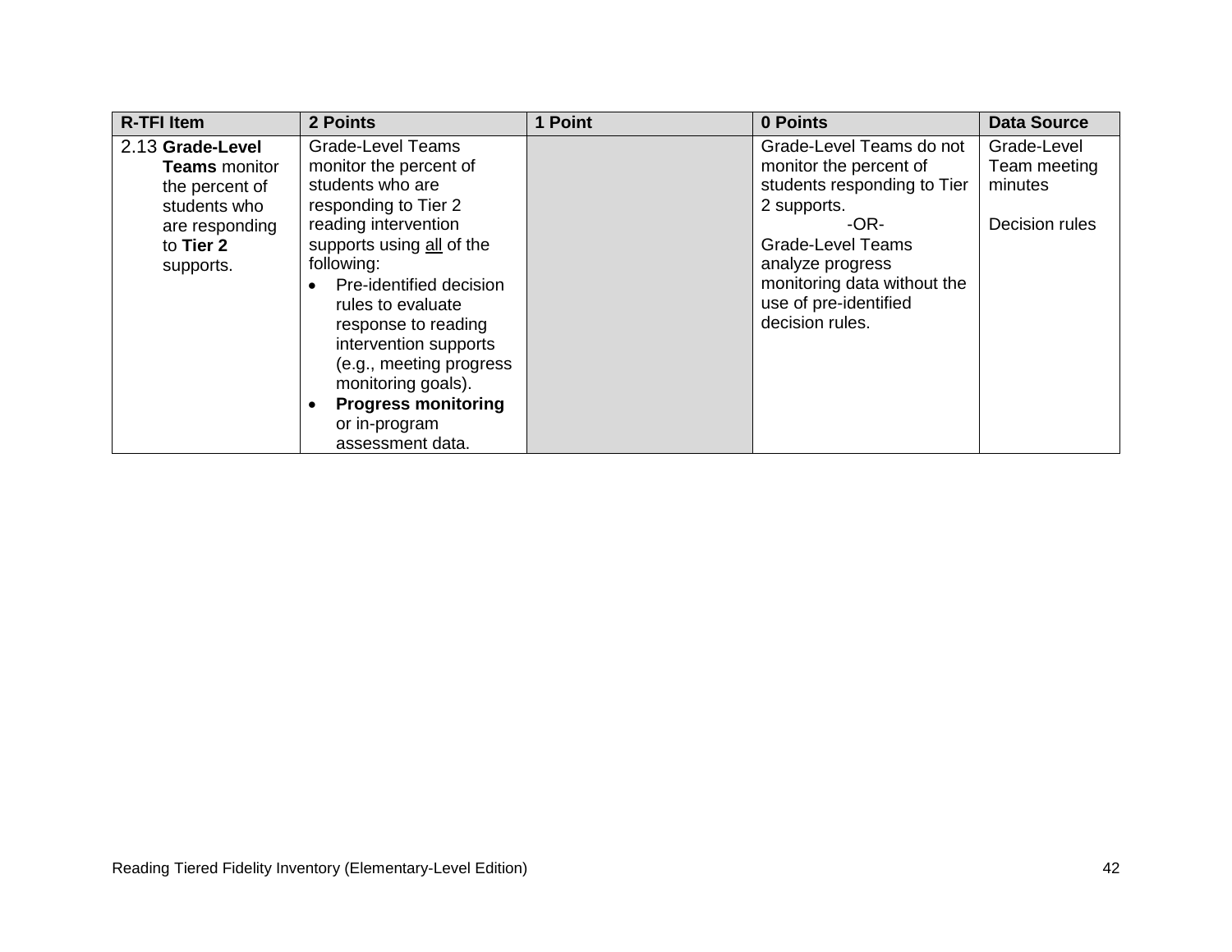| R-TFI Item | 2 Points | 1 Point | 0 Points | Data Source |
|---|---|---|---|---|
| 2.13 **Grade-Level Teams** monitor the percent of students who are responding to **Tier 2** supports. | Grade-Level Teams monitor the percent of students who are responding to Tier 2 reading intervention supports using <u>all</u> of the following:<br>• Pre-identified decision rules to evaluate response to reading intervention supports (e.g., meeting progress monitoring goals).<br>• **Progress monitoring** or in-program assessment data. | | Grade-Level Teams do not monitor the percent of students responding to Tier 2 supports.<br>-OR-<br>Grade-Level Teams analyze progress monitoring data without the use of pre-identified decision rules. | Grade-Level Team meeting minutes<br><br>Decision rules |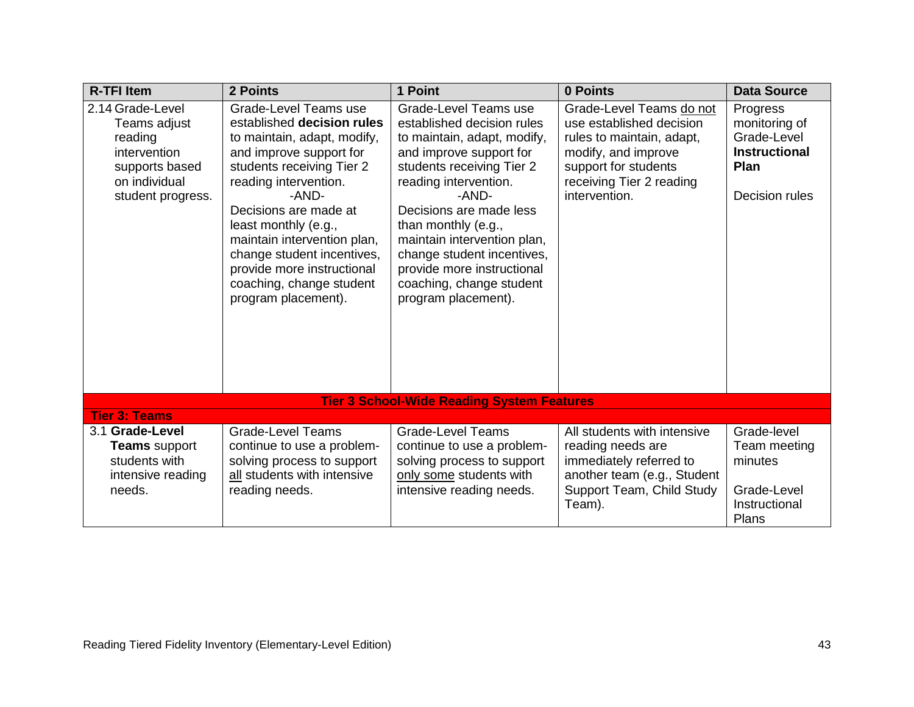| R-TFI Item | 2 Points | 1 Point | 0 Points | Data Source |
|---|---|---|---|---|
| 2.14 Grade-Level Teams adjust reading intervention supports based on individual student progress. | Grade-Level Teams use established **decision rules** to maintain, adapt, modify, and improve support for students receiving Tier 2 reading intervention. -AND- Decisions are made at least monthly (e.g., maintain intervention plan, change student incentives, provide more instructional coaching, change student program placement). | Grade-Level Teams use established decision rules to maintain, adapt, modify, and improve support for students receiving Tier 2 reading intervention. -AND- Decisions are made less than monthly (e.g., maintain intervention plan, change student incentives, provide more instructional coaching, change student program placement). | Grade-Level Teams <u>do not</u> use established decision rules to maintain, adapt, modify, and improve support for students receiving Tier 2 reading intervention. | Progress monitoring of Grade-Level **Instructional Plan**<br><br>Decision rules |
| **Tier 3 School-Wide Reading System Features** | | | | |
| **Tier 3: Teams** | | | | |
| 3.1 **Grade-Level Teams** support students with intensive reading needs. | Grade-Level Teams continue to use a problem-solving process to support <u>all</u> students with intensive reading needs. | Grade-Level Teams continue to use a problem-solving process to support <u>only some</u> students with intensive reading needs. | All students with intensive reading needs are immediately referred to another team (e.g., Student Support Team, Child Study Team). | Grade-level Team meeting minutes<br><br>Grade-Level Instructional Plans |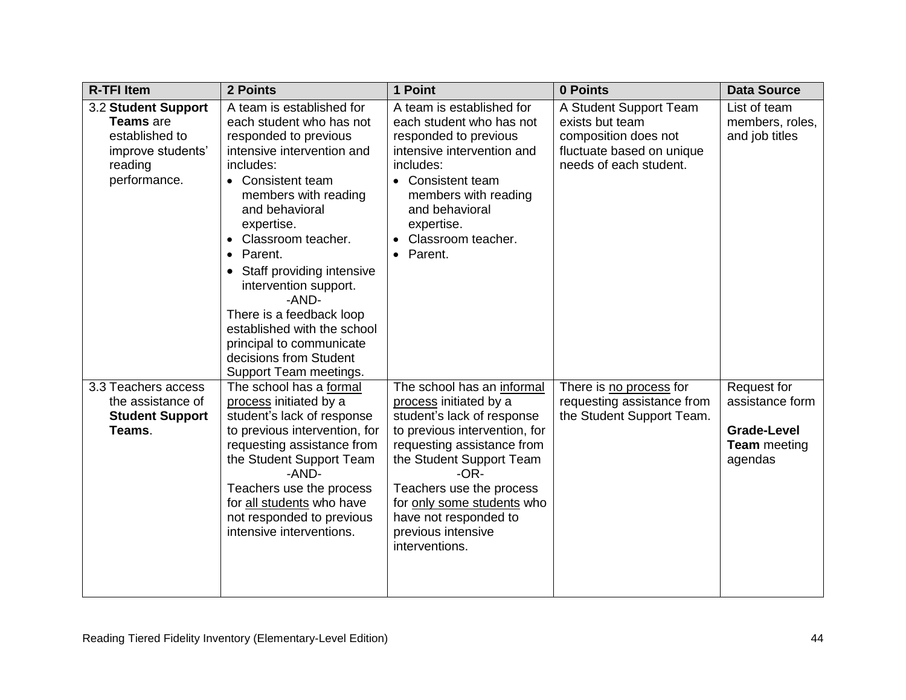| R-TFI Item | 2 Points | 1 Point | 0 Points | Data Source |
|---|---|---|---|---|
| 3.2 **Student Support Teams** are established to improve students' reading performance. | A team is established for each student who has not responded to previous intensive intervention and includes:<br>• Consistent team members with reading and behavioral expertise.<br>• Classroom teacher.<br>• Parent.<br>• Staff providing intensive intervention support.<br>-AND-<br>There is a feedback loop established with the school principal to communicate decisions from Student Support Team meetings. | A team is established for each student who has not responded to previous intensive intervention and includes:<br>• Consistent team members with reading and behavioral expertise.<br>• Classroom teacher.<br>• Parent. | A Student Support Team exists but team composition does not fluctuate based on unique needs of each student. | List of team members, roles, and job titles |
| 3.3 Teachers access the assistance of **Student Support Teams**. | The school has a formal process initiated by a student's lack of response to previous intervention, for requesting assistance from the Student Support Team<br>-AND-<br>Teachers use the process for all students who have not responded to previous intensive interventions. | The school has an informal process initiated by a student's lack of response to previous intervention, for requesting assistance from the Student Support Team<br>-OR-<br>Teachers use the process for only some students who have not responded to previous intensive interventions. | There is no process for requesting assistance from the Student Support Team. | Request for assistance form<br><br>**Grade-Level Team** meeting agendas |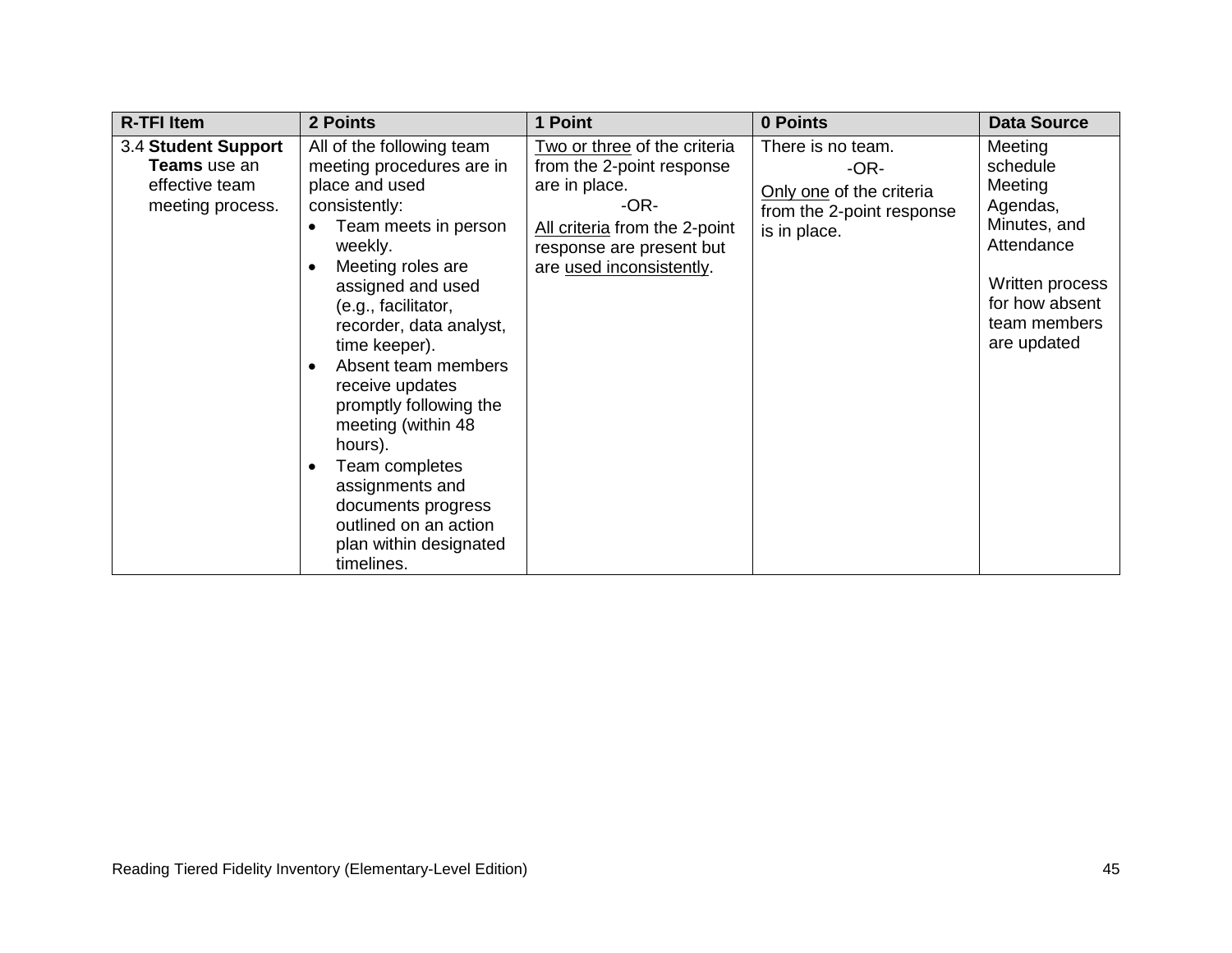| R-TFI Item | 2 Points | 1 Point | 0 Points | Data Source |
|---|---|---|---|---|
| 3.4 **Student Support Teams** use an effective team meeting process. | All of the following team meeting procedures are in place and used consistently:<br>• Team meets in person weekly.<br>• Meeting roles are assigned and used (e.g., facilitator, recorder, data analyst, time keeper).<br>• Absent team members receive updates promptly following the meeting (within 48 hours).<br>• Team completes assignments and documents progress outlined on an action plan within designated timelines. | Two or three of the criteria from the 2-point response are in place.<br>-OR-<br>All criteria from the 2-point response are present but are used inconsistently. | There is no team.<br>-OR-<br>Only one of the criteria from the 2-point response is in place. | Meeting schedule<br>Meeting Agendas, Minutes, and Attendance<br><br>Written process for how absent team members are updated |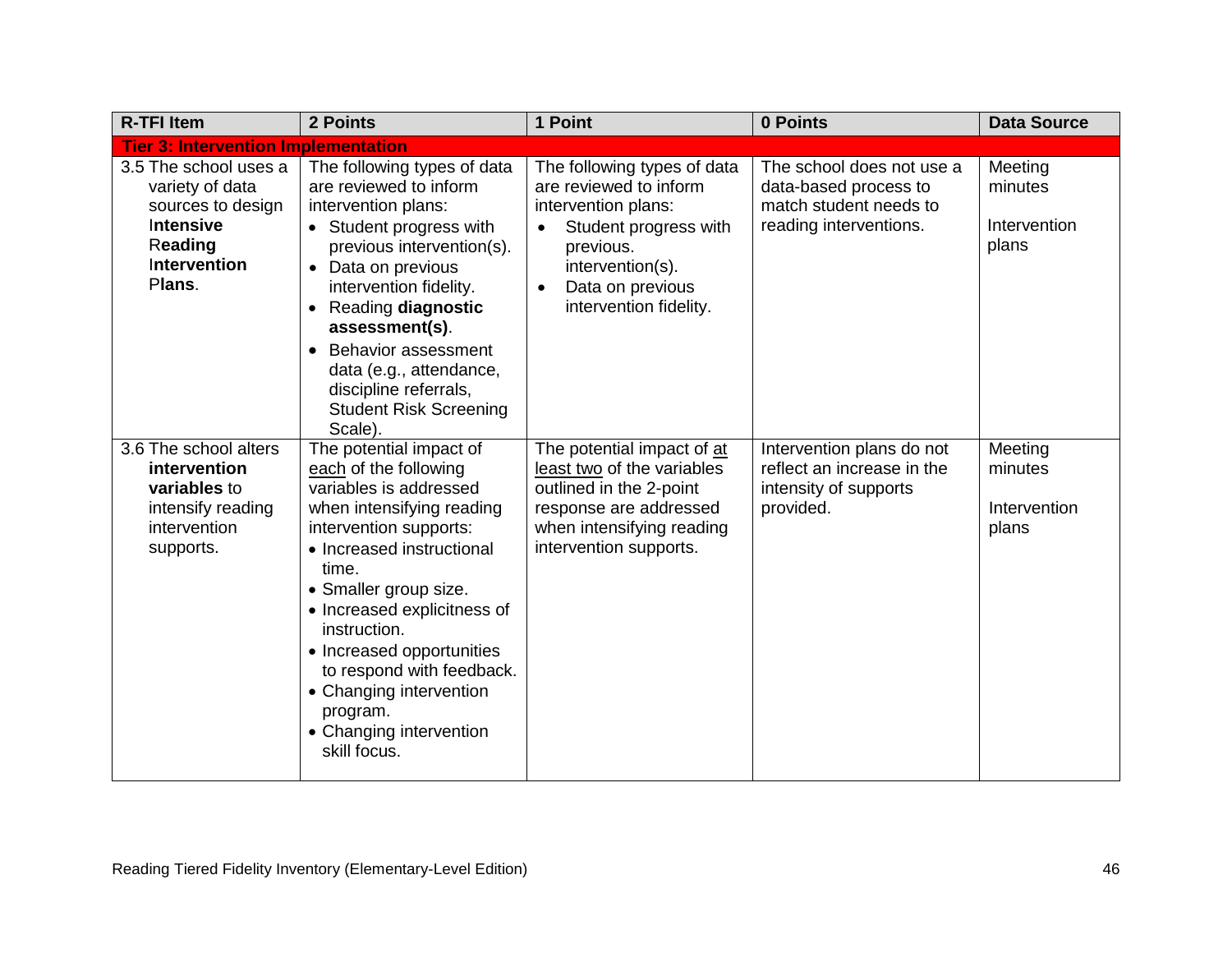| R-TFI Item | 2 Points | 1 Point | 0 Points | Data Source |
|---|---|---|---|---|
| **Tier 3: Intervention Implementation** | | | | |
| 3.5 The school uses a variety of data sources to design **I**ntensive **R**eading **I**ntervention **P**lans. | The following types of data are reviewed to inform intervention plans:<br>• Student progress with previous intervention(s).<br>• Data on previous intervention fidelity.<br>• Reading **diagnostic assessment(s)**.<br>• Behavior assessment data (e.g., attendance, discipline referrals, Student Risk Screening Scale). | The following types of data are reviewed to inform intervention plans:<br>• Student progress with previous. intervention(s).<br>• Data on previous intervention fidelity. | The school does not use a data-based process to match student needs to reading interventions. | Meeting minutes<br><br>Intervention plans |
| 3.6 The school alters **intervention variables** to intensify reading intervention supports. | The potential impact of each of the following variables is addressed when intensifying reading intervention supports:<br>• Increased instructional time.<br>• Smaller group size.<br>• Increased explicitness of instruction.<br>• Increased opportunities to respond with feedback.<br>• Changing intervention program.<br>• Changing intervention skill focus. | The potential impact of at least two of the variables outlined in the 2-point response are addressed when intensifying reading intervention supports. | Intervention plans do not reflect an increase in the intensity of supports provided. | Meeting minutes<br><br>Intervention plans |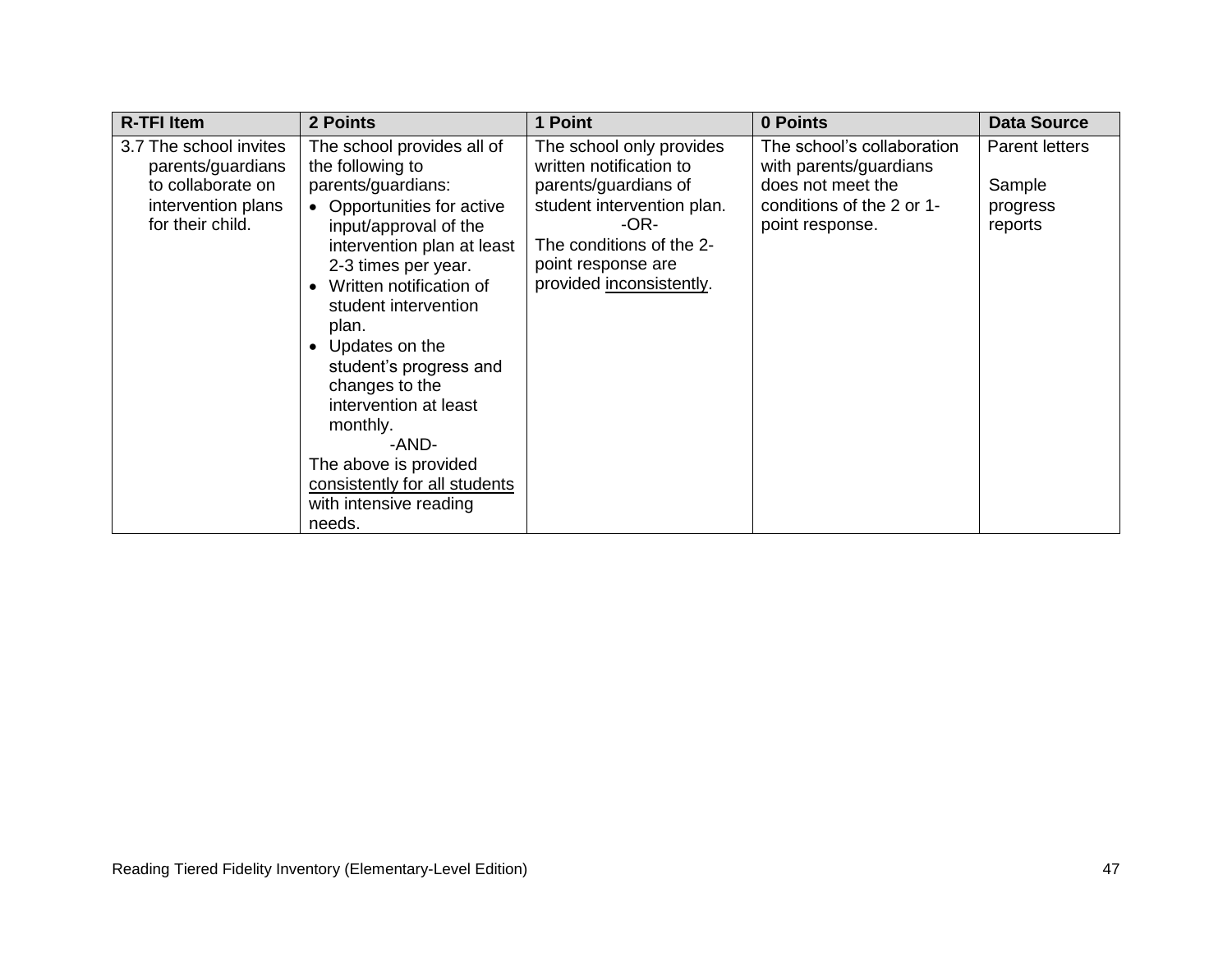| R-TFI Item | 2 Points | 1 Point | 0 Points | Data Source |
|---|---|---|---|---|
| 3.7 The school invites parents/guardians to collaborate on intervention plans for their child. | The school provides all of the following to parents/guardians:<br>• Opportunities for active input/approval of the intervention plan at least 2-3 times per year.<br>• Written notification of student intervention plan.<br>• Updates on the student's progress and changes to the intervention at least monthly.<br>-AND-<br>The above is provided <u>consistently for all students</u> with intensive reading needs. | The school only provides written notification to parents/guardians of student intervention plan.<br>-OR-<br>The conditions of the 2-point response are provided <u>inconsistently</u>. | The school's collaboration with parents/guardians does not meet the conditions of the 2 or 1-point response. | Parent letters<br><br>Sample progress reports |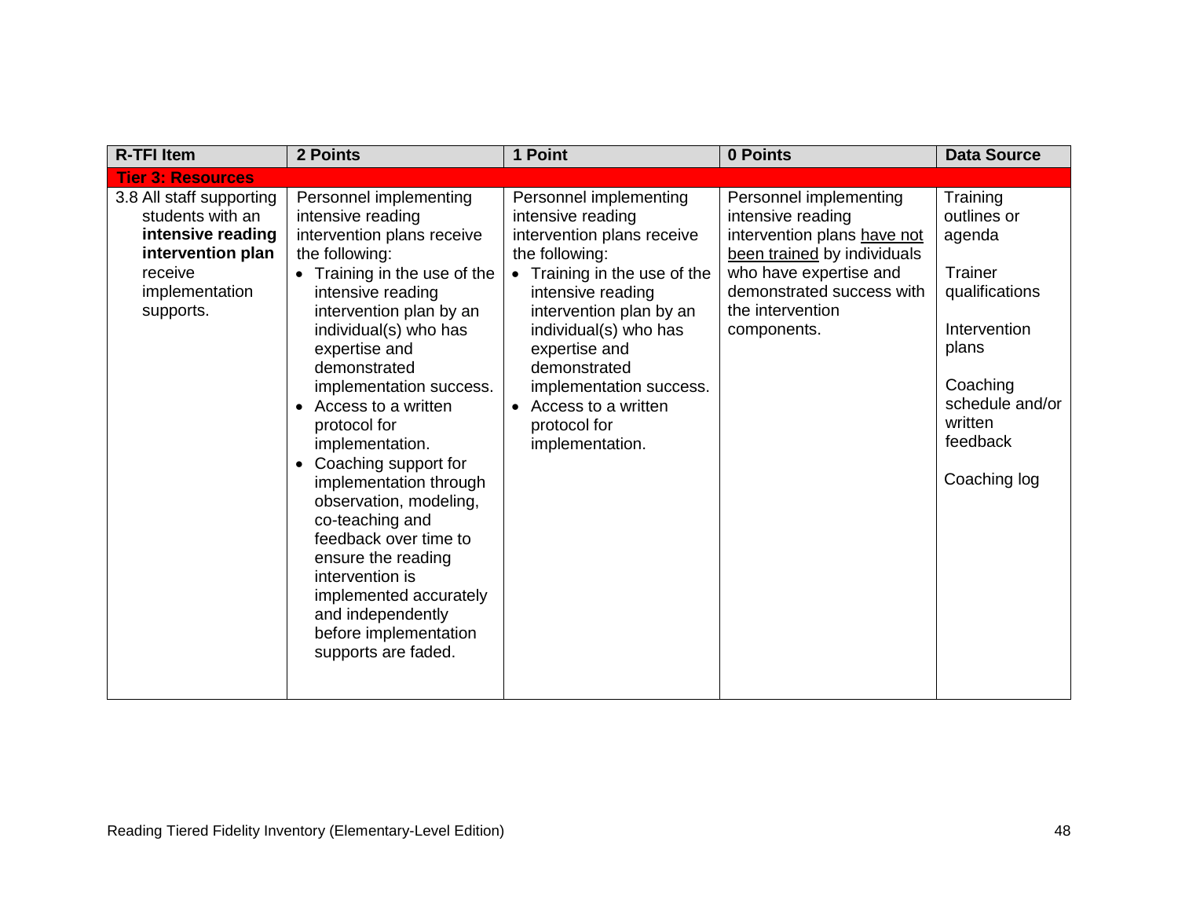| R-TFI Item | 2 Points | 1 Point | 0 Points | Data Source |
|---|---|---|---|---|
| **Tier 3: Resources** | | | | |
| 3.8 All staff supporting students with an **intensive reading intervention plan** receive implementation supports. | Personnel implementing intensive reading intervention plans receive the following: <br>• Training in the use of the intensive reading intervention plan by an individual(s) who has expertise and demonstrated implementation success. <br>• Access to a written protocol for implementation. <br>• Coaching support for implementation through observation, modeling, co-teaching and feedback over time to ensure the reading intervention is implemented accurately and independently before implementation supports are faded. | Personnel implementing intensive reading intervention plans receive the following: <br>• Training in the use of the intensive reading intervention plan by an individual(s) who has expertise and demonstrated implementation success. <br>• Access to a written protocol for implementation. | Personnel implementing intensive reading intervention plans <u>have not been trained</u> by individuals who have expertise and demonstrated success with the intervention components. | Training outlines or agenda <br><br>Trainer qualifications <br><br>Intervention plans <br><br>Coaching schedule and/or written feedback <br><br>Coaching log |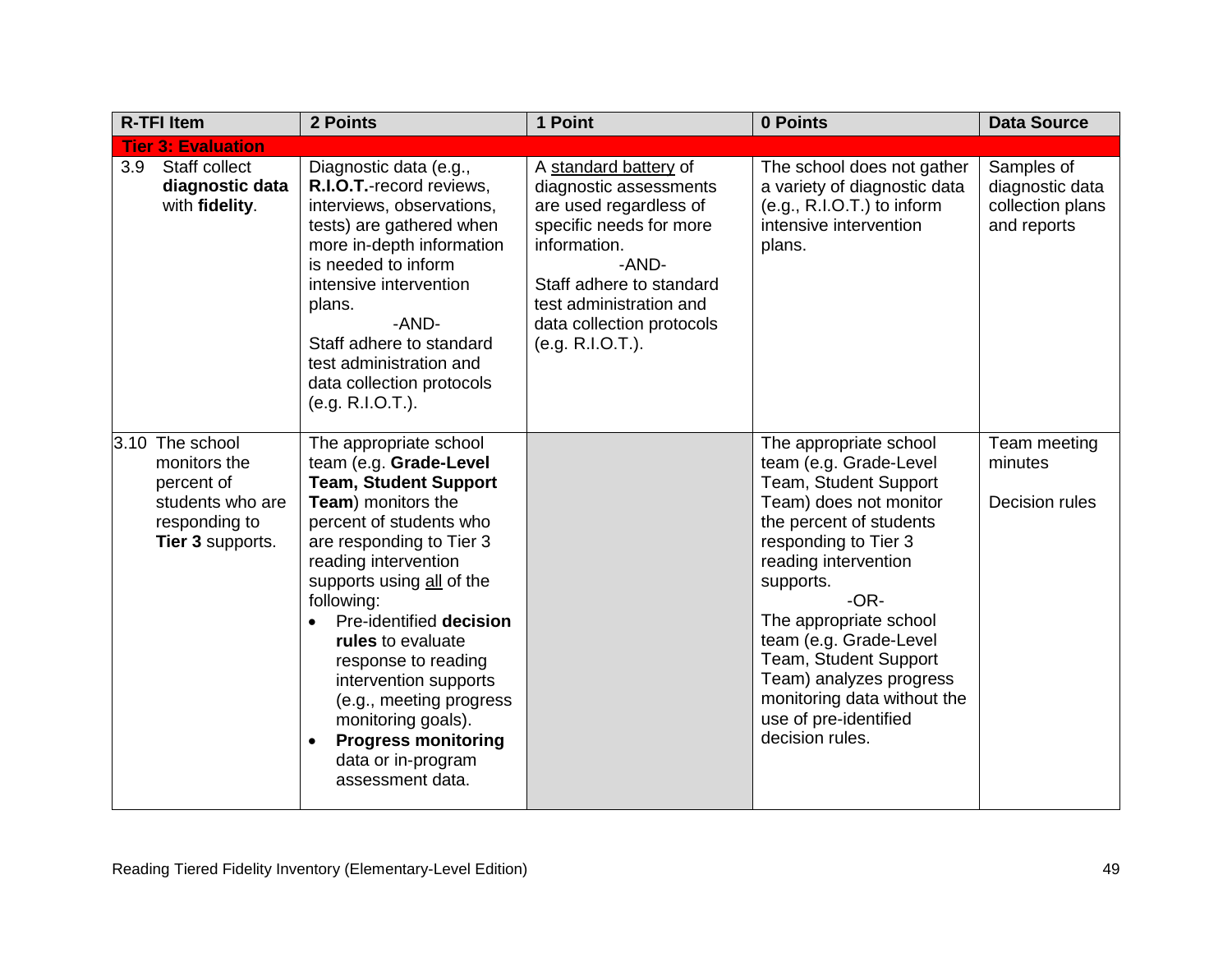| R-TFI Item | 2 Points | 1 Point | 0 Points | Data Source |
|---|---|---|---|---|
| **Tier 3: Evaluation** | | | | |
| 3.9 Staff collect **diagnostic data** with **fidelity**. | Diagnostic data (e.g., **R.I.O.T.**-record reviews, interviews, observations, tests) are gathered when more in-depth information is needed to inform intensive intervention plans.<br>-AND-<br>Staff adhere to standard test administration and data collection protocols (e.g. R.I.O.T.). | A standard battery of diagnostic assessments are used regardless of specific needs for more information.<br>-AND-<br>Staff adhere to standard test administration and data collection protocols (e.g. R.I.O.T.). | The school does not gather a variety of diagnostic data (e.g., R.I.O.T.) to inform intensive intervention plans. | Samples of diagnostic data collection plans and reports |
| 3.10 The school monitors the percent of students who are responding to **Tier 3** supports. | The appropriate school team (e.g. **Grade-Level Team, Student Support Team**) monitors the percent of students who are responding to Tier 3 reading intervention supports using all of the following:<br>• Pre-identified **decision rules** to evaluate response to reading intervention supports (e.g., meeting progress monitoring goals).<br>• **Progress monitoring** data or in-program assessment data. | | The appropriate school team (e.g. Grade-Level Team, Student Support Team) does not monitor the percent of students responding to Tier 3 reading intervention supports.<br>-OR-<br>The appropriate school team (e.g. Grade-Level Team, Student Support Team) analyzes progress monitoring data without the use of pre-identified decision rules. | Team meeting minutes<br><br>Decision rules |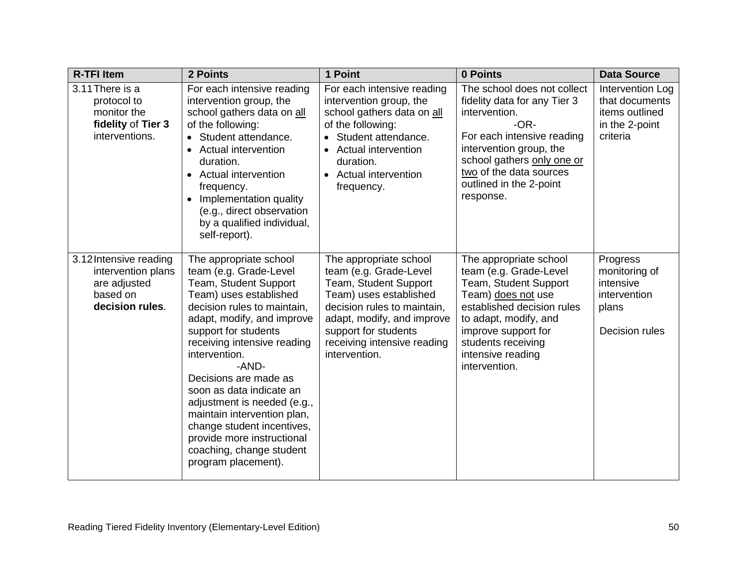| R-TFI Item | 2 Points | 1 Point | 0 Points | Data Source |
|---|---|---|---|---|
| 3.11 There is a protocol to monitor the **fidelity** of **Tier 3** interventions. | For each intensive reading intervention group, the school gathers data on all of the following:<br>• Student attendance.<br>• Actual intervention duration.<br>• Actual intervention frequency.<br>• Implementation quality (e.g., direct observation by a qualified individual, self-report). | For each intensive reading intervention group, the school gathers data on all of the following:<br>• Student attendance.<br>• Actual intervention duration.<br>• Actual intervention frequency. | The school does not collect fidelity data for any Tier 3 intervention.<br>-OR-<br>For each intensive reading intervention group, the school gathers only one or two of the data sources outlined in the 2-point response. | Intervention Log that documents items outlined in the 2-point criteria |
| 3.12 Intensive reading intervention plans are adjusted based on **decision rules**. | The appropriate school team (e.g. Grade-Level Team, Student Support Team) uses established decision rules to maintain, adapt, modify, and improve support for students receiving intensive reading intervention.<br>-AND-<br>Decisions are made as soon as data indicate an adjustment is needed (e.g., maintain intervention plan, change student incentives, provide more instructional coaching, change student program placement). | The appropriate school team (e.g. Grade-Level Team, Student Support Team) uses established decision rules to maintain, adapt, modify, and improve support for students receiving intensive reading intervention. | The appropriate school team (e.g. Grade-Level Team, Student Support Team) does not use established decision rules to adapt, modify, and improve support for students receiving intensive reading intervention. | Progress monitoring of intensive intervention plans<br><br>Decision rules |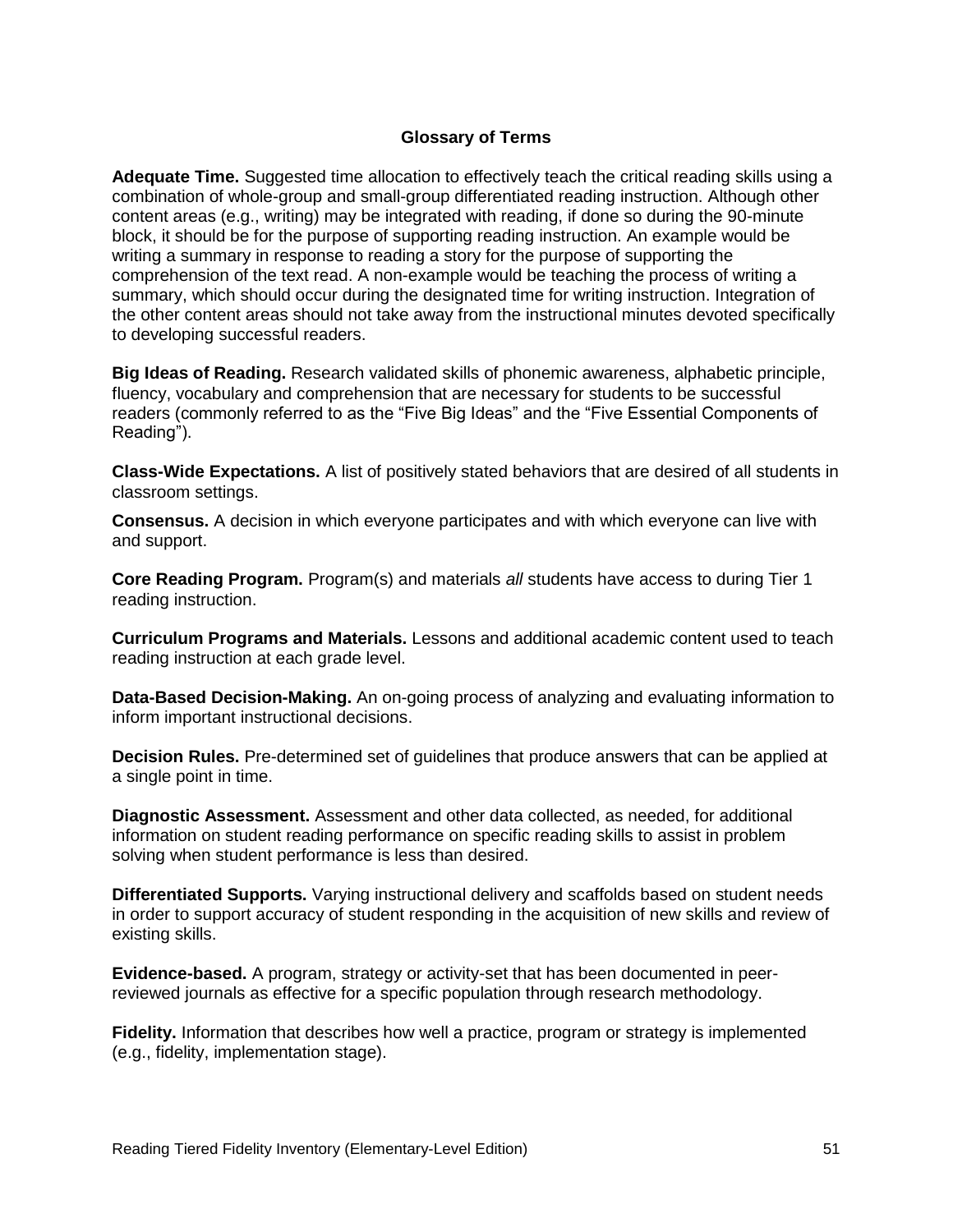## Glossary of Terms

**Adequate Time.** Suggested time allocation to effectively teach the critical reading skills using a combination of whole-group and small-group differentiated reading instruction. Although other content areas (e.g., writing) may be integrated with reading, if done so during the 90-minute block, it should be for the purpose of supporting reading instruction. An example would be writing a summary in response to reading a story for the purpose of supporting the comprehension of the text read. A non-example would be teaching the process of writing a summary, which should occur during the designated time for writing instruction. Integration of the other content areas should not take away from the instructional minutes devoted specifically to developing successful readers.

**Big Ideas of Reading.** Research validated skills of phonemic awareness, alphabetic principle, fluency, vocabulary and comprehension that are necessary for students to be successful readers (commonly referred to as the "Five Big Ideas" and the "Five Essential Components of Reading").

**Class-Wide Expectations.** A list of positively stated behaviors that are desired of all students in classroom settings.

**Consensus.** A decision in which everyone participates and with which everyone can live with and support.

**Core Reading Program.** Program(s) and materials *all* students have access to during Tier 1 reading instruction.

**Curriculum Programs and Materials.** Lessons and additional academic content used to teach reading instruction at each grade level.

**Data-Based Decision-Making.** An on-going process of analyzing and evaluating information to inform important instructional decisions.

**Decision Rules.** Pre-determined set of guidelines that produce answers that can be applied at a single point in time.

**Diagnostic Assessment.** Assessment and other data collected, as needed, for additional information on student reading performance on specific reading skills to assist in problem solving when student performance is less than desired.

**Differentiated Supports.** Varying instructional delivery and scaffolds based on student needs in order to support accuracy of student responding in the acquisition of new skills and review of existing skills.

**Evidence-based.** A program, strategy or activity-set that has been documented in peer-reviewed journals as effective for a specific population through research methodology.

**Fidelity.** Information that describes how well a practice, program or strategy is implemented (e.g., fidelity, implementation stage).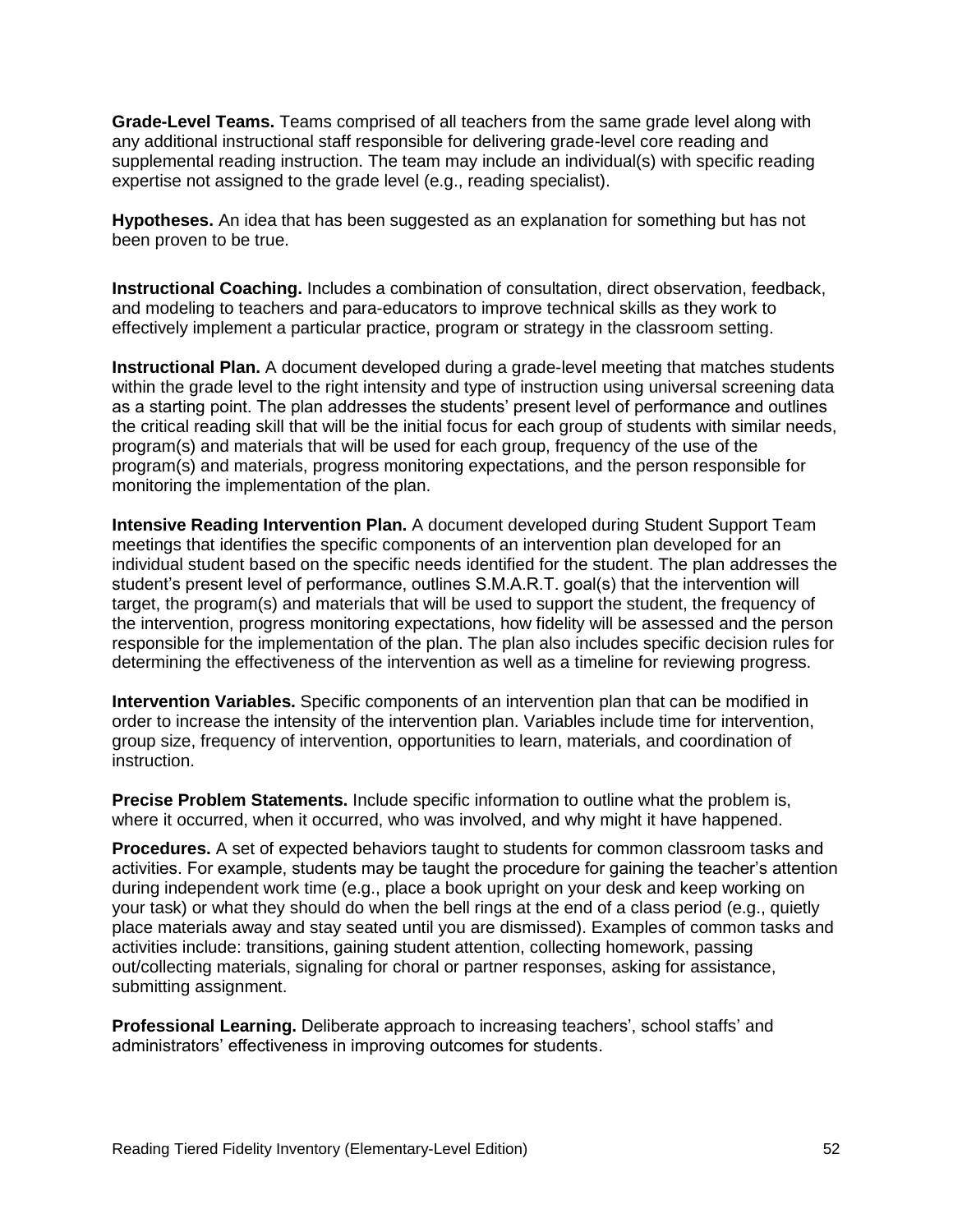**Grade-Level Teams.** Teams comprised of all teachers from the same grade level along with any additional instructional staff responsible for delivering grade-level core reading and supplemental reading instruction. The team may include an individual(s) with specific reading expertise not assigned to the grade level (e.g., reading specialist).

**Hypotheses.** An idea that has been suggested as an explanation for something but has not been proven to be true.

**Instructional Coaching.** Includes a combination of consultation, direct observation, feedback, and modeling to teachers and para-educators to improve technical skills as they work to effectively implement a particular practice, program or strategy in the classroom setting.

**Instructional Plan.** A document developed during a grade-level meeting that matches students within the grade level to the right intensity and type of instruction using universal screening data as a starting point. The plan addresses the students' present level of performance and outlines the critical reading skill that will be the initial focus for each group of students with similar needs, program(s) and materials that will be used for each group, frequency of the use of the program(s) and materials, progress monitoring expectations, and the person responsible for monitoring the implementation of the plan.

**Intensive Reading Intervention Plan.** A document developed during Student Support Team meetings that identifies the specific components of an intervention plan developed for an individual student based on the specific needs identified for the student. The plan addresses the student's present level of performance, outlines S.M.A.R.T. goal(s) that the intervention will target, the program(s) and materials that will be used to support the student, the frequency of the intervention, progress monitoring expectations, how fidelity will be assessed and the person responsible for the implementation of the plan. The plan also includes specific decision rules for determining the effectiveness of the intervention as well as a timeline for reviewing progress.

**Intervention Variables.** Specific components of an intervention plan that can be modified in order to increase the intensity of the intervention plan. Variables include time for intervention, group size, frequency of intervention, opportunities to learn, materials, and coordination of instruction.

**Precise Problem Statements.** Include specific information to outline what the problem is, where it occurred, when it occurred, who was involved, and why might it have happened.

**Procedures.** A set of expected behaviors taught to students for common classroom tasks and activities. For example, students may be taught the procedure for gaining the teacher's attention during independent work time (e.g., place a book upright on your desk and keep working on your task) or what they should do when the bell rings at the end of a class period (e.g., quietly place materials away and stay seated until you are dismissed). Examples of common tasks and activities include: transitions, gaining student attention, collecting homework, passing out/collecting materials, signaling for choral or partner responses, asking for assistance, submitting assignment.

**Professional Learning.** Deliberate approach to increasing teachers', school staffs' and administrators' effectiveness in improving outcomes for students.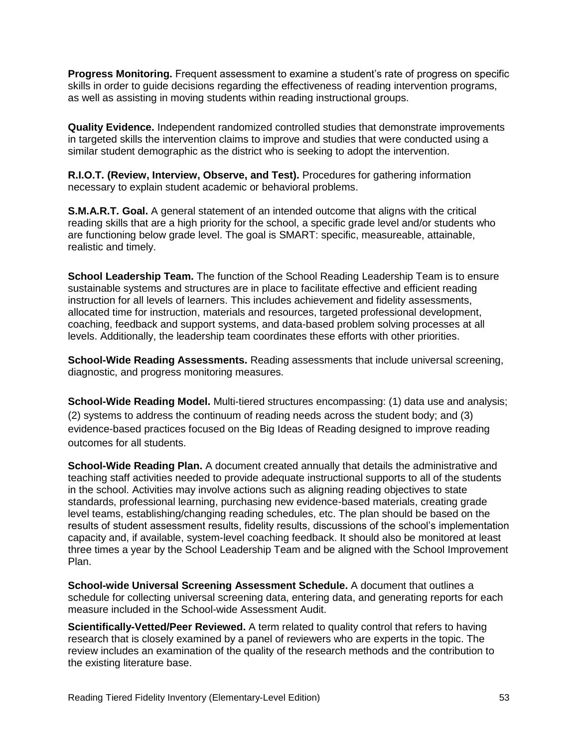**Progress Monitoring.** Frequent assessment to examine a student's rate of progress on specific skills in order to guide decisions regarding the effectiveness of reading intervention programs, as well as assisting in moving students within reading instructional groups.

**Quality Evidence.** Independent randomized controlled studies that demonstrate improvements in targeted skills the intervention claims to improve and studies that were conducted using a similar student demographic as the district who is seeking to adopt the intervention.

**R.I.O.T. (Review, Interview, Observe, and Test).** Procedures for gathering information necessary to explain student academic or behavioral problems.

**S.M.A.R.T. Goal.** A general statement of an intended outcome that aligns with the critical reading skills that are a high priority for the school, a specific grade level and/or students who are functioning below grade level. The goal is SMART: specific, measureable, attainable, realistic and timely.

**School Leadership Team.** The function of the School Reading Leadership Team is to ensure sustainable systems and structures are in place to facilitate effective and efficient reading instruction for all levels of learners. This includes achievement and fidelity assessments, allocated time for instruction, materials and resources, targeted professional development, coaching, feedback and support systems, and data-based problem solving processes at all levels. Additionally, the leadership team coordinates these efforts with other priorities.

**School-Wide Reading Assessments.** Reading assessments that include universal screening, diagnostic, and progress monitoring measures.

**School-Wide Reading Model.** Multi-tiered structures encompassing: (1) data use and analysis; (2) systems to address the continuum of reading needs across the student body; and (3) evidence-based practices focused on the Big Ideas of Reading designed to improve reading outcomes for all students.

**School-Wide Reading Plan.** A document created annually that details the administrative and teaching staff activities needed to provide adequate instructional supports to all of the students in the school. Activities may involve actions such as aligning reading objectives to state standards, professional learning, purchasing new evidence-based materials, creating grade level teams, establishing/changing reading schedules, etc. The plan should be based on the results of student assessment results, fidelity results, discussions of the school's implementation capacity and, if available, system-level coaching feedback. It should also be monitored at least three times a year by the School Leadership Team and be aligned with the School Improvement Plan.

**School-wide Universal Screening Assessment Schedule.** A document that outlines a schedule for collecting universal screening data, entering data, and generating reports for each measure included in the School-wide Assessment Audit.

**Scientifically-Vetted/Peer Reviewed.** A term related to quality control that refers to having research that is closely examined by a panel of reviewers who are experts in the topic. The review includes an examination of the quality of the research methods and the contribution to the existing literature base.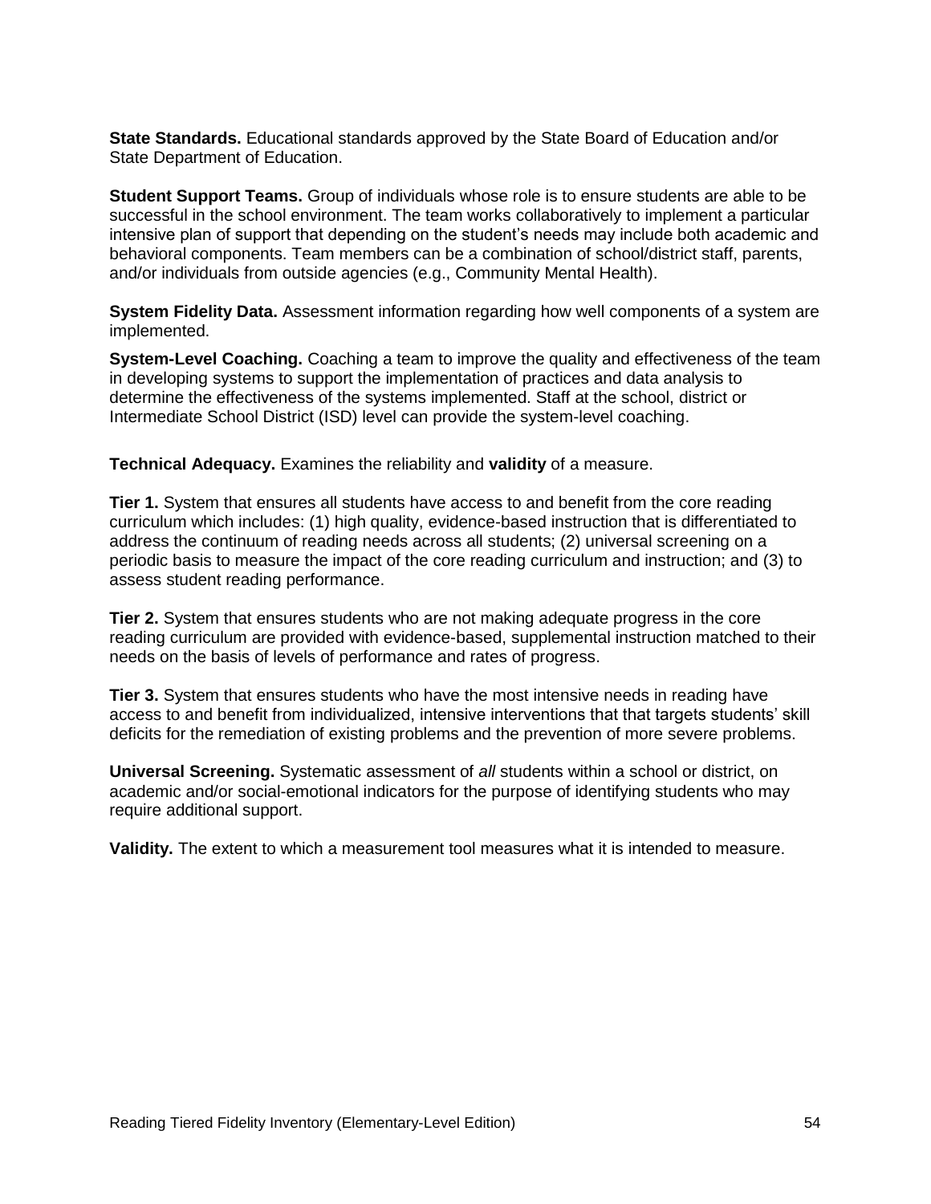**State Standards.** Educational standards approved by the State Board of Education and/or State Department of Education.

**Student Support Teams.** Group of individuals whose role is to ensure students are able to be successful in the school environment. The team works collaboratively to implement a particular intensive plan of support that depending on the student's needs may include both academic and behavioral components. Team members can be a combination of school/district staff, parents, and/or individuals from outside agencies (e.g., Community Mental Health).

**System Fidelity Data.** Assessment information regarding how well components of a system are implemented.

**System-Level Coaching.** Coaching a team to improve the quality and effectiveness of the team in developing systems to support the implementation of practices and data analysis to determine the effectiveness of the systems implemented. Staff at the school, district or Intermediate School District (ISD) level can provide the system-level coaching.

**Technical Adequacy.** Examines the reliability and **validity** of a measure.

**Tier 1.** System that ensures all students have access to and benefit from the core reading curriculum which includes: (1) high quality, evidence-based instruction that is differentiated to address the continuum of reading needs across all students; (2) universal screening on a periodic basis to measure the impact of the core reading curriculum and instruction; and (3) to assess student reading performance.

**Tier 2.** System that ensures students who are not making adequate progress in the core reading curriculum are provided with evidence-based, supplemental instruction matched to their needs on the basis of levels of performance and rates of progress.

**Tier 3.** System that ensures students who have the most intensive needs in reading have access to and benefit from individualized, intensive interventions that that targets students' skill deficits for the remediation of existing problems and the prevention of more severe problems.

**Universal Screening.** Systematic assessment of *all* students within a school or district, on academic and/or social-emotional indicators for the purpose of identifying students who may require additional support.

**Validity.** The extent to which a measurement tool measures what it is intended to measure.